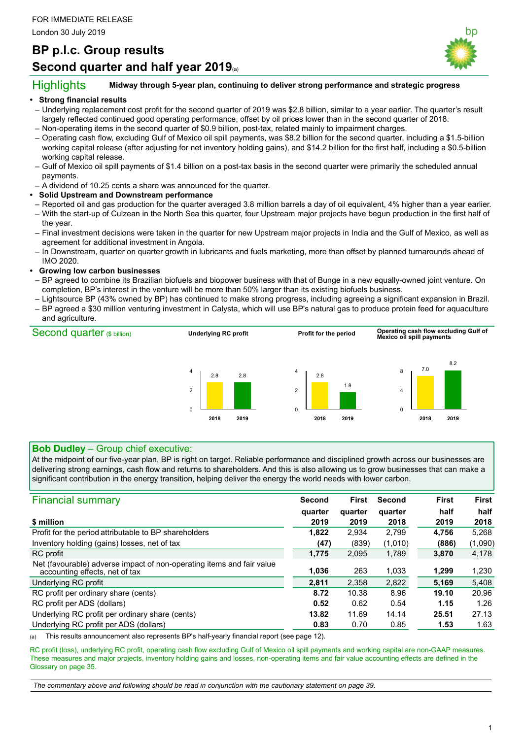FOR IMMEDIATE RELEASE

London 30 July 2019

# BP p.l.c. Group results

# Second quarter and half year 2019[(a)]

## Highlights

**Midway through 5-year plan, continuing to deliver strong performance and strategic progress**

- **Strong financial results**
  - Underlying replacement cost profit for the second quarter of 2019 was $2.8 billion, similar to a year earlier. The quarter's result largely reflected continued good operating performance, offset by oil prices lower than in the second quarter of 2018.
  - Non-operating items in the second quarter of $0.9 billion, post-tax, related mainly to impairment charges.
  - Operating cash flow, excluding Gulf of Mexico oil spill payments, was $8.2 billion for the second quarter, including a $1.5-billion working capital release (after adjusting for net inventory holding gains), and $14.2 billion for the first half, including a $0.5-billion working capital release.
  - Gulf of Mexico oil spill payments of $1.4 billion on a post-tax basis in the second quarter were primarily the scheduled annual payments.
  - A dividend of 10.25 cents a share was announced for the quarter.
- **Solid Upstream and Downstream performance**
  - Reported oil and gas production for the quarter averaged 3.8 million barrels a day of oil equivalent, 4% higher than a year earlier.
  - With the start-up of Culzean in the North Sea this quarter, four Upstream major projects have begun production in the first half of the year.
  - Final investment decisions were taken in the quarter for new Upstream major projects in India and the Gulf of Mexico, as well as agreement for additional investment in Angola.
  - In Downstream, quarter on quarter growth in lubricants and fuels marketing, more than offset by planned turnarounds ahead of IMO 2020.
- **Growing low carbon businesses**
  - BP agreed to combine its Brazilian biofuels and biopower business with that of Bunge in a new equally-owned joint venture. On completion, BP's interest in the venture will be more than 50% larger than its existing biofuels business.
  - Lightsource BP (43% owned by BP) has continued to make strong progress, including agreeing a significant expansion in Brazil.
  - BP agreed a $30 million venturing investment in Calysta, which will use BP's natural gas to produce protein feed for aquaculture and agriculture.

## Second quarter ($ billion)

| | 2018 | 2019 |
|---|---|---|
| Underlying RC profit | 2.8 | 2.8 |
| Profit for the period | 2.8 | 1.8 |
| Operating cash flow excluding Gulf of Mexico oil spill payments | 7.0 | 8.2 |

## Bob Dudley – Group chief executive:

At the midpoint of our five-year plan, BP is right on target. Reliable performance and disciplined growth across our businesses are delivering strong earnings, cash flow and returns to shareholders. And this is also allowing us to grow businesses that can make a significant contribution in the energy transition, helping deliver the energy the world needs with lower carbon.

## Financial summary

| $ million | Second quarter 2019 | First quarter 2019 | Second quarter 2018 | First half 2019 | First half 2018 |
|---|---|---|---|---|---|
| Profit for the period attributable to BP shareholders | **1,822** | 2,934 | 2,799 | **4,756** | 5,268 |
| Inventory holding (gains) losses, net of tax | **(47)** | (839) | (1,010) | **(886)** | (1,090) |
| RC profit | **1,775** | 2,095 | 1,789 | **3,870** | 4,178 |
| Net (favourable) adverse impact of non-operating items and fair value accounting effects, net of tax | **1,036** | 263 | 1,033 | **1,299** | 1,230 |
| Underlying RC profit | **2,811** | 2,358 | 2,822 | **5,169** | 5,408 |
| RC profit per ordinary share (cents) | **8.72** | 10.38 | 8.96 | **19.10** | 20.96 |
| RC profit per ADS (dollars) | **0.52** | 0.62 | 0.54 | **1.15** | 1.26 |
| Underlying RC profit per ordinary share (cents) | **13.82** | 11.69 | 14.14 | **25.51** | 27.13 |
| Underlying RC profit per ADS (dollars) | **0.83** | 0.70 | 0.85 | **1.53** | 1.63 |

(a) This results announcement also represents BP's half-yearly financial report (see page 12).

RC profit (loss), underlying RC profit, operating cash flow excluding Gulf of Mexico oil spill payments and working capital are non-GAAP measures. These measures and major projects, inventory holding gains and losses, non-operating items and fair value accounting effects are defined in the Glossary on page 35.

*The commentary above and following should be read in conjunction with the cautionary statement on page 39.*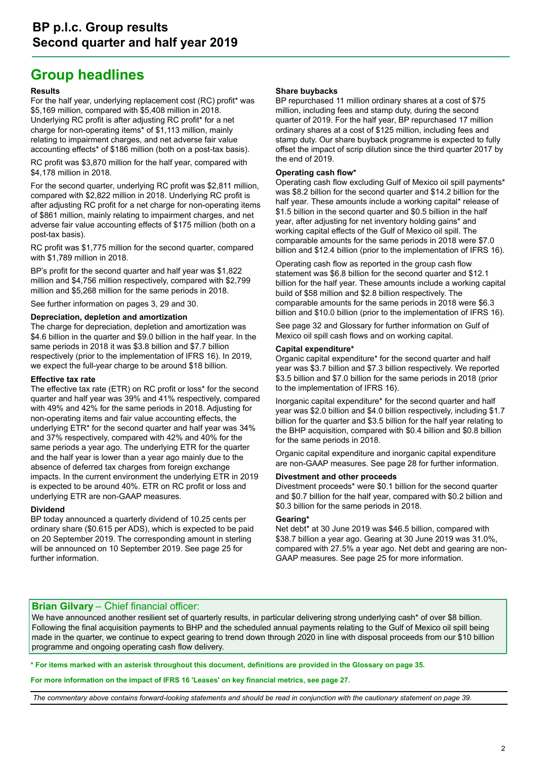# BP p.l.c. Group results
# Second quarter and half year 2019

## Group headlines

### Results

For the half year, underlying replacement cost (RC) profit* was $5,169 million, compared with $5,408 million in 2018. Underlying RC profit is after adjusting RC profit* for a net charge for non-operating items* of $1,113 million, mainly relating to impairment charges, and net adverse fair value accounting effects* of $186 million (both on a post-tax basis).

RC profit was $3,870 million for the half year, compared with $4,178 million in 2018.

For the second quarter, underlying RC profit was $2,811 million, compared with $2,822 million in 2018. Underlying RC profit is after adjusting RC profit for a net charge for non-operating items of $861 million, mainly relating to impairment charges, and net adverse fair value accounting effects of $175 million (both on a post-tax basis).

RC profit was $1,775 million for the second quarter, compared with $1,789 million in 2018.

BP's profit for the second quarter and half year was $1,822 million and $4,756 million respectively, compared with $2,799 million and $5,268 million for the same periods in 2018.

See further information on pages 3, 29 and 30.

### Depreciation, depletion and amortization

The charge for depreciation, depletion and amortization was $4.6 billion in the quarter and $9.0 billion in the half year. In the same periods in 2018 it was $3.8 billion and $7.7 billion respectively (prior to the implementation of IFRS 16). In 2019, we expect the full-year charge to be around $18 billion.

### Effective tax rate

The effective tax rate (ETR) on RC profit or loss* for the second quarter and half year was 39% and 41% respectively, compared with 49% and 42% for the same periods in 2018. Adjusting for non-operating items and fair value accounting effects, the underlying ETR* for the second quarter and half year was 34% and 37% respectively, compared with 42% and 40% for the same periods a year ago. The underlying ETR for the quarter and the half year is lower than a year ago mainly due to the absence of deferred tax charges from foreign exchange impacts. In the current environment the underlying ETR in 2019 is expected to be around 40%. ETR on RC profit or loss and underlying ETR are non-GAAP measures.

### Dividend

BP today announced a quarterly dividend of 10.25 cents per ordinary share ($0.615 per ADS), which is expected to be paid on 20 September 2019. The corresponding amount in sterling will be announced on 10 September 2019. See page 25 for further information.

### Share buybacks

BP repurchased 11 million ordinary shares at a cost of $75 million, including fees and stamp duty, during the second quarter of 2019. For the half year, BP repurchased 17 million ordinary shares at a cost of $125 million, including fees and stamp duty. Our share buyback programme is expected to fully offset the impact of scrip dilution since the third quarter 2017 by the end of 2019.

### Operating cash flow*

Operating cash flow excluding Gulf of Mexico oil spill payments* was $8.2 billion for the second quarter and $14.2 billion for the half year. These amounts include a working capital* release of $1.5 billion in the second quarter and $0.5 billion in the half year, after adjusting for net inventory holding gains* and working capital effects of the Gulf of Mexico oil spill. The comparable amounts for the same periods in 2018 were $7.0 billion and $12.4 billion (prior to the implementation of IFRS 16).

Operating cash flow as reported in the group cash flow statement was $6.8 billion for the second quarter and $12.1 billion for the half year. These amounts include a working capital build of $58 million and $2.8 billion respectively. The comparable amounts for the same periods in 2018 were $6.3 billion and $10.0 billion (prior to the implementation of IFRS 16).

See page 32 and Glossary for further information on Gulf of Mexico oil spill cash flows and on working capital.

### Capital expenditure*

Organic capital expenditure* for the second quarter and half year was $3.7 billion and $7.3 billion respectively. We reported $3.5 billion and $7.0 billion for the same periods in 2018 (prior to the implementation of IFRS 16).

Inorganic capital expenditure* for the second quarter and half year was $2.0 billion and $4.0 billion respectively, including $1.7 billion for the quarter and $3.5 billion for the half year relating to the BHP acquisition, compared with $0.4 billion and $0.8 billion for the same periods in 2018.

Organic capital expenditure and inorganic capital expenditure are non-GAAP measures. See page 28 for further information.

### Divestment and other proceeds

Divestment proceeds* were $0.1 billion for the second quarter and $0.7 billion for the half year, compared with $0.2 billion and $0.3 billion for the same periods in 2018.

### Gearing*

Net debt* at 30 June 2019 was $46.5 billion, compared with $38.7 billion a year ago. Gearing at 30 June 2019 was 31.0%, compared with 27.5% a year ago. Net debt and gearing are non-GAAP measures. See page 25 for more information.

**Brian Gilvary** – Chief financial officer:

We have announced another resilient set of quarterly results, in particular delivering strong underlying cash* of over $8 billion. Following the final acquisition payments to BHP and the scheduled annual payments relating to the Gulf of Mexico oil spill being made in the quarter, we continue to expect gearing to trend down through 2020 in line with disposal proceeds from our $10 billion programme and ongoing operating cash flow delivery.

**\* For items marked with an asterisk throughout this document, definitions are provided in the Glossary on page 35.**

**For more information on the impact of IFRS 16 'Leases' on key financial metrics, see page 27.**

*The commentary above contains forward-looking statements and should be read in conjunction with the cautionary statement on page 39.*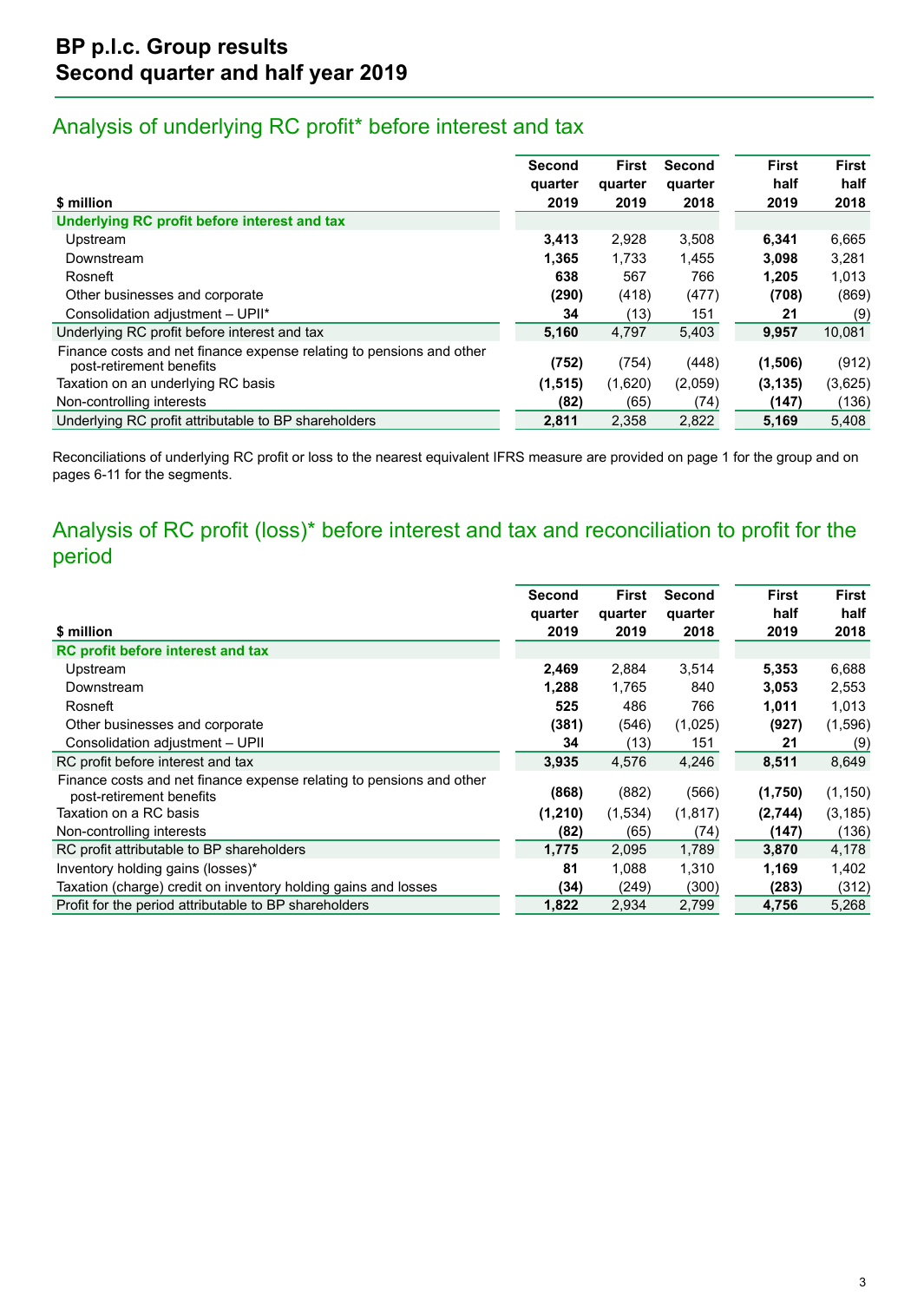# BP p.l.c. Group results
## Second quarter and half year 2019

## Analysis of underlying RC profit* before interest and tax

| $ million | Second quarter 2019 | First quarter 2019 | Second quarter 2018 | First half 2019 | First half 2018 |
|---|---|---|---|---|---|
| **Underlying RC profit before interest and tax** | | | | | |
| Upstream | **3,413** | 2,928 | 3,508 | **6,341** | 6,665 |
| Downstream | **1,365** | 1,733 | 1,455 | **3,098** | 3,281 |
| Rosneft | **638** | 567 | 766 | **1,205** | 1,013 |
| Other businesses and corporate | **(290)** | (418) | (477) | **(708)** | (869) |
| Consolidation adjustment – UPII* | **34** | (13) | 151 | **21** | (9) |
| Underlying RC profit before interest and tax | **5,160** | 4,797 | 5,403 | **9,957** | 10,081 |
| Finance costs and net finance expense relating to pensions and other post-retirement benefits | **(752)** | (754) | (448) | **(1,506)** | (912) |
| Taxation on an underlying RC basis | **(1,515)** | (1,620) | (2,059) | **(3,135)** | (3,625) |
| Non-controlling interests | **(82)** | (65) | (74) | **(147)** | (136) |
| Underlying RC profit attributable to BP shareholders | **2,811** | 2,358 | 2,822 | **5,169** | 5,408 |

Reconciliations of underlying RC profit or loss to the nearest equivalent IFRS measure are provided on page 1 for the group and on pages 6-11 for the segments.

## Analysis of RC profit (loss)* before interest and tax and reconciliation to profit for the period

| $ million | Second quarter 2019 | First quarter 2019 | Second quarter 2018 | First half 2019 | First half 2018 |
|---|---|---|---|---|---|
| **RC profit before interest and tax** | | | | | |
| Upstream | **2,469** | 2,884 | 3,514 | **5,353** | 6,688 |
| Downstream | **1,288** | 1,765 | 840 | **3,053** | 2,553 |
| Rosneft | **525** | 486 | 766 | **1,011** | 1,013 |
| Other businesses and corporate | **(381)** | (546) | (1,025) | **(927)** | (1,596) |
| Consolidation adjustment – UPII | **34** | (13) | 151 | **21** | (9) |
| RC profit before interest and tax | **3,935** | 4,576 | 4,246 | **8,511** | 8,649 |
| Finance costs and net finance expense relating to pensions and other post-retirement benefits | **(868)** | (882) | (566) | **(1,750)** | (1,150) |
| Taxation on a RC basis | **(1,210)** | (1,534) | (1,817) | **(2,744)** | (3,185) |
| Non-controlling interests | **(82)** | (65) | (74) | **(147)** | (136) |
| RC profit attributable to BP shareholders | **1,775** | 2,095 | 1,789 | **3,870** | 4,178 |
| Inventory holding gains (losses)* | **81** | 1,088 | 1,310 | **1,169** | 1,402 |
| Taxation (charge) credit on inventory holding gains and losses | **(34)** | (249) | (300) | **(283)** | (312) |
| Profit for the period attributable to BP shareholders | **1,822** | 2,934 | 2,799 | **4,756** | 5,268 |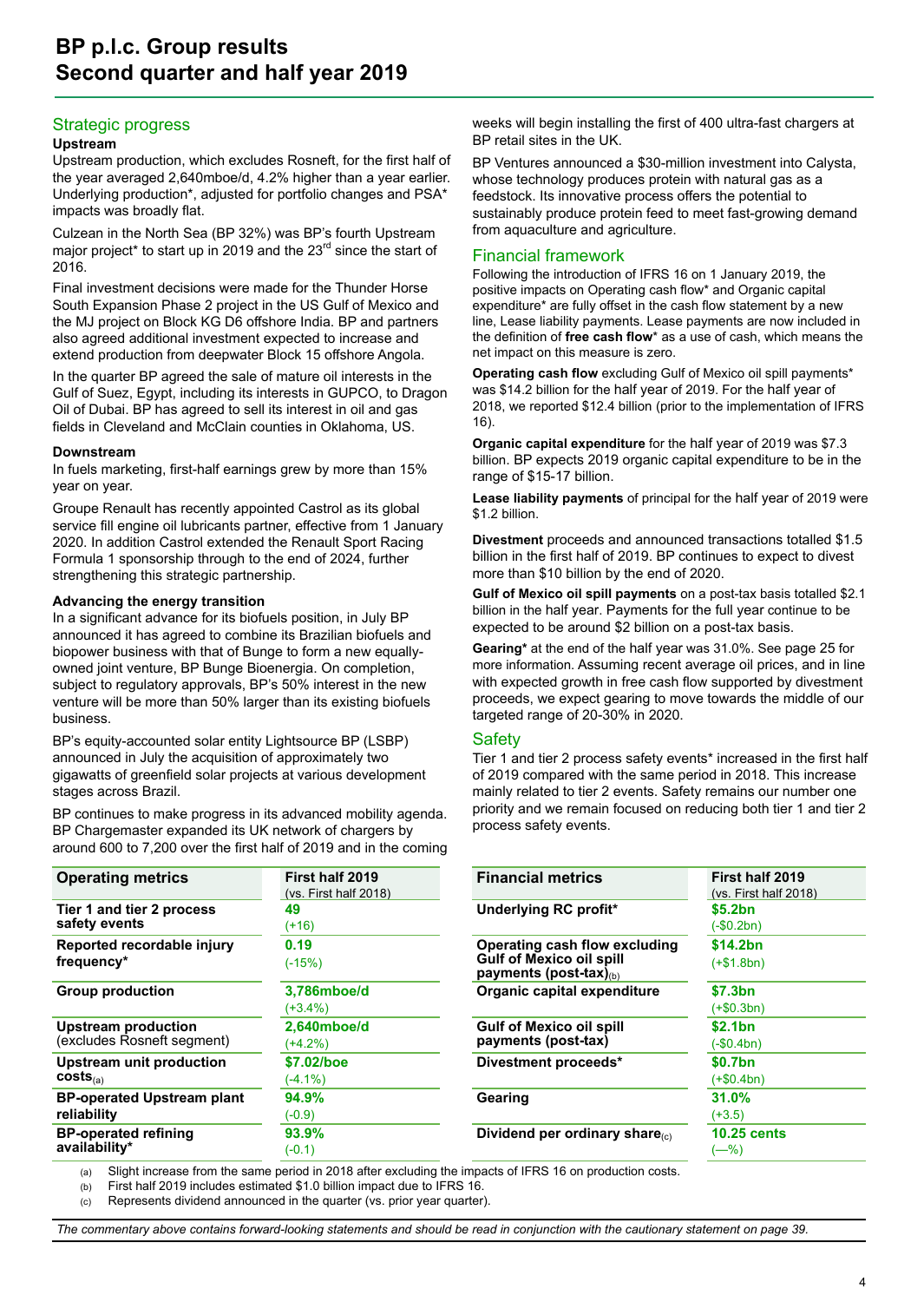# BP p.l.c. Group results Second quarter and half year 2019

## Strategic progress

### Upstream

Upstream production, which excludes Rosneft, for the first half of the year averaged 2,640mboe/d, 4.2% higher than a year earlier. Underlying production*, adjusted for portfolio changes and PSA* impacts was broadly flat.

Culzean in the North Sea (BP 32%) was BP's fourth Upstream major project* to start up in 2019 and the 23rd since the start of 2016.

Final investment decisions were made for the Thunder Horse South Expansion Phase 2 project in the US Gulf of Mexico and the MJ project on Block KG D6 offshore India. BP and partners also agreed additional investment expected to increase and extend production from deepwater Block 15 offshore Angola.

In the quarter BP agreed the sale of mature oil interests in the Gulf of Suez, Egypt, including its interests in GUPCO, to Dragon Oil of Dubai. BP has agreed to sell its interest in oil and gas fields in Cleveland and McClain counties in Oklahoma, US.

### Downstream

In fuels marketing, first-half earnings grew by more than 15% year on year.

Groupe Renault has recently appointed Castrol as its global service fill engine oil lubricants partner, effective from 1 January 2020. In addition Castrol extended the Renault Sport Racing Formula 1 sponsorship through to the end of 2024, further strengthening this strategic partnership.

### Advancing the energy transition

In a significant advance for its biofuels position, in July BP announced it has agreed to combine its Brazilian biofuels and biopower business with that of Bunge to form a new equally-owned joint venture, BP Bunge Bioenergia. On completion, subject to regulatory approvals, BP's 50% interest in the new venture will be more than 50% larger than its existing biofuels business.

BP's equity-accounted solar entity Lightsource BP (LSBP) announced in July the acquisition of approximately two gigawatts of greenfield solar projects at various development stages across Brazil.

BP continues to make progress in its advanced mobility agenda. BP Chargemaster expanded its UK network of chargers by around 600 to 7,200 over the first half of 2019 and in the coming weeks will begin installing the first of 400 ultra-fast chargers at BP retail sites in the UK.

BP Ventures announced a $30-million investment into Calysta, whose technology produces protein with natural gas as a feedstock. Its innovative process offers the potential to sustainably produce protein feed to meet fast-growing demand from aquaculture and agriculture.

## Financial framework

Following the introduction of IFRS 16 on 1 January 2019, the positive impacts on Operating cash flow* and Organic capital expenditure* are fully offset in the cash flow statement by a new line, Lease liability payments. Lease payments are now included in the definition of **free cash flow*** as a use of cash, which means the net impact on this measure is zero.

**Operating cash flow** excluding Gulf of Mexico oil spill payments* was $14.2 billion for the half year of 2019. For the half year of 2018, we reported $12.4 billion (prior to the implementation of IFRS 16).

**Organic capital expenditure** for the half year of 2019 was $7.3 billion. BP expects 2019 organic capital expenditure to be in the range of $15-17 billion.

**Lease liability payments** of principal for the half year of 2019 were $1.2 billion.

**Divestment** proceeds and announced transactions totalled $1.5 billion in the first half of 2019. BP continues to expect to divest more than $10 billion by the end of 2020.

**Gulf of Mexico oil spill payments** on a post-tax basis totalled $2.1 billion in the half year. Payments for the full year continue to be expected to be around $2 billion on a post-tax basis.

**Gearing*** at the end of the half year was 31.0%. See page 25 for more information. Assuming recent average oil prices, and in line with expected growth in free cash flow supported by divestment proceeds, we expect gearing to move towards the middle of our targeted range of 20-30% in 2020.

## Safety

Tier 1 and tier 2 process safety events* increased in the first half of 2019 compared with the same period in 2018. This increase mainly related to tier 2 events. Safety remains our number one priority and we remain focused on reducing both tier 1 and tier 2 process safety events.

| Operating metrics | First half 2019 (vs. First half 2018) |
|---|---|
| Tier 1 and tier 2 process safety events | 49 (+16) |
| Reported recordable injury frequency* | 0.19 (-15%) |
| Group production | 3,786mboe/d (+3.4%) |
| Upstream production (excludes Rosneft segment) | 2,640mboe/d (+4.2%) |
| Upstream unit production costs(a) | $7.02/boe (-4.1%) |
| BP-operated Upstream plant reliability | 94.9% (-0.9) |
| BP-operated refining availability* | 93.9% (-0.1) |

| Financial metrics | First half 2019 (vs. First half 2018) |
|---|---|
| Underlying RC profit* | $5.2bn (-$0.2bn) |
| Operating cash flow excluding Gulf of Mexico oil spill payments (post-tax)(b) | $14.2bn (+$1.8bn) |
| Organic capital expenditure | $7.3bn (+$0.3bn) |
| Gulf of Mexico oil spill payments (post-tax) | $2.1bn (-$0.4bn) |
| Divestment proceeds* | $0.7bn (+$0.4bn) |
| Gearing | 31.0% (+3.5) |
| Dividend per ordinary share(c) | 10.25 cents (—%) |

(a) Slight increase from the same period in 2018 after excluding the impacts of IFRS 16 on production costs.
(b) First half 2019 includes estimated $1.0 billion impact due to IFRS 16.
(c) Represents dividend announced in the quarter (vs. prior year quarter).

*The commentary above contains forward-looking statements and should be read in conjunction with the cautionary statement on page 39.*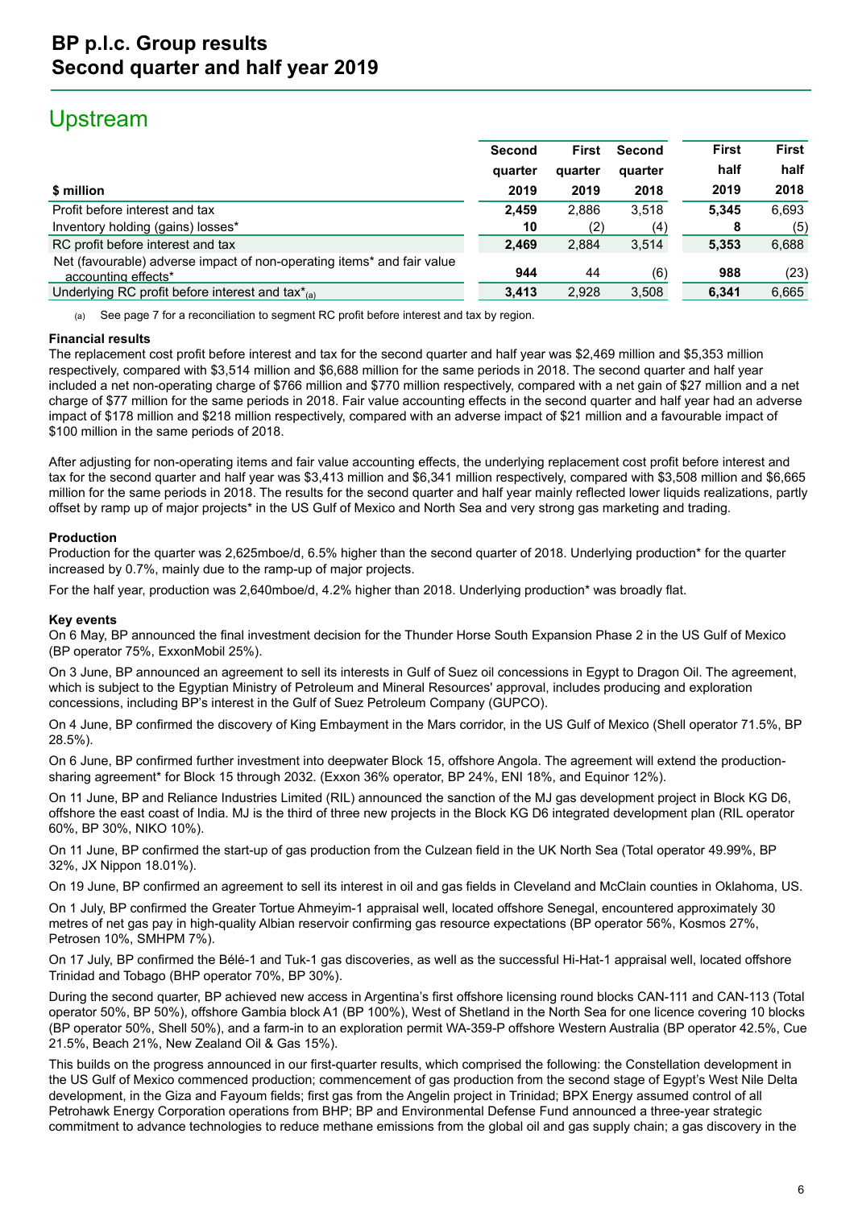## Upstream

| $ million | Second quarter 2019 | First quarter 2019 | Second quarter 2018 | First half 2019 | First half 2018 |
|---|---|---|---|---|---|
| Profit before interest and tax | **2,459** | 2,886 | 3,518 | **5,345** | 6,693 |
| Inventory holding (gains) losses* | **10** | (2) | (4) | **8** | (5) |
| RC profit before interest and tax | **2,469** | 2,884 | 3,514 | **5,353** | 6,688 |
| Net (favourable) adverse impact of non-operating items* and fair value accounting effects* | **944** | 44 | (6) | **988** | (23) |
| Underlying RC profit before interest and tax*[(a)] | **3,413** | 2,928 | 3,508 | **6,341** | 6,665 |

(a) See page 7 for a reconciliation to segment RC profit before interest and tax by region.

### Financial results

The replacement cost profit before interest and tax for the second quarter and half year was $2,469 million and $5,353 million respectively, compared with $3,514 million and $6,688 million for the same periods in 2018. The second quarter and half year included a net non-operating charge of $766 million and $770 million respectively, compared with a net gain of $27 million and a net charge of $77 million for the same periods in 2018. Fair value accounting effects in the second quarter and half year had an adverse impact of $178 million and $218 million respectively, compared with an adverse impact of $21 million and a favourable impact of $100 million in the same periods of 2018.

After adjusting for non-operating items and fair value accounting effects, the underlying replacement cost profit before interest and tax for the second quarter and half year was $3,413 million and $6,341 million respectively, compared with $3,508 million and $6,665 million for the same periods in 2018. The results for the second quarter and half year mainly reflected lower liquids realizations, partly offset by ramp up of major projects* in the US Gulf of Mexico and North Sea and very strong gas marketing and trading.

### Production

Production for the quarter was 2,625mboe/d, 6.5% higher than the second quarter of 2018. Underlying production* for the quarter increased by 0.7%, mainly due to the ramp-up of major projects.

For the half year, production was 2,640mboe/d, 4.2% higher than 2018. Underlying production* was broadly flat.

### Key events

On 6 May, BP announced the final investment decision for the Thunder Horse South Expansion Phase 2 in the US Gulf of Mexico (BP operator 75%, ExxonMobil 25%).

On 3 June, BP announced an agreement to sell its interests in Gulf of Suez oil concessions in Egypt to Dragon Oil. The agreement, which is subject to the Egyptian Ministry of Petroleum and Mineral Resources' approval, includes producing and exploration concessions, including BP's interest in the Gulf of Suez Petroleum Company (GUPCO).

On 4 June, BP confirmed the discovery of King Embayment in the Mars corridor, in the US Gulf of Mexico (Shell operator 71.5%, BP 28.5%).

On 6 June, BP confirmed further investment into deepwater Block 15, offshore Angola. The agreement will extend the production-sharing agreement* for Block 15 through 2032. (Exxon 36% operator, BP 24%, ENI 18%, and Equinor 12%).

On 11 June, BP and Reliance Industries Limited (RIL) announced the sanction of the MJ gas development project in Block KG D6, offshore the east coast of India. MJ is the third of three new projects in the Block KG D6 integrated development plan (RIL operator 60%, BP 30%, NIKO 10%).

On 11 June, BP confirmed the start-up of gas production from the Culzean field in the UK North Sea (Total operator 49.99%, BP 32%, JX Nippon 18.01%).

On 19 June, BP confirmed an agreement to sell its interest in oil and gas fields in Cleveland and McClain counties in Oklahoma, US.

On 1 July, BP confirmed the Greater Tortue Ahmeyim-1 appraisal well, located offshore Senegal, encountered approximately 30 metres of net gas pay in high-quality Albian reservoir confirming gas resource expectations (BP operator 56%, Kosmos 27%, Petrosen 10%, SMHPM 7%).

On 17 July, BP confirmed the Bélé-1 and Tuk-1 gas discoveries, as well as the successful Hi-Hat-1 appraisal well, located offshore Trinidad and Tobago (BHP operator 70%, BP 30%).

During the second quarter, BP achieved new access in Argentina's first offshore licensing round blocks CAN-111 and CAN-113 (Total operator 50%, BP 50%), offshore Gambia block A1 (BP 100%), West of Shetland in the North Sea for one licence covering 10 blocks (BP operator 50%, Shell 50%), and a farm-in to an exploration permit WA-359-P offshore Western Australia (BP operator 42.5%, Cue 21.5%, Beach 21%, New Zealand Oil & Gas 15%).

This builds on the progress announced in our first-quarter results, which comprised the following: the Constellation development in the US Gulf of Mexico commenced production; commencement of gas production from the second stage of Egypt's West Nile Delta development, in the Giza and Fayoum fields; first gas from the Angelin project in Trinidad; BPX Energy assumed control of all Petrohawk Energy Corporation operations from BHP; BP and Environmental Defense Fund announced a three-year strategic commitment to advance technologies to reduce methane emissions from the global oil and gas supply chain; a gas discovery in the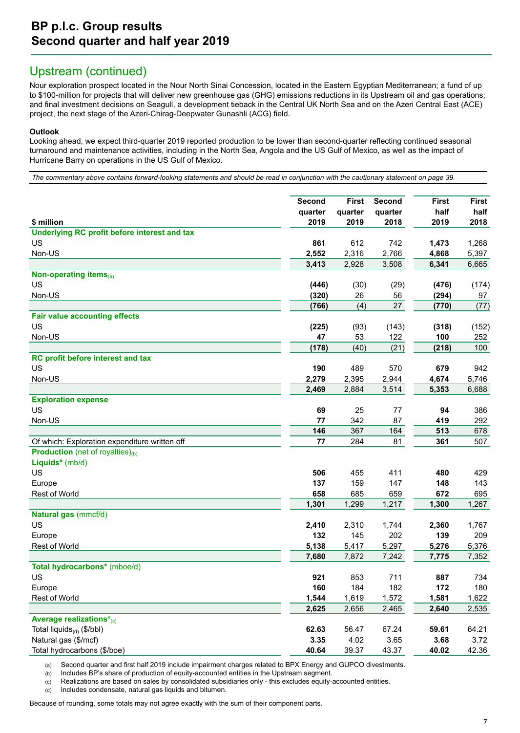# BP p.l.c. Group results
# Second quarter and half year 2019

## Upstream (continued)

Nour exploration prospect located in the Nour North Sinai Concession, located in the Eastern Egyptian Mediterranean; a fund of up to $100-million for projects that will deliver new greenhouse gas (GHG) emissions reductions in its Upstream oil and gas operations; and final investment decisions on Seagull, a development tieback in the Central UK North Sea and on the Azeri Central East (ACE) project, the next stage of the Azeri-Chirag-Deepwater Gunashli (ACG) field.

**Outlook**

Looking ahead, we expect third-quarter 2019 reported production to be lower than second-quarter reflecting continued seasonal turnaround and maintenance activities, including in the North Sea, Angola and the US Gulf of Mexico, as well as the impact of Hurricane Barry on operations in the US Gulf of Mexico.

*The commentary above contains forward-looking statements and should be read in conjunction with the cautionary statement on page 39.*

| $ million | Second quarter 2019 | First quarter 2019 | Second quarter 2018 | First half 2019 | First half 2018 |
|---|---|---|---|---|---|
| **Underlying RC profit before interest and tax** | | | | | |
| US | **861** | 612 | 742 | **1,473** | 1,268 |
| Non-US | **2,552** | 2,316 | 2,766 | **4,868** | 5,397 |
| | **3,413** | 2,928 | 3,508 | **6,341** | 6,665 |
| **Non-operating items**(a) | | | | | |
| US | **(446)** | (30) | (29) | **(476)** | (174) |
| Non-US | **(320)** | 26 | 56 | **(294)** | 97 |
| | **(766)** | (4) | 27 | **(770)** | (77) |
| **Fair value accounting effects** | | | | | |
| US | **(225)** | (93) | (143) | **(318)** | (152) |
| Non-US | **47** | 53 | 122 | **100** | 252 |
| | **(178)** | (40) | (21) | **(218)** | 100 |
| **RC profit before interest and tax** | | | | | |
| US | **190** | 489 | 570 | **679** | 942 |
| Non-US | **2,279** | 2,395 | 2,944 | **4,674** | 5,746 |
| | **2,469** | 2,884 | 3,514 | **5,353** | 6,688 |
| **Exploration expense** | | | | | |
| US | **69** | 25 | 77 | **94** | 386 |
| Non-US | **77** | 342 | 87 | **419** | 292 |
| | **146** | 367 | 164 | **513** | 678 |
| Of which: Exploration expenditure written off | **77** | 284 | 81 | **361** | 507 |
| **Production** (net of royalties)(b) | | | | | |
| **Liquids*** (mb/d) | | | | | |
| US | **506** | 455 | 411 | **480** | 429 |
| Europe | **137** | 159 | 147 | **148** | 143 |
| Rest of World | **658** | 685 | 659 | **672** | 695 |
| | **1,301** | 1,299 | 1,217 | **1,300** | 1,267 |
| **Natural gas** (mmcf/d) | | | | | |
| US | **2,410** | 2,310 | 1,744 | **2,360** | 1,767 |
| Europe | **132** | 145 | 202 | **139** | 209 |
| Rest of World | **5,138** | 5,417 | 5,297 | **5,276** | 5,376 |
| | **7,680** | 7,872 | 7,242 | **7,775** | 7,352 |
| **Total hydrocarbons*** (mboe/d) | | | | | |
| US | **921** | 853 | 711 | **887** | 734 |
| Europe | **160** | 184 | 182 | **172** | 180 |
| Rest of World | **1,544** | 1,619 | 1,572 | **1,581** | 1,622 |
| | **2,625** | 2,656 | 2,465 | **2,640** | 2,535 |
| **Average realizations***(c) | | | | | |
| Total liquids(d) ($/bbl) | **62.63** | 56.47 | 67.24 | **59.61** | 64.21 |
| Natural gas ($/mcf) | **3.35** | 4.02 | 3.65 | **3.68** | 3.72 |
| Total hydrocarbons ($/boe) | **40.64** | 39.37 | 43.37 | **40.02** | 42.36 |

(a) Second quarter and first half 2019 include impairment charges related to BPX Energy and GUPCO divestments.
(b) Includes BP's share of production of equity-accounted entities in the Upstream segment.
(c) Realizations are based on sales by consolidated subsidiaries only - this excludes equity-accounted entities.
(d) Includes condensate, natural gas liquids and bitumen.

Because of rounding, some totals may not agree exactly with the sum of their component parts.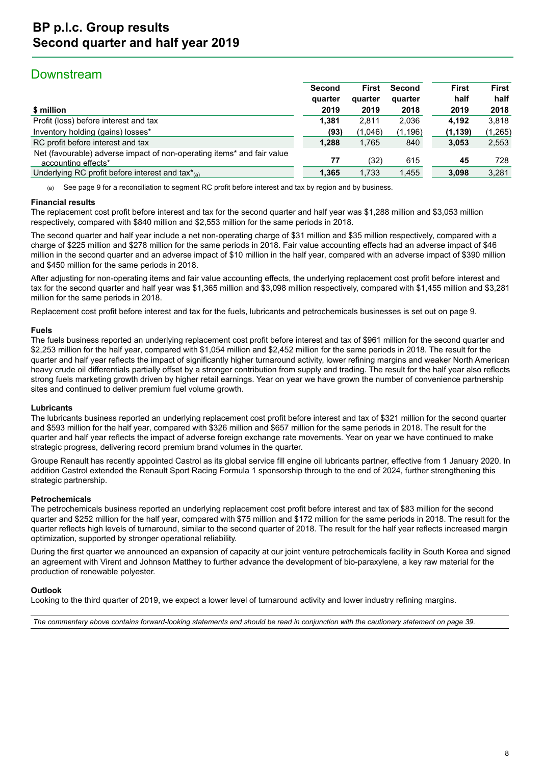## Downstream

| $ million | Second quarter 2019 | First quarter 2019 | Second quarter 2018 | First half 2019 | First half 2018 |
|---|---|---|---|---|---|
| Profit (loss) before interest and tax | **1,381** | 2,811 | 2,036 | **4,192** | 3,818 |
| Inventory holding (gains) losses* | **(93)** | (1,046) | (1,196) | **(1,139)** | (1,265) |
| RC profit before interest and tax | **1,288** | 1,765 | 840 | **3,053** | 2,553 |
| Net (favourable) adverse impact of non-operating items* and fair value accounting effects* | **77** | (32) | 615 | **45** | 728 |
| Underlying RC profit before interest and tax*(a) | **1,365** | 1,733 | 1,455 | **3,098** | 3,281 |

(a) See page 9 for a reconciliation to segment RC profit before interest and tax by region and by business.

### Financial results

The replacement cost profit before interest and tax for the second quarter and half year was $1,288 million and $3,053 million respectively, compared with $840 million and $2,553 million for the same periods in 2018.

The second quarter and half year include a net non-operating charge of $31 million and $35 million respectively, compared with a charge of $225 million and $278 million for the same periods in 2018. Fair value accounting effects had an adverse impact of $46 million in the second quarter and an adverse impact of $10 million in the half year, compared with an adverse impact of $390 million and $450 million for the same periods in 2018.

After adjusting for non-operating items and fair value accounting effects, the underlying replacement cost profit before interest and tax for the second quarter and half year was $1,365 million and $3,098 million respectively, compared with $1,455 million and $3,281 million for the same periods in 2018.

Replacement cost profit before interest and tax for the fuels, lubricants and petrochemicals businesses is set out on page 9.

### Fuels

The fuels business reported an underlying replacement cost profit before interest and tax of $961 million for the second quarter and $2,253 million for the half year, compared with $1,054 million and $2,452 million for the same periods in 2018. The result for the quarter and half year reflects the impact of significantly higher turnaround activity, lower refining margins and weaker North American heavy crude oil differentials partially offset by a stronger contribution from supply and trading. The result for the half year also reflects strong fuels marketing growth driven by higher retail earnings. Year on year we have grown the number of convenience partnership sites and continued to deliver premium fuel volume growth.

### Lubricants

The lubricants business reported an underlying replacement cost profit before interest and tax of $321 million for the second quarter and $593 million for the half year, compared with $326 million and $657 million for the same periods in 2018. The result for the quarter and half year reflects the impact of adverse foreign exchange rate movements. Year on year we have continued to make strategic progress, delivering record premium brand volumes in the quarter.

Groupe Renault has recently appointed Castrol as its global service fill engine oil lubricants partner, effective from 1 January 2020. In addition Castrol extended the Renault Sport Racing Formula 1 sponsorship through to the end of 2024, further strengthening this strategic partnership.

### Petrochemicals

The petrochemicals business reported an underlying replacement cost profit before interest and tax of $83 million for the second quarter and $252 million for the half year, compared with $75 million and $172 million for the same periods in 2018. The result for the quarter reflects high levels of turnaround, similar to the second quarter of 2018. The result for the half year reflects increased margin optimization, supported by stronger operational reliability.

During the first quarter we announced an expansion of capacity at our joint venture petrochemicals facility in South Korea and signed an agreement with Virent and Johnson Matthey to further advance the development of bio-paraxylene, a key raw material for the production of renewable polyester.

### Outlook

Looking to the third quarter of 2019, we expect a lower level of turnaround activity and lower industry refining margins.

*The commentary above contains forward-looking statements and should be read in conjunction with the cautionary statement on page 39.*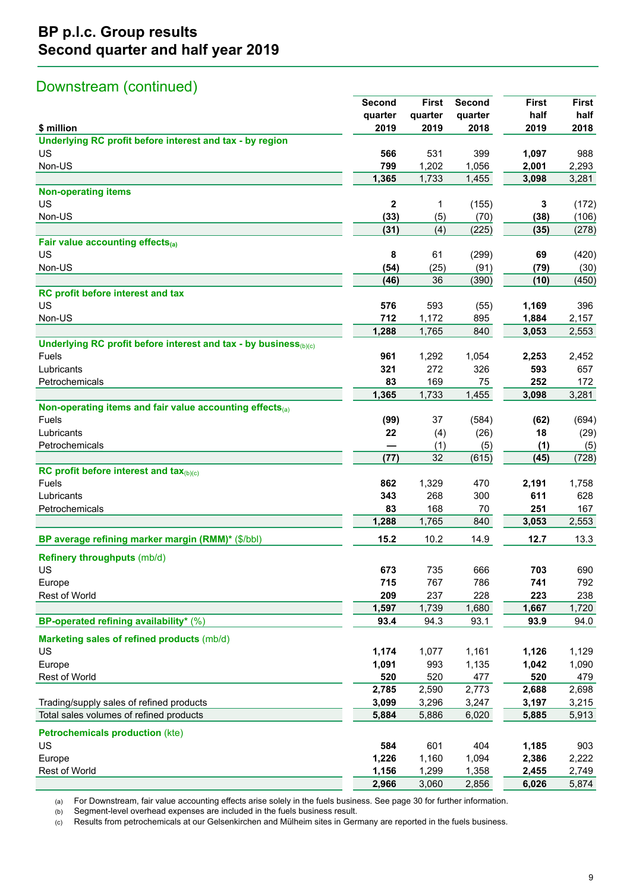# BP p.l.c. Group results
# Second quarter and half year 2019

## Downstream (continued)

| $ million | Second quarter 2019 | First quarter 2019 | Second quarter 2018 | First half 2019 | First half 2018 |
|---|---|---|---|---|---|
| **Underlying RC profit before interest and tax - by region** | | | | | |
| US | **566** | 531 | 399 | **1,097** | 988 |
| Non-US | **799** | 1,202 | 1,056 | **2,001** | 2,293 |
| | **1,365** | 1,733 | 1,455 | **3,098** | 3,281 |
| **Non-operating items** | | | | | |
| US | **2** | 1 | (155) | **3** | (172) |
| Non-US | **(33)** | (5) | (70) | **(38)** | (106) |
| | **(31)** | (4) | (225) | **(35)** | (278) |
| **Fair value accounting effects**(a) | | | | | |
| US | **8** | 61 | (299) | **69** | (420) |
| Non-US | **(54)** | (25) | (91) | **(79)** | (30) |
| | **(46)** | 36 | (390) | **(10)** | (450) |
| **RC profit before interest and tax** | | | | | |
| US | **576** | 593 | (55) | **1,169** | 396 |
| Non-US | **712** | 1,172 | 895 | **1,884** | 2,157 |
| | **1,288** | 1,765 | 840 | **3,053** | 2,553 |
| **Underlying RC profit before interest and tax - by business**(b)(c) | | | | | |
| Fuels | **961** | 1,292 | 1,054 | **2,253** | 2,452 |
| Lubricants | **321** | 272 | 326 | **593** | 657 |
| Petrochemicals | **83** | 169 | 75 | **252** | 172 |
| | **1,365** | 1,733 | 1,455 | **3,098** | 3,281 |
| **Non-operating items and fair value accounting effects**(a) | | | | | |
| Fuels | **(99)** | 37 | (584) | **(62)** | (694) |
| Lubricants | **22** | (4) | (26) | **18** | (29) |
| Petrochemicals | **—** | (1) | (5) | **(1)** | (5) |
| | **(77)** | 32 | (615) | **(45)** | (728) |
| **RC profit before interest and tax**(b)(c) | | | | | |
| Fuels | **862** | 1,329 | 470 | **2,191** | 1,758 |
| Lubricants | **343** | 268 | 300 | **611** | 628 |
| Petrochemicals | **83** | 168 | 70 | **251** | 167 |
| | **1,288** | 1,765 | 840 | **3,053** | 2,553 |
| **BP average refining marker margin (RMM)*** ($/bbl) | **15.2** | 10.2 | 14.9 | **12.7** | 13.3 |
| **Refinery throughputs** (mb/d) | | | | | |
| US | **673** | 735 | 666 | **703** | 690 |
| Europe | **715** | 767 | 786 | **741** | 792 |
| Rest of World | **209** | 237 | 228 | **223** | 238 |
| | **1,597** | 1,739 | 1,680 | **1,667** | 1,720 |
| **BP-operated refining availability*** (%) | **93.4** | 94.3 | 93.1 | **93.9** | 94.0 |
| **Marketing sales of refined products** (mb/d) | | | | | |
| US | **1,174** | 1,077 | 1,161 | **1,126** | 1,129 |
| Europe | **1,091** | 993 | 1,135 | **1,042** | 1,090 |
| Rest of World | **520** | 520 | 477 | **520** | 479 |
| | **2,785** | 2,590 | 2,773 | **2,688** | 2,698 |
| Trading/supply sales of refined products | **3,099** | 3,296 | 3,247 | **3,197** | 3,215 |
| Total sales volumes of refined products | **5,884** | 5,886 | 6,020 | **5,885** | 5,913 |
| **Petrochemicals production** (kte) | | | | | |
| US | **584** | 601 | 404 | **1,185** | 903 |
| Europe | **1,226** | 1,160 | 1,094 | **2,386** | 2,222 |
| Rest of World | **1,156** | 1,299 | 1,358 | **2,455** | 2,749 |
| | **2,966** | 3,060 | 2,856 | **6,026** | 5,874 |

(a) For Downstream, fair value accounting effects arise solely in the fuels business. See page 30 for further information.
(b) Segment-level overhead expenses are included in the fuels business result.
(c) Results from petrochemicals at our Gelsenkirchen and Mülheim sites in Germany are reported in the fuels business.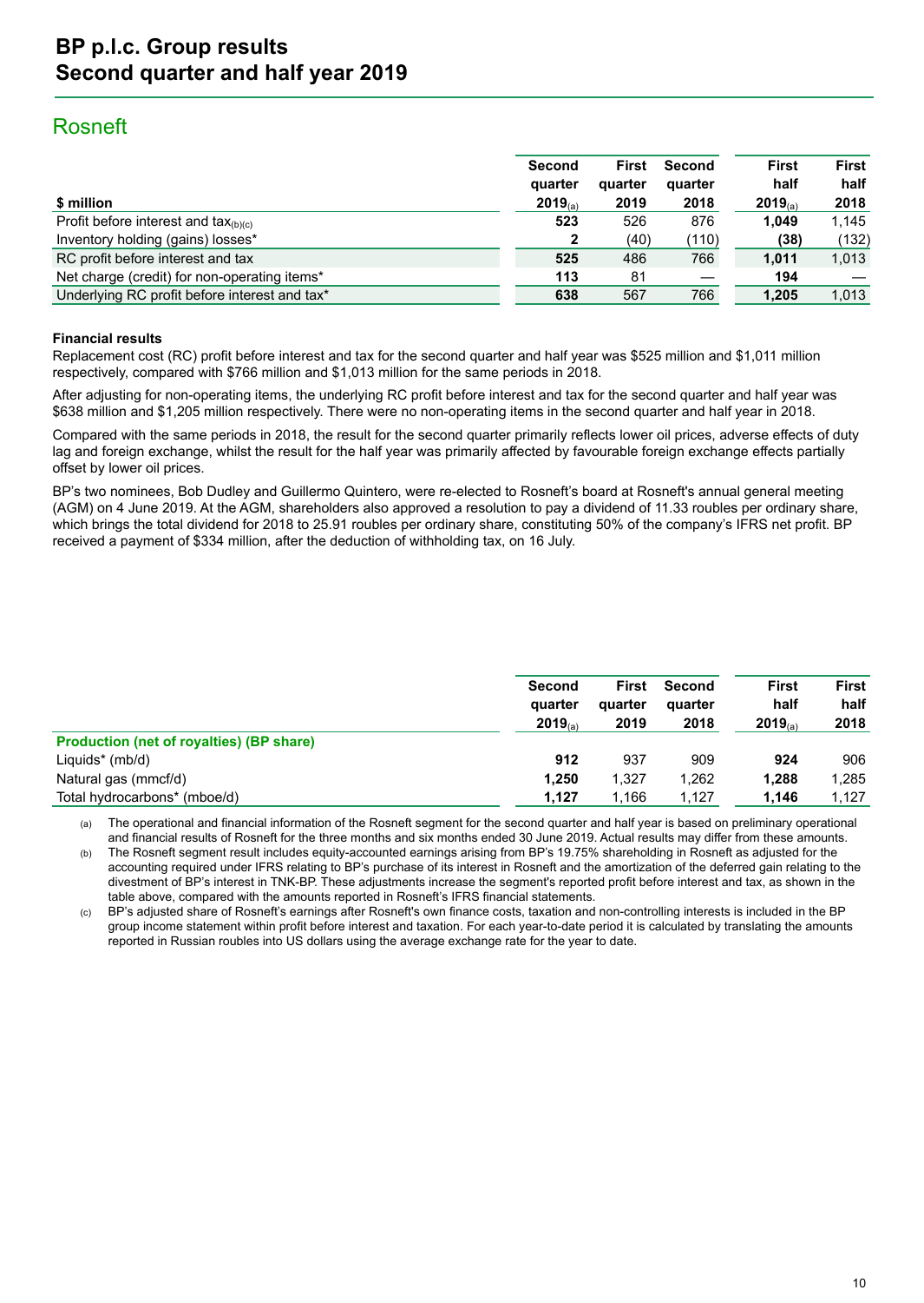## Rosneft

| $ million | Second quarter 2019[(a)] | First quarter 2019 | Second quarter 2018 | First half 2019[(a)] | First half 2018 |
|---|---|---|---|---|---|
| Profit before interest and tax[(b)(c)] | **523** | 526 | 876 | **1,049** | 1,145 |
| Inventory holding (gains) losses* | **2** | (40) | (110) | **(38)** | (132) |
| RC profit before interest and tax | **525** | 486 | 766 | **1,011** | 1,013 |
| Net charge (credit) for non-operating items* | **113** | 81 | — | **194** | — |
| Underlying RC profit before interest and tax* | **638** | 567 | 766 | **1,205** | 1,013 |

**Financial results**

Replacement cost (RC) profit before interest and tax for the second quarter and half year was $525 million and $1,011 million respectively, compared with $766 million and $1,013 million for the same periods in 2018.

After adjusting for non-operating items, the underlying RC profit before interest and tax for the second quarter and half year was $638 million and $1,205 million respectively. There were no non-operating items in the second quarter and half year in 2018.

Compared with the same periods in 2018, the result for the second quarter primarily reflects lower oil prices, adverse effects of duty lag and foreign exchange, whilst the result for the half year was primarily affected by favourable foreign exchange effects partially offset by lower oil prices.

BP's two nominees, Bob Dudley and Guillermo Quintero, were re-elected to Rosneft's board at Rosneft's annual general meeting (AGM) on 4 June 2019. At the AGM, shareholders also approved a resolution to pay a dividend of 11.33 roubles per ordinary share, which brings the total dividend for 2018 to 25.91 roubles per ordinary share, constituting 50% of the company's IFRS net profit. BP received a payment of $334 million, after the deduction of withholding tax, on 16 July.

| | Second quarter 2019[(a)] | First quarter 2019 | Second quarter 2018 | First half 2019[(a)] | First half 2018 |
|---|---|---|---|---|---|
| **Production (net of royalties) (BP share)** | | | | | |
| Liquids* (mb/d) | **912** | 937 | 909 | **924** | 906 |
| Natural gas (mmcf/d) | **1,250** | 1,327 | 1,262 | **1,288** | 1,285 |
| Total hydrocarbons* (mboe/d) | **1,127** | 1,166 | 1,127 | **1,146** | 1,127 |

(a) The operational and financial information of the Rosneft segment for the second quarter and half year is based on preliminary operational and financial results of Rosneft for the three months and six months ended 30 June 2019. Actual results may differ from these amounts.

(b) The Rosneft segment result includes equity-accounted earnings arising from BP's 19.75% shareholding in Rosneft as adjusted for the accounting required under IFRS relating to BP's purchase of its interest in Rosneft and the amortization of the deferred gain relating to the divestment of BP's interest in TNK-BP. These adjustments increase the segment's reported profit before interest and tax, as shown in the table above, compared with the amounts reported in Rosneft's IFRS financial statements.

(c) BP's adjusted share of Rosneft's earnings after Rosneft's own finance costs, taxation and non-controlling interests is included in the BP group income statement within profit before interest and taxation. For each year-to-date period it is calculated by translating the amounts reported in Russian roubles into US dollars using the average exchange rate for the year to date.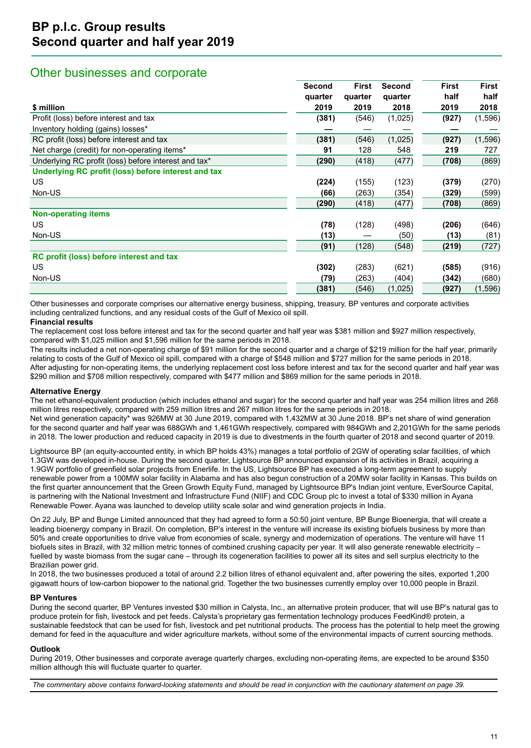## Other businesses and corporate

| $ million | Second quarter 2019 | First quarter 2019 | Second quarter 2018 | First half 2019 | First half 2018 |
|---|---|---|---|---|---|
| Profit (loss) before interest and tax | **(381)** | (546) | (1,025) | **(927)** | (1,596) |
| Inventory holding (gains) losses* | **—** | — | — | **—** | — |
| RC profit (loss) before interest and tax | **(381)** | (546) | (1,025) | **(927)** | (1,596) |
| Net charge (credit) for non-operating items* | **91** | 128 | 548 | **219** | 727 |
| Underlying RC profit (loss) before interest and tax* | **(290)** | (418) | (477) | **(708)** | (869) |
| **Underlying RC profit (loss) before interest and tax** | | | | | |
| US | **(224)** | (155) | (123) | **(379)** | (270) |
| Non-US | **(66)** | (263) | (354) | **(329)** | (599) |
| | **(290)** | (418) | (477) | **(708)** | (869) |
| **Non-operating items** | | | | | |
| US | **(78)** | (128) | (498) | **(206)** | (646) |
| Non-US | **(13)** | — | (50) | **(13)** | (81) |
| | **(91)** | (128) | (548) | **(219)** | (727) |
| **RC profit (loss) before interest and tax** | | | | | |
| US | **(302)** | (283) | (621) | **(585)** | (916) |
| Non-US | **(79)** | (263) | (404) | **(342)** | (680) |
| | **(381)** | (546) | (1,025) | **(927)** | (1,596) |

Other businesses and corporate comprises our alternative energy business, shipping, treasury, BP ventures and corporate activities including centralized functions, and any residual costs of the Gulf of Mexico oil spill.

**Financial results**

The replacement cost loss before interest and tax for the second quarter and half year was $381 million and $927 million respectively, compared with $1,025 million and $1,596 million for the same periods in 2018.

The results included a net non-operating charge of $91 million for the second quarter and a charge of $219 million for the half year, primarily relating to costs of the Gulf of Mexico oil spill, compared with a charge of $548 million and $727 million for the same periods in 2018.

After adjusting for non-operating items, the underlying replacement cost loss before interest and tax for the second quarter and half year was $290 million and $708 million respectively, compared with $477 million and $869 million for the same periods in 2018.

**Alternative Energy**

The net ethanol-equivalent production (which includes ethanol and sugar) for the second quarter and half year was 254 million litres and 268 million litres respectively, compared with 259 million litres and 267 million litres for the same periods in 2018.

Net wind generation capacity* was 926MW at 30 June 2019, compared with 1,432MW at 30 June 2018. BP's net share of wind generation for the second quarter and half year was 688GWh and 1,461GWh respectively, compared with 984GWh and 2,201GWh for the same periods in 2018. The lower production and reduced capacity in 2019 is due to divestments in the fourth quarter of 2018 and second quarter of 2019.

Lightsource BP (an equity-accounted entity, in which BP holds 43%) manages a total portfolio of 2GW of operating solar facilities, of which 1.3GW was developed in-house. During the second quarter, Lightsource BP announced expansion of its activities in Brazil, acquiring a 1.9GW portfolio of greenfield solar projects from Enerlife. In the US, Lightsource BP has executed a long-term agreement to supply renewable power from a 100MW solar facility in Alabama and has also begun construction of a 20MW solar facility in Kansas. This builds on the first quarter announcement that the Green Growth Equity Fund, managed by Lightsource BP's Indian joint venture, EverSource Capital, is partnering with the National Investment and Infrastructure Fund (NIIF) and CDC Group plc to invest a total of $330 million in Ayana Renewable Power. Ayana was launched to develop utility scale solar and wind generation projects in India.

On 22 July, BP and Bunge Limited announced that they had agreed to form a 50:50 joint venture, BP Bunge Bioenergia, that will create a leading bioenergy company in Brazil. On completion, BP's interest in the venture will increase its existing biofuels business by more than 50% and create opportunities to drive value from economies of scale, synergy and modernization of operations. The venture will have 11 biofuels sites in Brazil, with 32 million metric tonnes of combined crushing capacity per year. It will also generate renewable electricity – fuelled by waste biomass from the sugar cane – through its cogeneration facilities to power all its sites and sell surplus electricity to the Brazilian power grid.

In 2018, the two businesses produced a total of around 2.2 billion litres of ethanol equivalent and, after powering the sites, exported 1,200 gigawatt hours of low-carbon biopower to the national grid. Together the two businesses currently employ over 10,000 people in Brazil.

**BP Ventures**

During the second quarter, BP Ventures invested $30 million in Calysta, Inc., an alternative protein producer, that will use BP's natural gas to produce protein for fish, livestock and pet feeds. Calysta's proprietary gas fermentation technology produces FeedKind® protein, a sustainable feedstock that can be used for fish, livestock and pet nutritional products. The process has the potential to help meet the growing demand for feed in the aquaculture and wider agriculture markets, without some of the environmental impacts of current sourcing methods.

**Outlook**

During 2019, Other businesses and corporate average quarterly charges, excluding non-operating items, are expected to be around $350 million although this will fluctuate quarter to quarter.

*The commentary above contains forward-looking statements and should be read in conjunction with the cautionary statement on page 39.*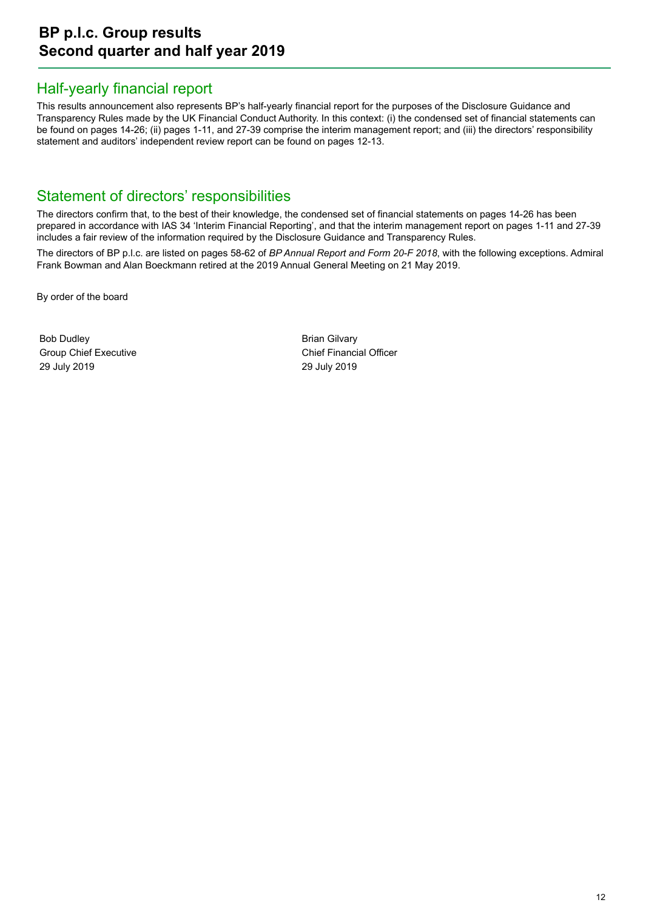## Half-yearly financial report

This results announcement also represents BP's half-yearly financial report for the purposes of the Disclosure Guidance and Transparency Rules made by the UK Financial Conduct Authority. In this context: (i) the condensed set of financial statements can be found on pages 14-26; (ii) pages 1-11, and 27-39 comprise the interim management report; and (iii) the directors' responsibility statement and auditors' independent review report can be found on pages 12-13.

## Statement of directors' responsibilities

The directors confirm that, to the best of their knowledge, the condensed set of financial statements on pages 14-26 has been prepared in accordance with IAS 34 'Interim Financial Reporting', and that the interim management report on pages 1-11 and 27-39 includes a fair review of the information required by the Disclosure Guidance and Transparency Rules.

The directors of BP p.l.c. are listed on pages 58-62 of *BP Annual Report and Form 20-F 2018*, with the following exceptions. Admiral Frank Bowman and Alan Boeckmann retired at the 2019 Annual General Meeting on 21 May 2019.

By order of the board

Bob Dudley
Group Chief Executive
29 July 2019

Brian Gilvary
Chief Financial Officer
29 July 2019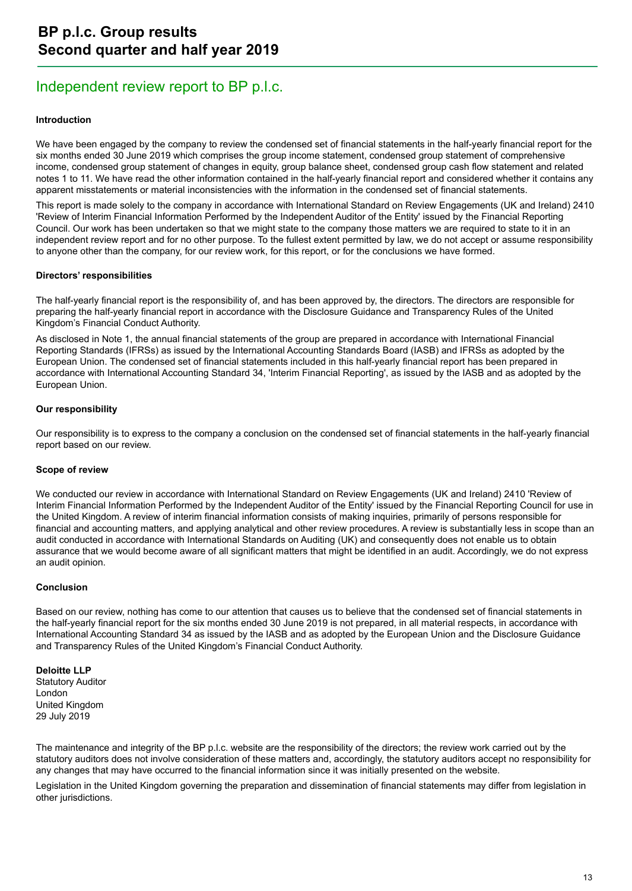## Independent review report to BP p.l.c.

**Introduction**

We have been engaged by the company to review the condensed set of financial statements in the half-yearly financial report for the six months ended 30 June 2019 which comprises the group income statement, condensed group statement of comprehensive income, condensed group statement of changes in equity, group balance sheet, condensed group cash flow statement and related notes 1 to 11. We have read the other information contained in the half-yearly financial report and considered whether it contains any apparent misstatements or material inconsistencies with the information in the condensed set of financial statements.

This report is made solely to the company in accordance with International Standard on Review Engagements (UK and Ireland) 2410 'Review of Interim Financial Information Performed by the Independent Auditor of the Entity' issued by the Financial Reporting Council. Our work has been undertaken so that we might state to the company those matters we are required to state to it in an independent review report and for no other purpose. To the fullest extent permitted by law, we do not accept or assume responsibility to anyone other than the company, for our review work, for this report, or for the conclusions we have formed.

**Directors' responsibilities**

The half-yearly financial report is the responsibility of, and has been approved by, the directors. The directors are responsible for preparing the half-yearly financial report in accordance with the Disclosure Guidance and Transparency Rules of the United Kingdom's Financial Conduct Authority.

As disclosed in Note 1, the annual financial statements of the group are prepared in accordance with International Financial Reporting Standards (IFRSs) as issued by the International Accounting Standards Board (IASB) and IFRSs as adopted by the European Union. The condensed set of financial statements included in this half-yearly financial report has been prepared in accordance with International Accounting Standard 34, 'Interim Financial Reporting', as issued by the IASB and as adopted by the European Union.

**Our responsibility**

Our responsibility is to express to the company a conclusion on the condensed set of financial statements in the half-yearly financial report based on our review.

**Scope of review**

We conducted our review in accordance with International Standard on Review Engagements (UK and Ireland) 2410 'Review of Interim Financial Information Performed by the Independent Auditor of the Entity' issued by the Financial Reporting Council for use in the United Kingdom. A review of interim financial information consists of making inquiries, primarily of persons responsible for financial and accounting matters, and applying analytical and other review procedures. A review is substantially less in scope than an audit conducted in accordance with International Standards on Auditing (UK) and consequently does not enable us to obtain assurance that we would become aware of all significant matters that might be identified in an audit. Accordingly, we do not express an audit opinion.

**Conclusion**

Based on our review, nothing has come to our attention that causes us to believe that the condensed set of financial statements in the half-yearly financial report for the six months ended 30 June 2019 is not prepared, in all material respects, in accordance with International Accounting Standard 34 as issued by the IASB and as adopted by the European Union and the Disclosure Guidance and Transparency Rules of the United Kingdom's Financial Conduct Authority.

**Deloitte LLP**
Statutory Auditor
London
United Kingdom
29 July 2019

The maintenance and integrity of the BP p.l.c. website are the responsibility of the directors; the review work carried out by the statutory auditors does not involve consideration of these matters and, accordingly, the statutory auditors accept no responsibility for any changes that may have occurred to the financial information since it was initially presented on the website.

Legislation in the United Kingdom governing the preparation and dissemination of financial statements may differ from legislation in other jurisdictions.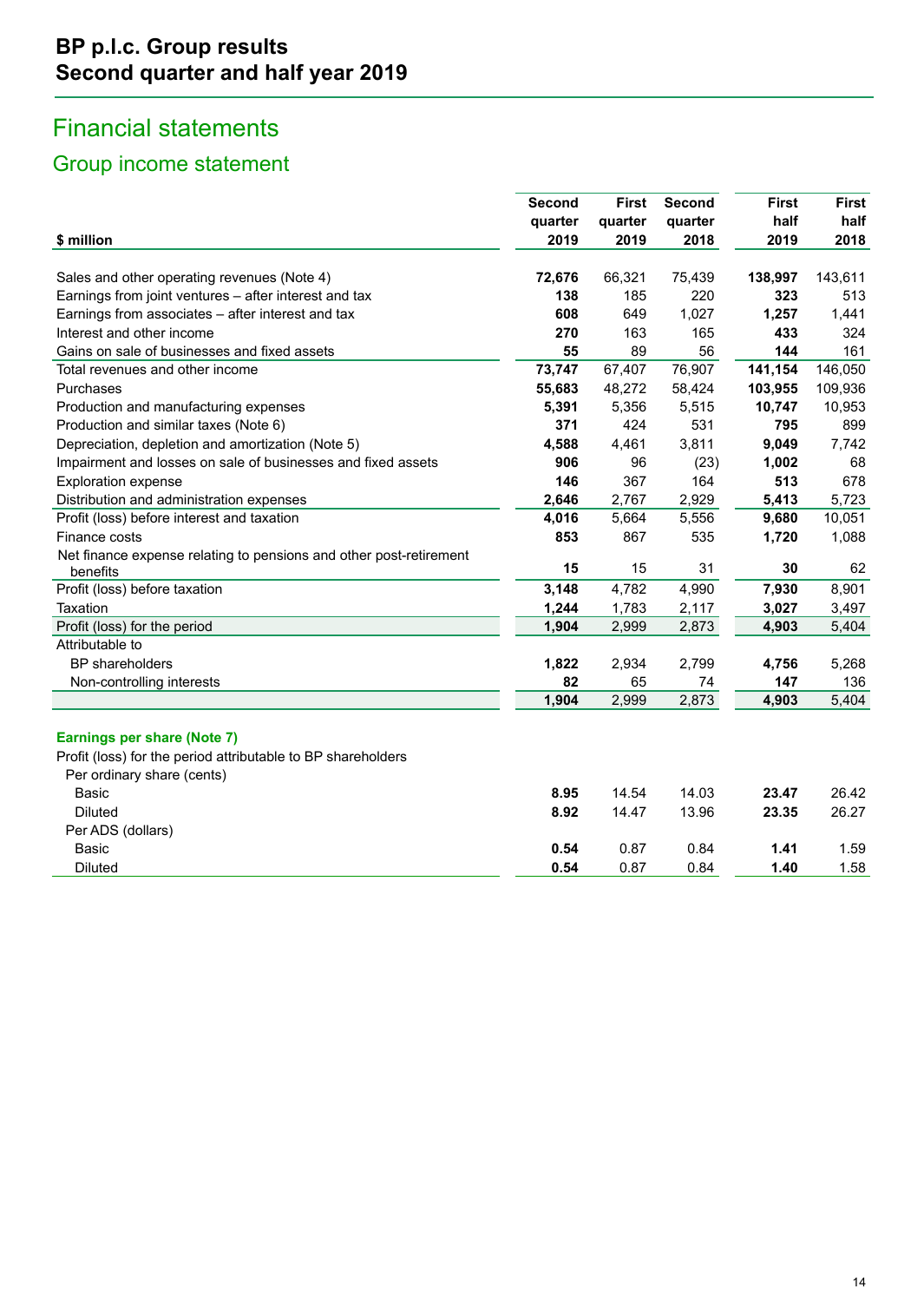# BP p.l.c. Group results
# Second quarter and half year 2019

## Financial statements

### Group income statement

| $ million | Second quarter 2019 | First quarter 2019 | Second quarter 2018 | First half 2019 | First half 2018 |
|---|---|---|---|---|---|
| Sales and other operating revenues (Note 4) | **72,676** | 66,321 | 75,439 | **138,997** | 143,611 |
| Earnings from joint ventures – after interest and tax | **138** | 185 | 220 | **323** | 513 |
| Earnings from associates – after interest and tax | **608** | 649 | 1,027 | **1,257** | 1,441 |
| Interest and other income | **270** | 163 | 165 | **433** | 324 |
| Gains on sale of businesses and fixed assets | **55** | 89 | 56 | **144** | 161 |
| Total revenues and other income | **73,747** | 67,407 | 76,907 | **141,154** | 146,050 |
| Purchases | **55,683** | 48,272 | 58,424 | **103,955** | 109,936 |
| Production and manufacturing expenses | **5,391** | 5,356 | 5,515 | **10,747** | 10,953 |
| Production and similar taxes (Note 6) | **371** | 424 | 531 | **795** | 899 |
| Depreciation, depletion and amortization (Note 5) | **4,588** | 4,461 | 3,811 | **9,049** | 7,742 |
| Impairment and losses on sale of businesses and fixed assets | **906** | 96 | (23) | **1,002** | 68 |
| Exploration expense | **146** | 367 | 164 | **513** | 678 |
| Distribution and administration expenses | **2,646** | 2,767 | 2,929 | **5,413** | 5,723 |
| Profit (loss) before interest and taxation | **4,016** | 5,664 | 5,556 | **9,680** | 10,051 |
| Finance costs | **853** | 867 | 535 | **1,720** | 1,088 |
| Net finance expense relating to pensions and other post-retirement benefits | **15** | 15 | 31 | **30** | 62 |
| Profit (loss) before taxation | **3,148** | 4,782 | 4,990 | **7,930** | 8,901 |
| Taxation | **1,244** | 1,783 | 2,117 | **3,027** | 3,497 |
| Profit (loss) for the period | **1,904** | 2,999 | 2,873 | **4,903** | 5,404 |
| Attributable to | | | | | |
| BP shareholders | **1,822** | 2,934 | 2,799 | **4,756** | 5,268 |
| Non-controlling interests | **82** | 65 | 74 | **147** | 136 |
| | **1,904** | 2,999 | 2,873 | **4,903** | 5,404 |
| **Earnings per share (Note 7)** | | | | | |
| Profit (loss) for the period attributable to BP shareholders | | | | | |
| Per ordinary share (cents) | | | | | |
| Basic | **8.95** | 14.54 | 14.03 | **23.47** | 26.42 |
| Diluted | **8.92** | 14.47 | 13.96 | **23.35** | 26.27 |
| Per ADS (dollars) | | | | | |
| Basic | **0.54** | 0.87 | 0.84 | **1.41** | 1.59 |
| Diluted | **0.54** | 0.87 | 0.84 | **1.40** | 1.58 |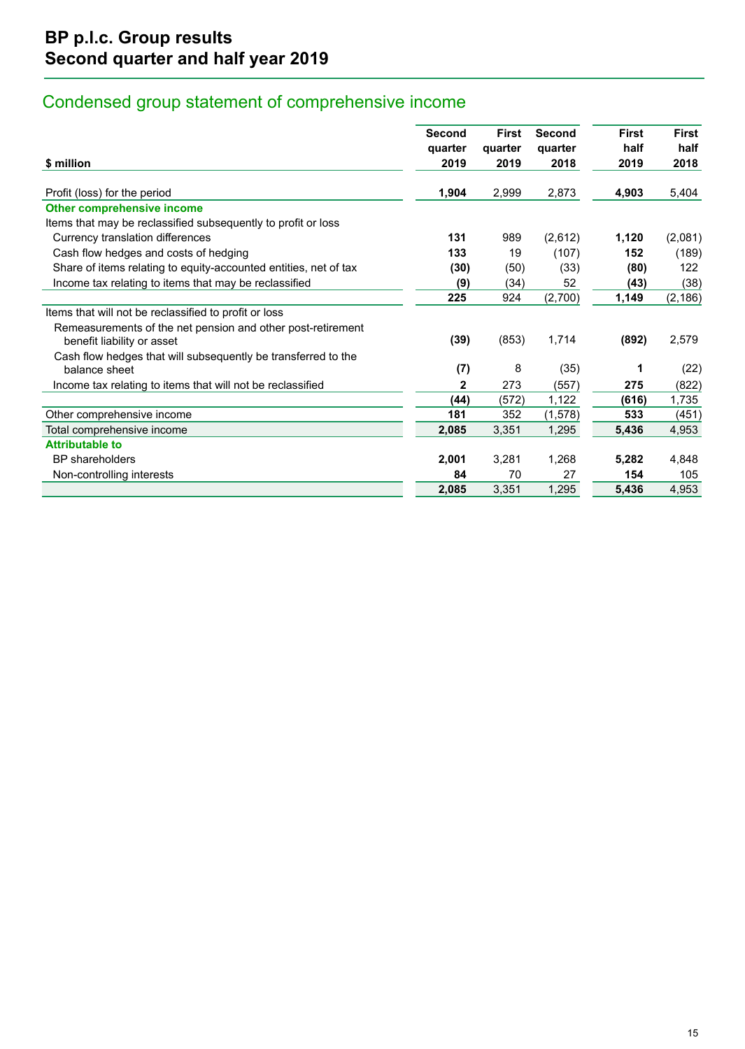# BP p.l.c. Group results
## Second quarter and half year 2019

## Condensed group statement of comprehensive income

| $ million | Second quarter 2019 | First quarter 2019 | Second quarter 2018 | First half 2019 | First half 2018 |
|---|---|---|---|---|---|
| Profit (loss) for the period | **1,904** | 2,999 | 2,873 | **4,903** | 5,404 |
| **Other comprehensive income** | | | | | |
| Items that may be reclassified subsequently to profit or loss | | | | | |
| Currency translation differences | **131** | 989 | (2,612) | **1,120** | (2,081) |
| Cash flow hedges and costs of hedging | **133** | 19 | (107) | **152** | (189) |
| Share of items relating to equity-accounted entities, net of tax | **(30)** | (50) | (33) | **(80)** | 122 |
| Income tax relating to items that may be reclassified | **(9)** | (34) | 52 | **(43)** | (38) |
| | **225** | 924 | (2,700) | **1,149** | (2,186) |
| Items that will not be reclassified to profit or loss | | | | | |
| Remeasurements of the net pension and other post-retirement benefit liability or asset | **(39)** | (853) | 1,714 | **(892)** | 2,579 |
| Cash flow hedges that will subsequently be transferred to the balance sheet | **(7)** | 8 | (35) | **1** | (22) |
| Income tax relating to items that will not be reclassified | **2** | 273 | (557) | **275** | (822) |
| | **(44)** | (572) | 1,122 | **(616)** | 1,735 |
| Other comprehensive income | **181** | 352 | (1,578) | **533** | (451) |
| Total comprehensive income | **2,085** | 3,351 | 1,295 | **5,436** | 4,953 |
| **Attributable to** | | | | | |
| BP shareholders | **2,001** | 3,281 | 1,268 | **5,282** | 4,848 |
| Non-controlling interests | **84** | 70 | 27 | **154** | 105 |
| | **2,085** | 3,351 | 1,295 | **5,436** | 4,953 |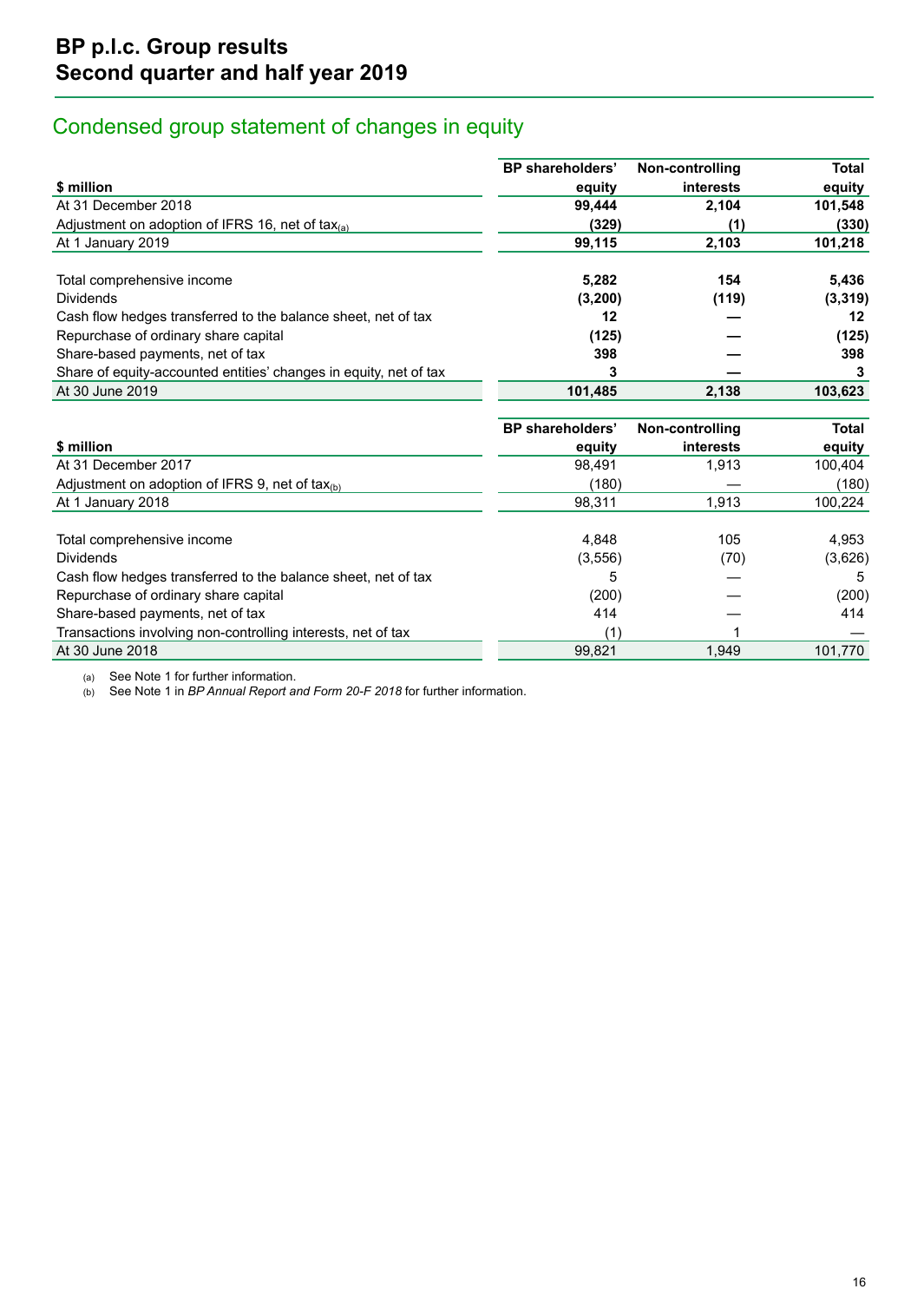# BP p.l.c. Group results
# Second quarter and half year 2019

## Condensed group statement of changes in equity

| $ million | BP shareholders' equity | Non-controlling interests | Total equity |
|---|---|---|---|
| At 31 December 2018 | **99,444** | **2,104** | **101,548** |
| Adjustment on adoption of IFRS 16, net of tax(a) | **(329)** | **(1)** | **(330)** |
| At 1 January 2019 | **99,115** | **2,103** | **101,218** |
| | | | |
| Total comprehensive income | **5,282** | **154** | **5,436** |
| Dividends | **(3,200)** | **(119)** | **(3,319)** |
| Cash flow hedges transferred to the balance sheet, net of tax | **12** | **—** | **12** |
| Repurchase of ordinary share capital | **(125)** | **—** | **(125)** |
| Share-based payments, net of tax | **398** | **—** | **398** |
| Share of equity-accounted entities' changes in equity, net of tax | **3** | **—** | **3** |
| At 30 June 2019 | **101,485** | **2,138** | **103,623** |

| $ million | BP shareholders' equity | Non-controlling interests | Total equity |
|---|---|---|---|
| At 31 December 2017 | 98,491 | 1,913 | 100,404 |
| Adjustment on adoption of IFRS 9, net of tax(b) | (180) | — | (180) |
| At 1 January 2018 | 98,311 | 1,913 | 100,224 |
| | | | |
| Total comprehensive income | 4,848 | 105 | 4,953 |
| Dividends | (3,556) | (70) | (3,626) |
| Cash flow hedges transferred to the balance sheet, net of tax | 5 | — | 5 |
| Repurchase of ordinary share capital | (200) | — | (200) |
| Share-based payments, net of tax | 414 | — | 414 |
| Transactions involving non-controlling interests, net of tax | (1) | 1 | — |
| At 30 June 2018 | 99,821 | 1,949 | 101,770 |

(a) See Note 1 for further information.
(b) See Note 1 in *BP Annual Report and Form 20-F 2018* for further information.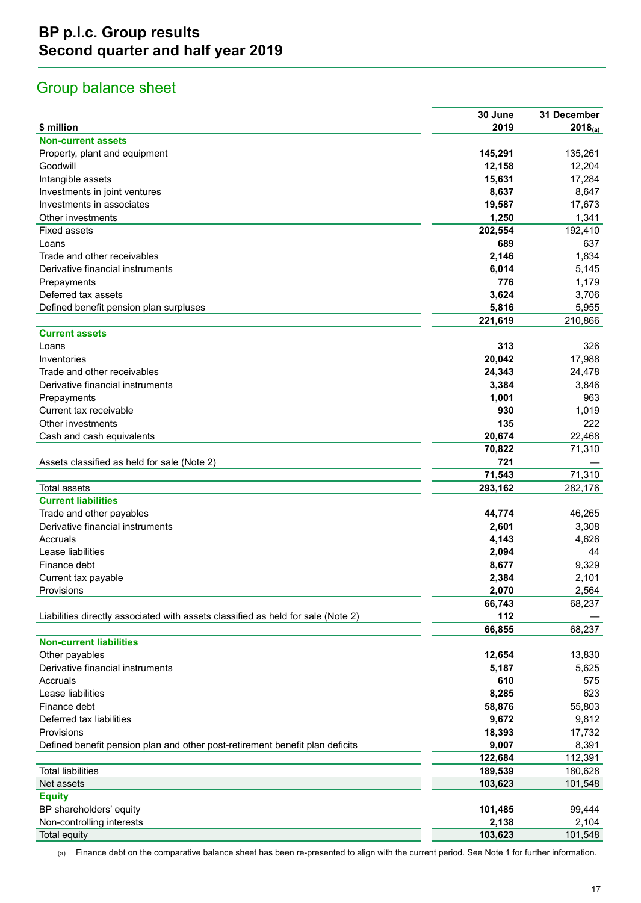# BP p.l.c. Group results
# Second quarter and half year 2019

## Group balance sheet

| $ million | 30 June 2019 | 31 December 2018(a) |
|---|---|---|
| **Non-current assets** | | |
| Property, plant and equipment | **145,291** | 135,261 |
| Goodwill | **12,158** | 12,204 |
| Intangible assets | **15,631** | 17,284 |
| Investments in joint ventures | **8,637** | 8,647 |
| Investments in associates | **19,587** | 17,673 |
| Other investments | **1,250** | 1,341 |
| Fixed assets | **202,554** | 192,410 |
| Loans | **689** | 637 |
| Trade and other receivables | **2,146** | 1,834 |
| Derivative financial instruments | **6,014** | 5,145 |
| Prepayments | **776** | 1,179 |
| Deferred tax assets | **3,624** | 3,706 |
| Defined benefit pension plan surpluses | **5,816** | 5,955 |
| | **221,619** | 210,866 |
| **Current assets** | | |
| Loans | **313** | 326 |
| Inventories | **20,042** | 17,988 |
| Trade and other receivables | **24,343** | 24,478 |
| Derivative financial instruments | **3,384** | 3,846 |
| Prepayments | **1,001** | 963 |
| Current tax receivable | **930** | 1,019 |
| Other investments | **135** | 222 |
| Cash and cash equivalents | **20,674** | 22,468 |
| | **70,822** | 71,310 |
| Assets classified as held for sale (Note 2) | **721** | — |
| | **71,543** | 71,310 |
| Total assets | **293,162** | 282,176 |
| **Current liabilities** | | |
| Trade and other payables | **44,774** | 46,265 |
| Derivative financial instruments | **2,601** | 3,308 |
| Accruals | **4,143** | 4,626 |
| Lease liabilities | **2,094** | 44 |
| Finance debt | **8,677** | 9,329 |
| Current tax payable | **2,384** | 2,101 |
| Provisions | **2,070** | 2,564 |
| | **66,743** | 68,237 |
| Liabilities directly associated with assets classified as held for sale (Note 2) | **112** | — |
| | **66,855** | 68,237 |
| **Non-current liabilities** | | |
| Other payables | **12,654** | 13,830 |
| Derivative financial instruments | **5,187** | 5,625 |
| Accruals | **610** | 575 |
| Lease liabilities | **8,285** | 623 |
| Finance debt | **58,876** | 55,803 |
| Deferred tax liabilities | **9,672** | 9,812 |
| Provisions | **18,393** | 17,732 |
| Defined benefit pension plan and other post-retirement benefit plan deficits | **9,007** | 8,391 |
| | **122,684** | 112,391 |
| Total liabilities | **189,539** | 180,628 |
| Net assets | **103,623** | 101,548 |
| **Equity** | | |
| BP shareholders' equity | **101,485** | 99,444 |
| Non-controlling interests | **2,138** | 2,104 |
| Total equity | **103,623** | 101,548 |

(a) Finance debt on the comparative balance sheet has been re-presented to align with the current period. See Note 1 for further information.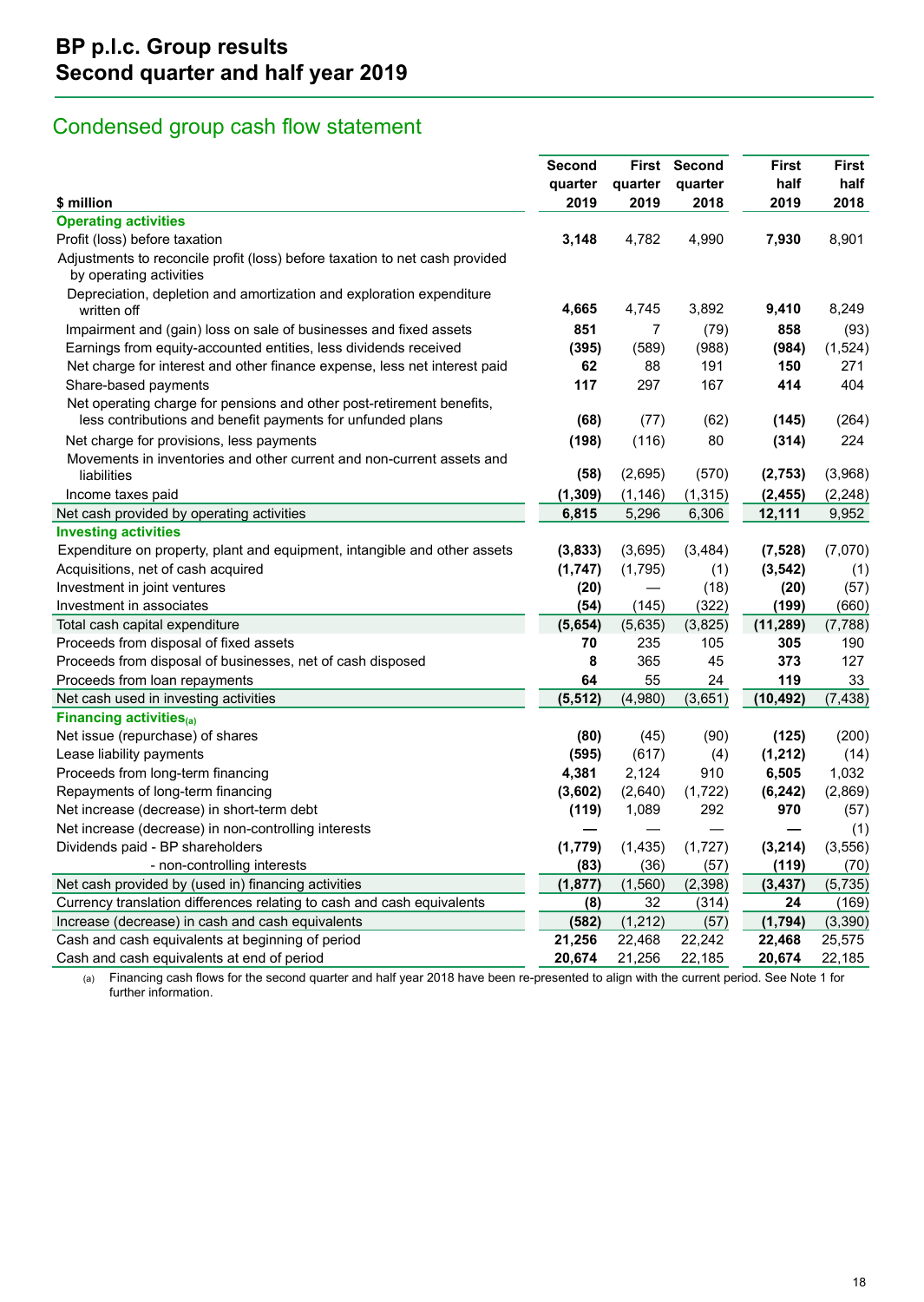# BP p.l.c. Group results
# Second quarter and half year 2019

## Condensed group cash flow statement

| $ million | Second quarter 2019 | First quarter 2019 | Second quarter 2018 | First half 2019 | First half 2018 |
|---|---|---|---|---|---|
| **Operating activities** | | | | | |
| Profit (loss) before taxation | **3,148** | 4,782 | 4,990 | **7,930** | 8,901 |
| Adjustments to reconcile profit (loss) before taxation to net cash provided by operating activities | | | | | |
| Depreciation, depletion and amortization and exploration expenditure written off | **4,665** | 4,745 | 3,892 | **9,410** | 8,249 |
| Impairment and (gain) loss on sale of businesses and fixed assets | **851** | 7 | (79) | **858** | (93) |
| Earnings from equity-accounted entities, less dividends received | **(395)** | (589) | (988) | **(984)** | (1,524) |
| Net charge for interest and other finance expense, less net interest paid | **62** | 88 | 191 | **150** | 271 |
| Share-based payments | **117** | 297 | 167 | **414** | 404 |
| Net operating charge for pensions and other post-retirement benefits, less contributions and benefit payments for unfunded plans | **(68)** | (77) | (62) | **(145)** | (264) |
| Net charge for provisions, less payments | **(198)** | (116) | 80 | **(314)** | 224 |
| Movements in inventories and other current and non-current assets and liabilities | **(58)** | (2,695) | (570) | **(2,753)** | (3,968) |
| Income taxes paid | **(1,309)** | (1,146) | (1,315) | **(2,455)** | (2,248) |
| Net cash provided by operating activities | **6,815** | 5,296 | 6,306 | **12,111** | 9,952 |
| **Investing activities** | | | | | |
| Expenditure on property, plant and equipment, intangible and other assets | **(3,833)** | (3,695) | (3,484) | **(7,528)** | (7,070) |
| Acquisitions, net of cash acquired | **(1,747)** | (1,795) | (1) | **(3,542)** | (1) |
| Investment in joint ventures | **(20)** | — | (18) | **(20)** | (57) |
| Investment in associates | **(54)** | (145) | (322) | **(199)** | (660) |
| Total cash capital expenditure | **(5,654)** | (5,635) | (3,825) | **(11,289)** | (7,788) |
| Proceeds from disposal of fixed assets | **70** | 235 | 105 | **305** | 190 |
| Proceeds from disposal of businesses, net of cash disposed | **8** | 365 | 45 | **373** | 127 |
| Proceeds from loan repayments | **64** | 55 | 24 | **119** | 33 |
| Net cash used in investing activities | **(5,512)** | (4,980) | (3,651) | **(10,492)** | (7,438) |
| **Financing activities**(a) | | | | | |
| Net issue (repurchase) of shares | **(80)** | (45) | (90) | **(125)** | (200) |
| Lease liability payments | **(595)** | (617) | (4) | **(1,212)** | (14) |
| Proceeds from long-term financing | **4,381** | 2,124 | 910 | **6,505** | 1,032 |
| Repayments of long-term financing | **(3,602)** | (2,640) | (1,722) | **(6,242)** | (2,869) |
| Net increase (decrease) in short-term debt | **(119)** | 1,089 | 292 | **970** | (57) |
| Net increase (decrease) in non-controlling interests | **—** | — | — | **—** | (1) |
| Dividends paid - BP shareholders | **(1,779)** | (1,435) | (1,727) | **(3,214)** | (3,556) |
| - non-controlling interests | **(83)** | (36) | (57) | **(119)** | (70) |
| Net cash provided by (used in) financing activities | **(1,877)** | (1,560) | (2,398) | **(3,437)** | (5,735) |
| Currency translation differences relating to cash and cash equivalents | **(8)** | 32 | (314) | **24** | (169) |
| Increase (decrease) in cash and cash equivalents | **(582)** | (1,212) | (57) | **(1,794)** | (3,390) |
| Cash and cash equivalents at beginning of period | **21,256** | 22,468 | 22,242 | **22,468** | 25,575 |
| Cash and cash equivalents at end of period | **20,674** | 21,256 | 22,185 | **20,674** | 22,185 |

(a) Financing cash flows for the second quarter and half year 2018 have been re-presented to align with the current period. See Note 1 for further information.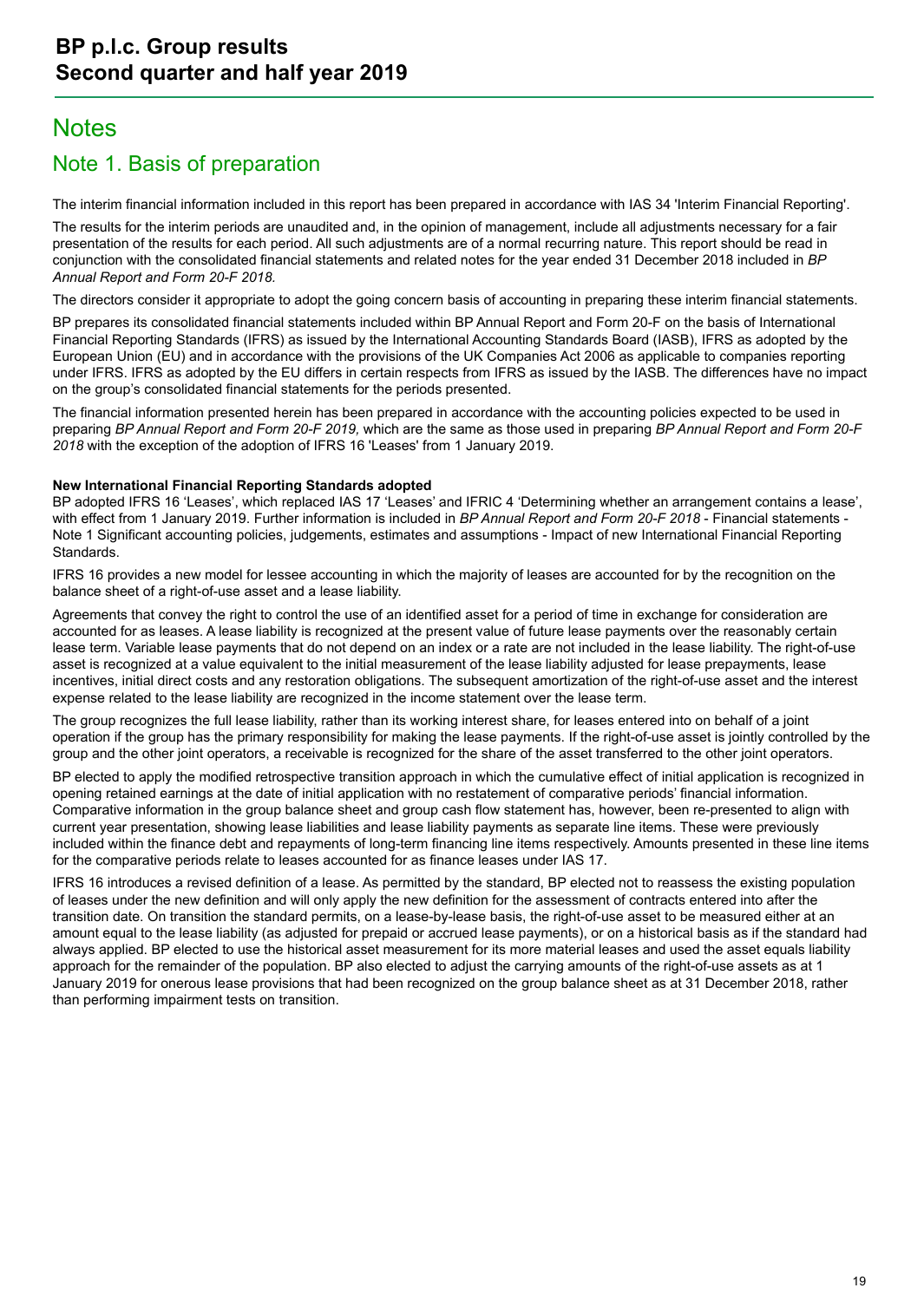# Notes

## Note 1. Basis of preparation

The interim financial information included in this report has been prepared in accordance with IAS 34 'Interim Financial Reporting'.

The results for the interim periods are unaudited and, in the opinion of management, include all adjustments necessary for a fair presentation of the results for each period. All such adjustments are of a normal recurring nature. This report should be read in conjunction with the consolidated financial statements and related notes for the year ended 31 December 2018 included in *BP Annual Report and Form 20-F 2018.*

The directors consider it appropriate to adopt the going concern basis of accounting in preparing these interim financial statements.

BP prepares its consolidated financial statements included within BP Annual Report and Form 20-F on the basis of International Financial Reporting Standards (IFRS) as issued by the International Accounting Standards Board (IASB), IFRS as adopted by the European Union (EU) and in accordance with the provisions of the UK Companies Act 2006 as applicable to companies reporting under IFRS. IFRS as adopted by the EU differs in certain respects from IFRS as issued by the IASB. The differences have no impact on the group's consolidated financial statements for the periods presented.

The financial information presented herein has been prepared in accordance with the accounting policies expected to be used in preparing *BP Annual Report and Form 20-F 2019,* which are the same as those used in preparing *BP Annual Report and Form 20-F 2018* with the exception of the adoption of IFRS 16 'Leases' from 1 January 2019.

**New International Financial Reporting Standards adopted**

BP adopted IFRS 16 'Leases', which replaced IAS 17 'Leases' and IFRIC 4 'Determining whether an arrangement contains a lease', with effect from 1 January 2019. Further information is included in *BP Annual Report and Form 20-F 2018* - Financial statements - Note 1 Significant accounting policies, judgements, estimates and assumptions - Impact of new International Financial Reporting Standards.

IFRS 16 provides a new model for lessee accounting in which the majority of leases are accounted for by the recognition on the balance sheet of a right-of-use asset and a lease liability.

Agreements that convey the right to control the use of an identified asset for a period of time in exchange for consideration are accounted for as leases. A lease liability is recognized at the present value of future lease payments over the reasonably certain lease term. Variable lease payments that do not depend on an index or a rate are not included in the lease liability. The right-of-use asset is recognized at a value equivalent to the initial measurement of the lease liability adjusted for lease prepayments, lease incentives, initial direct costs and any restoration obligations. The subsequent amortization of the right-of-use asset and the interest expense related to the lease liability are recognized in the income statement over the lease term.

The group recognizes the full lease liability, rather than its working interest share, for leases entered into on behalf of a joint operation if the group has the primary responsibility for making the lease payments. If the right-of-use asset is jointly controlled by the group and the other joint operators, a receivable is recognized for the share of the asset transferred to the other joint operators.

BP elected to apply the modified retrospective transition approach in which the cumulative effect of initial application is recognized in opening retained earnings at the date of initial application with no restatement of comparative periods' financial information. Comparative information in the group balance sheet and group cash flow statement has, however, been re-presented to align with current year presentation, showing lease liabilities and lease liability payments as separate line items. These were previously included within the finance debt and repayments of long-term financing line items respectively. Amounts presented in these line items for the comparative periods relate to leases accounted for as finance leases under IAS 17.

IFRS 16 introduces a revised definition of a lease. As permitted by the standard, BP elected not to reassess the existing population of leases under the new definition and will only apply the new definition for the assessment of contracts entered into after the transition date. On transition the standard permits, on a lease-by-lease basis, the right-of-use asset to be measured either at an amount equal to the lease liability (as adjusted for prepaid or accrued lease payments), or on a historical basis as if the standard had always applied. BP elected to use the historical asset measurement for its more material leases and used the asset equals liability approach for the remainder of the population. BP also elected to adjust the carrying amounts of the right-of-use assets as at 1 January 2019 for onerous lease provisions that had been recognized on the group balance sheet as at 31 December 2018, rather than performing impairment tests on transition.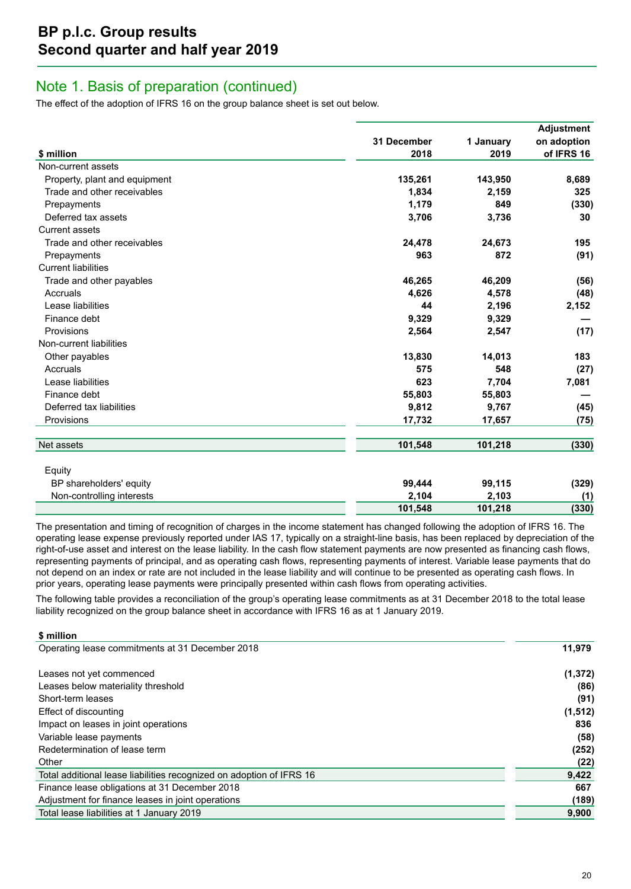## Note 1. Basis of preparation (continued)

The effect of the adoption of IFRS 16 on the group balance sheet is set out below.

| $ million | 31 December 2018 | 1 January 2019 | Adjustment on adoption of IFRS 16 |
|---|---|---|---|
| Non-current assets | | | |
| Property, plant and equipment | **135,261** | **143,950** | **8,689** |
| Trade and other receivables | **1,834** | **2,159** | **325** |
| Prepayments | **1,179** | **849** | **(330)** |
| Deferred tax assets | **3,706** | **3,736** | **30** |
| Current assets | | | |
| Trade and other receivables | **24,478** | **24,673** | **195** |
| Prepayments | **963** | **872** | **(91)** |
| Current liabilities | | | |
| Trade and other payables | **46,265** | **46,209** | **(56)** |
| Accruals | **4,626** | **4,578** | **(48)** |
| Lease liabilities | **44** | **2,196** | **2,152** |
| Finance debt | **9,329** | **9,329** | **—** |
| Provisions | **2,564** | **2,547** | **(17)** |
| Non-current liabilities | | | |
| Other payables | **13,830** | **14,013** | **183** |
| Accruals | **575** | **548** | **(27)** |
| Lease liabilities | **623** | **7,704** | **7,081** |
| Finance debt | **55,803** | **55,803** | **—** |
| Deferred tax liabilities | **9,812** | **9,767** | **(45)** |
| Provisions | **17,732** | **17,657** | **(75)** |
| Net assets | **101,548** | **101,218** | **(330)** |
| Equity | | | |
| BP shareholders' equity | **99,444** | **99,115** | **(329)** |
| Non-controlling interests | **2,104** | **2,103** | **(1)** |
| | **101,548** | **101,218** | **(330)** |

The presentation and timing of recognition of charges in the income statement has changed following the adoption of IFRS 16. The operating lease expense previously reported under IAS 17, typically on a straight-line basis, has been replaced by depreciation of the right-of-use asset and interest on the lease liability. In the cash flow statement payments are now presented as financing cash flows, representing payments of principal, and as operating cash flows, representing payments of interest. Variable lease payments that do not depend on an index or rate are not included in the lease liability and will continue to be presented as operating cash flows. In prior years, operating lease payments were principally presented within cash flows from operating activities.

The following table provides a reconciliation of the group's operating lease commitments as at 31 December 2018 to the total lease liability recognized on the group balance sheet in accordance with IFRS 16 as at 1 January 2019.

| $ million | |
|---|---|
| Operating lease commitments at 31 December 2018 | **11,979** |
| Leases not yet commenced | **(1,372)** |
| Leases below materiality threshold | **(86)** |
| Short-term leases | **(91)** |
| Effect of discounting | **(1,512)** |
| Impact on leases in joint operations | **836** |
| Variable lease payments | **(58)** |
| Redetermination of lease term | **(252)** |
| Other | **(22)** |
| Total additional lease liabilities recognized on adoption of IFRS 16 | **9,422** |
| Finance lease obligations at 31 December 2018 | **667** |
| Adjustment for finance leases in joint operations | **(189)** |
| Total lease liabilities at 1 January 2019 | **9,900** |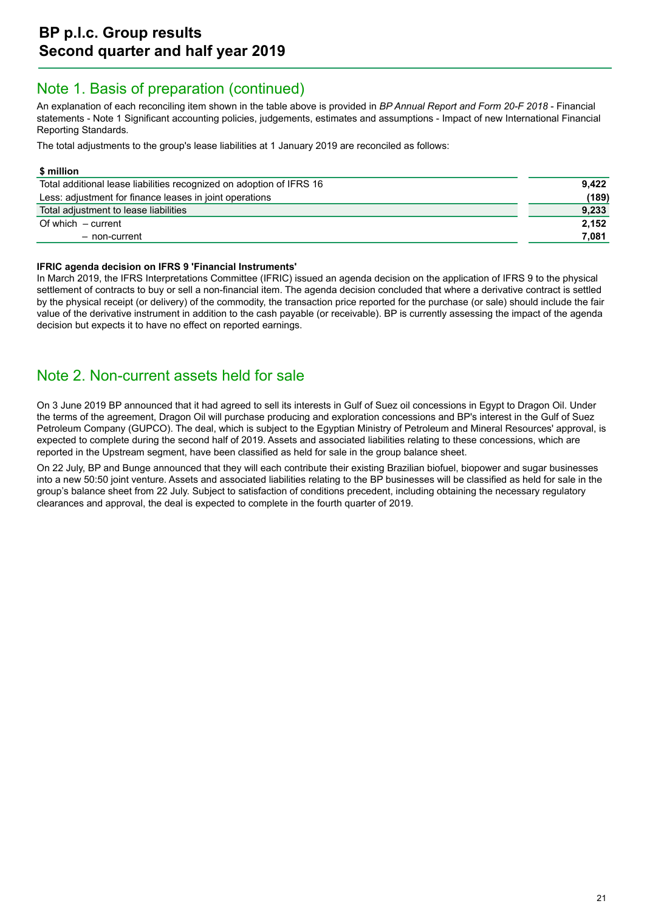## Note 1. Basis of preparation (continued)

An explanation of each reconciling item shown in the table above is provided in *BP Annual Report and Form 20-F 2018* - Financial statements - Note 1 Significant accounting policies, judgements, estimates and assumptions - Impact of new International Financial Reporting Standards.

The total adjustments to the group's lease liabilities at 1 January 2019 are reconciled as follows:

| $ million | |
|---|---|
| Total additional lease liabilities recognized on adoption of IFRS 16 | **9,422** |
| Less: adjustment for finance leases in joint operations | **(189)** |
| Total adjustment to lease liabilities | **9,233** |
| Of which – current | **2,152** |
| – non-current | **7,081** |

**IFRIC agenda decision on IFRS 9 'Financial Instruments'**

In March 2019, the IFRS Interpretations Committee (IFRIC) issued an agenda decision on the application of IFRS 9 to the physical settlement of contracts to buy or sell a non-financial item. The agenda decision concluded that where a derivative contract is settled by the physical receipt (or delivery) of the commodity, the transaction price reported for the purchase (or sale) should include the fair value of the derivative instrument in addition to the cash payable (or receivable). BP is currently assessing the impact of the agenda decision but expects it to have no effect on reported earnings.

## Note 2. Non-current assets held for sale

On 3 June 2019 BP announced that it had agreed to sell its interests in Gulf of Suez oil concessions in Egypt to Dragon Oil. Under the terms of the agreement, Dragon Oil will purchase producing and exploration concessions and BP's interest in the Gulf of Suez Petroleum Company (GUPCO). The deal, which is subject to the Egyptian Ministry of Petroleum and Mineral Resources' approval, is expected to complete during the second half of 2019. Assets and associated liabilities relating to these concessions, which are reported in the Upstream segment, have been classified as held for sale in the group balance sheet.

On 22 July, BP and Bunge announced that they will each contribute their existing Brazilian biofuel, biopower and sugar businesses into a new 50:50 joint venture. Assets and associated liabilities relating to the BP businesses will be classified as held for sale in the group's balance sheet from 22 July. Subject to satisfaction of conditions precedent, including obtaining the necessary regulatory clearances and approval, the deal is expected to complete in the fourth quarter of 2019.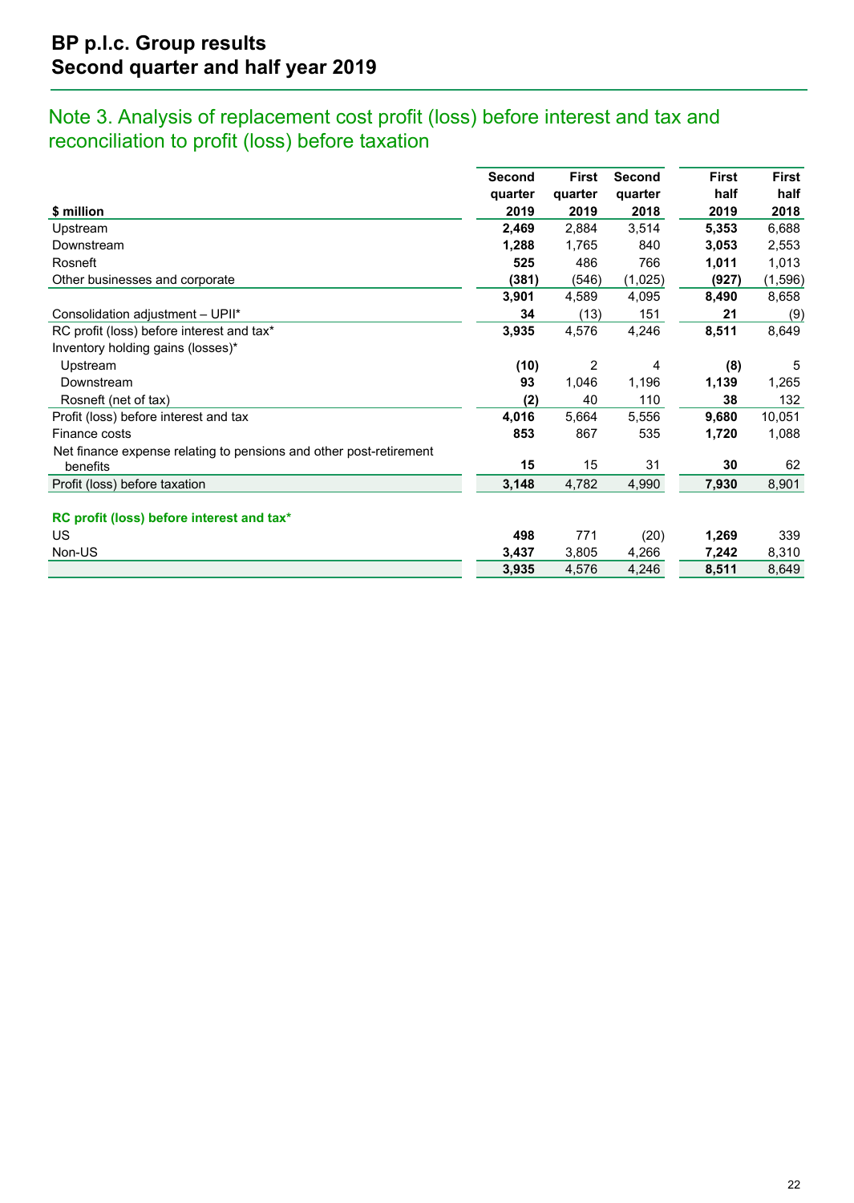## Note 3. Analysis of replacement cost profit (loss) before interest and tax and reconciliation to profit (loss) before taxation

| $ million | Second quarter 2019 | First quarter 2019 | Second quarter 2018 | First half 2019 | First half 2018 |
|---|---|---|---|---|---|
| Upstream | **2,469** | 2,884 | 3,514 | **5,353** | 6,688 |
| Downstream | **1,288** | 1,765 | 840 | **3,053** | 2,553 |
| Rosneft | **525** | 486 | 766 | **1,011** | 1,013 |
| Other businesses and corporate | **(381)** | (546) | (1,025) | **(927)** | (1,596) |
| | **3,901** | 4,589 | 4,095 | **8,490** | 8,658 |
| Consolidation adjustment – UPII* | **34** | (13) | 151 | **21** | (9) |
| RC profit (loss) before interest and tax* | **3,935** | 4,576 | 4,246 | **8,511** | 8,649 |
| Inventory holding gains (losses)* | | | | | |
| Upstream | **(10)** | 2 | 4 | **(8)** | 5 |
| Downstream | **93** | 1,046 | 1,196 | **1,139** | 1,265 |
| Rosneft (net of tax) | **(2)** | 40 | 110 | **38** | 132 |
| Profit (loss) before interest and tax | **4,016** | 5,664 | 5,556 | **9,680** | 10,051 |
| Finance costs | **853** | 867 | 535 | **1,720** | 1,088 |
| Net finance expense relating to pensions and other post-retirement benefits | **15** | 15 | 31 | **30** | 62 |
| Profit (loss) before taxation | **3,148** | 4,782 | 4,990 | **7,930** | 8,901 |
| | | | | | |
| **RC profit (loss) before interest and tax*** | | | | | |
| US | **498** | 771 | (20) | **1,269** | 339 |
| Non-US | **3,437** | 3,805 | 4,266 | **7,242** | 8,310 |
| | **3,935** | 4,576 | 4,246 | **8,511** | 8,649 |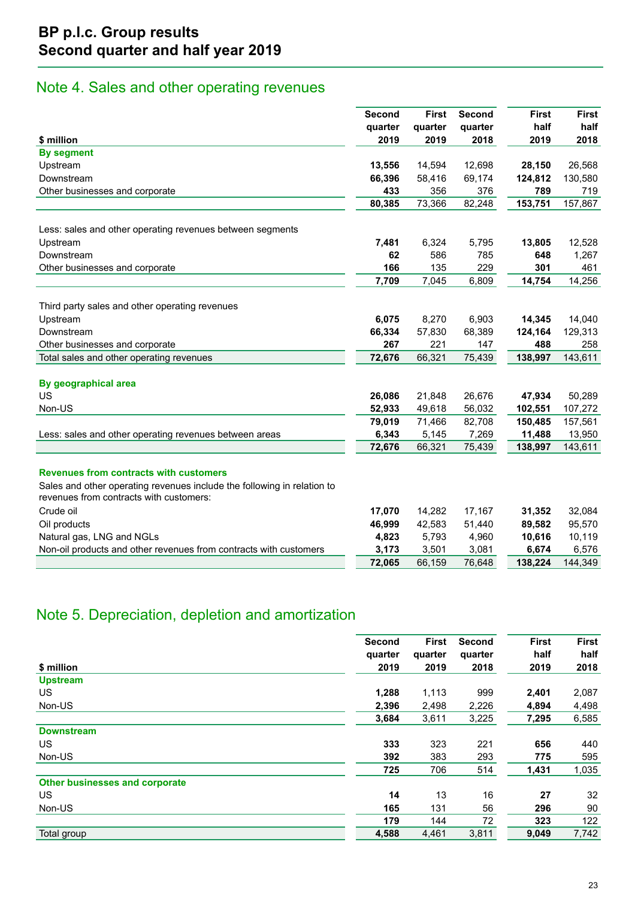# BP p.l.c. Group results
## Second quarter and half year 2019

## Note 4. Sales and other operating revenues

| $ million | Second quarter 2019 | First quarter 2019 | Second quarter 2018 | First half 2019 | First half 2018 |
|---|---|---|---|---|---|
| **By segment** | | | | | |
| Upstream | **13,556** | 14,594 | 12,698 | **28,150** | 26,568 |
| Downstream | **66,396** | 58,416 | 69,174 | **124,812** | 130,580 |
| Other businesses and corporate | **433** | 356 | 376 | **789** | 719 |
| | **80,385** | 73,366 | 82,248 | **153,751** | 157,867 |
| Less: sales and other operating revenues between segments | | | | | |
| Upstream | **7,481** | 6,324 | 5,795 | **13,805** | 12,528 |
| Downstream | **62** | 586 | 785 | **648** | 1,267 |
| Other businesses and corporate | **166** | 135 | 229 | **301** | 461 |
| | **7,709** | 7,045 | 6,809 | **14,754** | 14,256 |
| Third party sales and other operating revenues | | | | | |
| Upstream | **6,075** | 8,270 | 6,903 | **14,345** | 14,040 |
| Downstream | **66,334** | 57,830 | 68,389 | **124,164** | 129,313 |
| Other businesses and corporate | **267** | 221 | 147 | **488** | 258 |
| Total sales and other operating revenues | **72,676** | 66,321 | 75,439 | **138,997** | 143,611 |
| **By geographical area** | | | | | |
| US | **26,086** | 21,848 | 26,676 | **47,934** | 50,289 |
| Non-US | **52,933** | 49,618 | 56,032 | **102,551** | 107,272 |
| | **79,019** | 71,466 | 82,708 | **150,485** | 157,561 |
| Less: sales and other operating revenues between areas | **6,343** | 5,145 | 7,269 | **11,488** | 13,950 |
| | **72,676** | 66,321 | 75,439 | **138,997** | 143,611 |
| **Revenues from contracts with customers** | | | | | |
| Sales and other operating revenues include the following in relation to revenues from contracts with customers: | | | | | |
| Crude oil | **17,070** | 14,282 | 17,167 | **31,352** | 32,084 |
| Oil products | **46,999** | 42,583 | 51,440 | **89,582** | 95,570 |
| Natural gas, LNG and NGLs | **4,823** | 5,793 | 4,960 | **10,616** | 10,119 |
| Non-oil products and other revenues from contracts with customers | **3,173** | 3,501 | 3,081 | **6,674** | 6,576 |
| | **72,065** | 66,159 | 76,648 | **138,224** | 144,349 |

## Note 5. Depreciation, depletion and amortization

| $ million | Second quarter 2019 | First quarter 2019 | Second quarter 2018 | First half 2019 | First half 2018 |
|---|---|---|---|---|---|
| **Upstream** | | | | | |
| US | **1,288** | 1,113 | 999 | **2,401** | 2,087 |
| Non-US | **2,396** | 2,498 | 2,226 | **4,894** | 4,498 |
| | **3,684** | 3,611 | 3,225 | **7,295** | 6,585 |
| **Downstream** | | | | | |
| US | **333** | 323 | 221 | **656** | 440 |
| Non-US | **392** | 383 | 293 | **775** | 595 |
| | **725** | 706 | 514 | **1,431** | 1,035 |
| **Other businesses and corporate** | | | | | |
| US | **14** | 13 | 16 | **27** | 32 |
| Non-US | **165** | 131 | 56 | **296** | 90 |
| | **179** | 144 | 72 | **323** | 122 |
| Total group | **4,588** | 4,461 | 3,811 | **9,049** | 7,742 |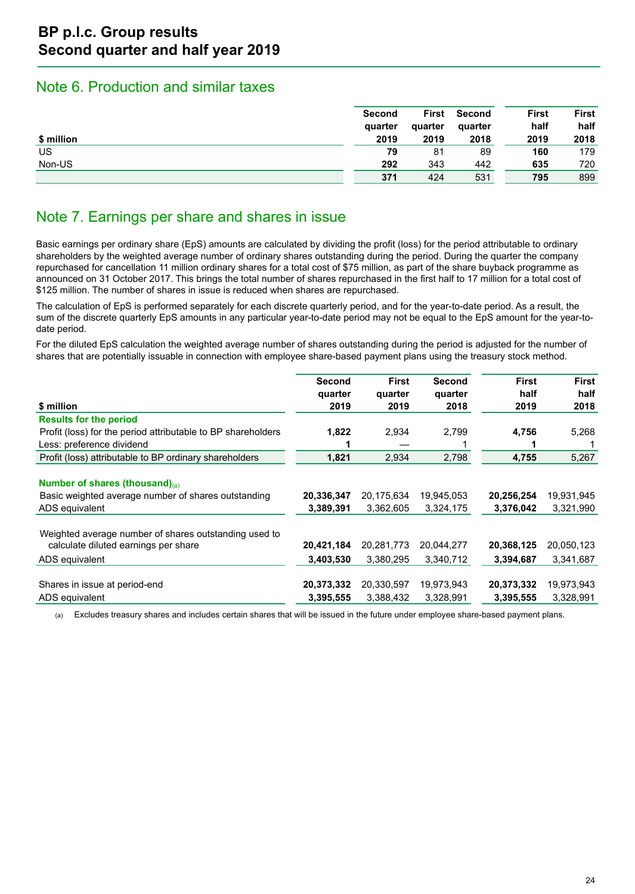## Note 6. Production and similar taxes

| $ million | Second quarter 2019 | First quarter 2019 | Second quarter 2018 | First half 2019 | First half 2018 |
|---|---|---|---|---|---|
| US | **79** | 81 | 89 | **160** | 179 |
| Non-US | **292** | 343 | 442 | **635** | 720 |
| | **371** | 424 | 531 | **795** | 899 |

## Note 7. Earnings per share and shares in issue

Basic earnings per ordinary share (EpS) amounts are calculated by dividing the profit (loss) for the period attributable to ordinary shareholders by the weighted average number of ordinary shares outstanding during the period. During the quarter the company repurchased for cancellation 11 million ordinary shares for a total cost of $75 million, as part of the share buyback programme as announced on 31 October 2017. This brings the total number of shares repurchased in the first half to 17 million for a total cost of $125 million. The number of shares in issue is reduced when shares are repurchased.

The calculation of EpS is performed separately for each discrete quarterly period, and for the year-to-date period. As a result, the sum of the discrete quarterly EpS amounts in any particular year-to-date period may not be equal to the EpS amount for the year-to-date period.

For the diluted EpS calculation the weighted average number of shares outstanding during the period is adjusted for the number of shares that are potentially issuable in connection with employee share-based payment plans using the treasury stock method.

| $ million | Second quarter 2019 | First quarter 2019 | Second quarter 2018 | First half 2019 | First half 2018 |
|---|---|---|---|---|---|
| **Results for the period** | | | | | |
| Profit (loss) for the period attributable to BP shareholders | **1,822** | 2,934 | 2,799 | **4,756** | 5,268 |
| Less: preference dividend | **1** | — | 1 | **1** | 1 |
| Profit (loss) attributable to BP ordinary shareholders | **1,821** | 2,934 | 2,798 | **4,755** | 5,267 |
| | | | | | |
| **Number of shares (thousand)**[a] | | | | | |
| Basic weighted average number of shares outstanding | **20,336,347** | 20,175,634 | 19,945,053 | **20,256,254** | 19,931,945 |
| ADS equivalent | **3,389,391** | 3,362,605 | 3,324,175 | **3,376,042** | 3,321,990 |
| | | | | | |
| Weighted average number of shares outstanding used to calculate diluted earnings per share | **20,421,184** | 20,281,773 | 20,044,277 | **20,368,125** | 20,050,123 |
| ADS equivalent | **3,403,530** | 3,380,295 | 3,340,712 | **3,394,687** | 3,341,687 |
| | | | | | |
| Shares in issue at period-end | **20,373,332** | 20,330,597 | 19,973,943 | **20,373,332** | 19,973,943 |
| ADS equivalent | **3,395,555** | 3,388,432 | 3,328,991 | **3,395,555** | 3,328,991 |

(a) Excludes treasury shares and includes certain shares that will be issued in the future under employee share-based payment plans.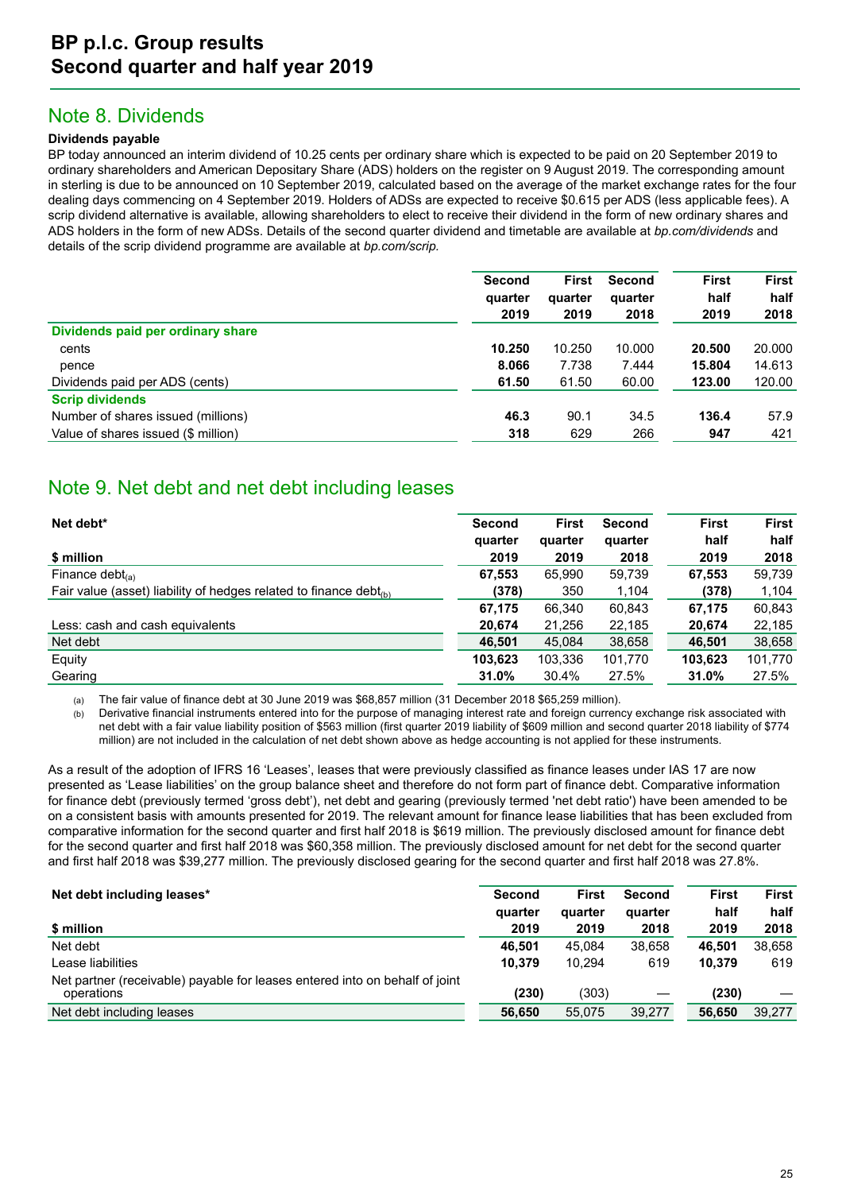## Note 8. Dividends

**Dividends payable**

BP today announced an interim dividend of 10.25 cents per ordinary share which is expected to be paid on 20 September 2019 to ordinary shareholders and American Depositary Share (ADS) holders on the register on 9 August 2019. The corresponding amount in sterling is due to be announced on 10 September 2019, calculated based on the average of the market exchange rates for the four dealing days commencing on 4 September 2019. Holders of ADSs are expected to receive $0.615 per ADS (less applicable fees). A scrip dividend alternative is available, allowing shareholders to elect to receive their dividend in the form of new ordinary shares and ADS holders in the form of new ADSs. Details of the second quarter dividend and timetable are available at *bp.com/dividends* and details of the scrip dividend programme are available at *bp.com/scrip.*

| | Second quarter 2019 | First quarter 2019 | Second quarter 2018 | First half 2019 | First half 2018 |
|---|---|---|---|---|---|
| **Dividends paid per ordinary share** | | | | | |
| cents | **10.250** | 10.250 | 10.000 | **20.500** | 20.000 |
| pence | **8.066** | 7.738 | 7.444 | **15.804** | 14.613 |
| Dividends paid per ADS (cents) | **61.50** | 61.50 | 60.00 | **123.00** | 120.00 |
| **Scrip dividends** | | | | | |
| Number of shares issued (millions) | **46.3** | 90.1 | 34.5 | **136.4** | 57.9 |
| Value of shares issued ($ million) | **318** | 629 | 266 | **947** | 421 |

## Note 9. Net debt and net debt including leases

| **Net debt*** <br> **$ million** | Second quarter 2019 | First quarter 2019 | Second quarter 2018 | First half 2019 | First half 2018 |
|---|---|---|---|---|---|
| Finance debt(a) | **67,553** | 65,990 | 59,739 | **67,553** | 59,739 |
| Fair value (asset) liability of hedges related to finance debt(b) | **(378)** | 350 | 1,104 | **(378)** | 1,104 |
| | **67,175** | 66,340 | 60,843 | **67,175** | 60,843 |
| Less: cash and cash equivalents | **20,674** | 21,256 | 22,185 | **20,674** | 22,185 |
| Net debt | **46,501** | 45,084 | 38,658 | **46,501** | 38,658 |
| Equity | **103,623** | 103,336 | 101,770 | **103,623** | 101,770 |
| Gearing | **31.0%** | 30.4% | 27.5% | **31.0%** | 27.5% |

(a) The fair value of finance debt at 30 June 2019 was $68,857 million (31 December 2018 $65,259 million).

(b) Derivative financial instruments entered into for the purpose of managing interest rate and foreign currency exchange risk associated with net debt with a fair value liability position of $563 million (first quarter 2019 liability of $609 million and second quarter 2018 liability of $774 million) are not included in the calculation of net debt shown above as hedge accounting is not applied for these instruments.

As a result of the adoption of IFRS 16 'Leases', leases that were previously classified as finance leases under IAS 17 are now presented as 'Lease liabilities' on the group balance sheet and therefore do not form part of finance debt. Comparative information for finance debt (previously termed 'gross debt'), net debt and gearing (previously termed 'net debt ratio') have been amended to be on a consistent basis with amounts presented for 2019. The relevant amount for finance lease liabilities that has been excluded from comparative information for the second quarter and first half 2018 is $619 million. The previously disclosed amount for finance debt for the second quarter and first half 2018 was $60,358 million. The previously disclosed amount for net debt for the second quarter and first half 2018 was $39,277 million. The previously disclosed gearing for the second quarter and first half 2018 was 27.8%.

| **Net debt including leases*** <br> **$ million** | Second quarter 2019 | First quarter 2019 | Second quarter 2018 | First half 2019 | First half 2018 |
|---|---|---|---|---|---|
| Net debt | **46,501** | 45,084 | 38,658 | **46,501** | 38,658 |
| Lease liabilities | **10,379** | 10,294 | 619 | **10,379** | 619 |
| Net partner (receivable) payable for leases entered into on behalf of joint operations | **(230)** | (303) | — | **(230)** | — |
| Net debt including leases | **56,650** | 55,075 | 39,277 | **56,650** | 39,277 |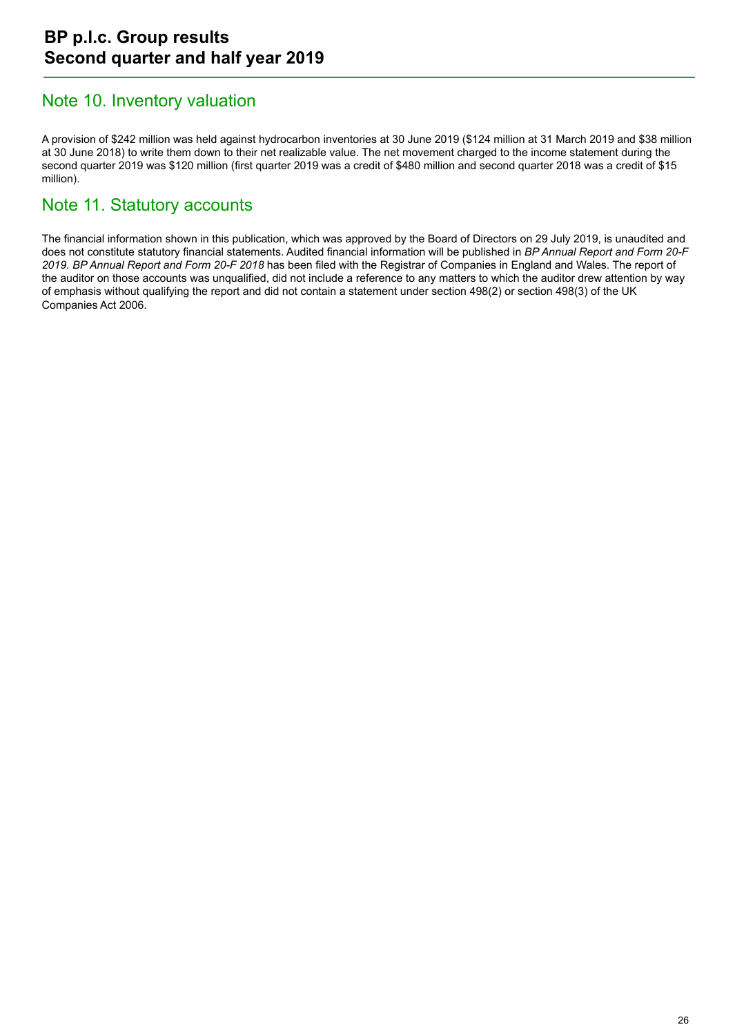## Note 10. Inventory valuation

A provision of $242 million was held against hydrocarbon inventories at 30 June 2019 ($124 million at 31 March 2019 and $38 million at 30 June 2018) to write them down to their net realizable value. The net movement charged to the income statement during the second quarter 2019 was $120 million (first quarter 2019 was a credit of $480 million and second quarter 2018 was a credit of $15 million).

## Note 11. Statutory accounts

The financial information shown in this publication, which was approved by the Board of Directors on 29 July 2019, is unaudited and does not constitute statutory financial statements. Audited financial information will be published in *BP Annual Report and Form 20-F 2019. BP Annual Report and Form 20-F 2018* has been filed with the Registrar of Companies in England and Wales. The report of the auditor on those accounts was unqualified, did not include a reference to any matters to which the auditor drew attention by way of emphasis without qualifying the report and did not contain a statement under section 498(2) or section 498(3) of the UK Companies Act 2006.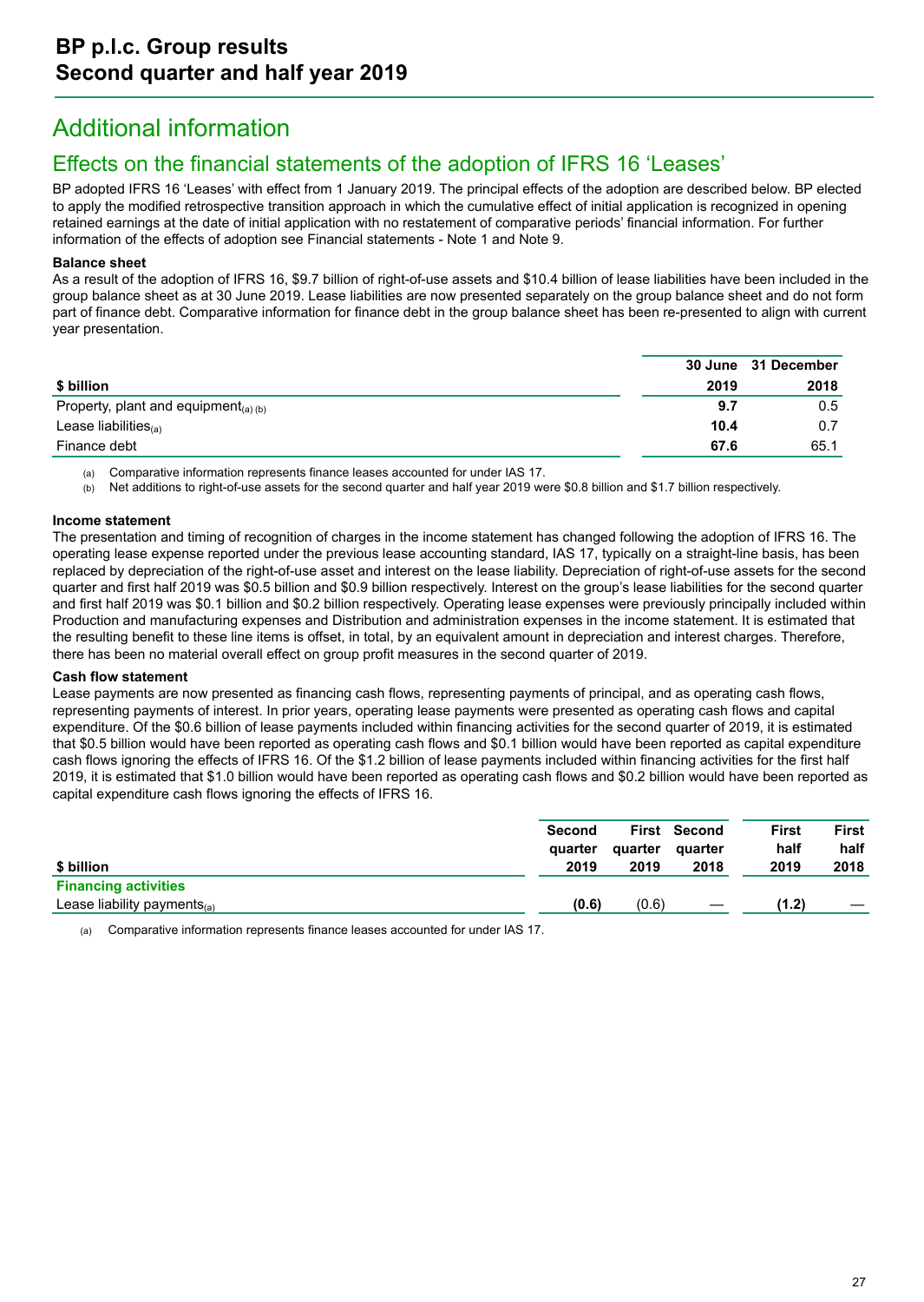# Additional information

## Effects on the financial statements of the adoption of IFRS 16 'Leases'

BP adopted IFRS 16 'Leases' with effect from 1 January 2019. The principal effects of the adoption are described below. BP elected to apply the modified retrospective transition approach in which the cumulative effect of initial application is recognized in opening retained earnings at the date of initial application with no restatement of comparative periods' financial information. For further information of the effects of adoption see Financial statements - Note 1 and Note 9.

**Balance sheet**

As a result of the adoption of IFRS 16, $9.7 billion of right-of-use assets and $10.4 billion of lease liabilities have been included in the group balance sheet as at 30 June 2019. Lease liabilities are now presented separately on the group balance sheet and do not form part of finance debt. Comparative information for finance debt in the group balance sheet has been re-presented to align with current year presentation.

| $ billion | 30 June 2019 | 31 December 2018 |
|---|---|---|
| Property, plant and equipment(a) (b) | **9.7** | 0.5 |
| Lease liabilities(a) | **10.4** | 0.7 |
| Finance debt | **67.6** | 65.1 |

(a) Comparative information represents finance leases accounted for under IAS 17.

(b) Net additions to right-of-use assets for the second quarter and half year 2019 were $0.8 billion and $1.7 billion respectively.

**Income statement**

The presentation and timing of recognition of charges in the income statement has changed following the adoption of IFRS 16. The operating lease expense reported under the previous lease accounting standard, IAS 17, typically on a straight-line basis, has been replaced by depreciation of the right-of-use asset and interest on the lease liability. Depreciation of right-of-use assets for the second quarter and first half 2019 was $0.5 billion and $0.9 billion respectively. Interest on the group's lease liabilities for the second quarter and first half 2019 was $0.1 billion and $0.2 billion respectively. Operating lease expenses were previously principally included within Production and manufacturing expenses and Distribution and administration expenses in the income statement. It is estimated that the resulting benefit to these line items is offset, in total, by an equivalent amount in depreciation and interest charges. Therefore, there has been no material overall effect on group profit measures in the second quarter of 2019.

**Cash flow statement**

Lease payments are now presented as financing cash flows, representing payments of principal, and as operating cash flows, representing payments of interest. In prior years, operating lease payments were presented as operating cash flows and capital expenditure. Of the $0.6 billion of lease payments included within financing activities for the second quarter of 2019, it is estimated that $0.5 billion would have been reported as operating cash flows and $0.1 billion would have been reported as capital expenditure cash flows ignoring the effects of IFRS 16. Of the $1.2 billion of lease payments included within financing activities for the first half 2019, it is estimated that $1.0 billion would have been reported as operating cash flows and $0.2 billion would have been reported as capital expenditure cash flows ignoring the effects of IFRS 16.

| $ billion | Second quarter 2019 | First quarter 2019 | Second quarter 2018 | First half 2019 | First half 2018 |
|---|---|---|---|---|---|
| **Financing activities** | | | | | |
| Lease liability payments(a) | **(0.6)** | (0.6) | — | **(1.2)** | — |

(a) Comparative information represents finance leases accounted for under IAS 17.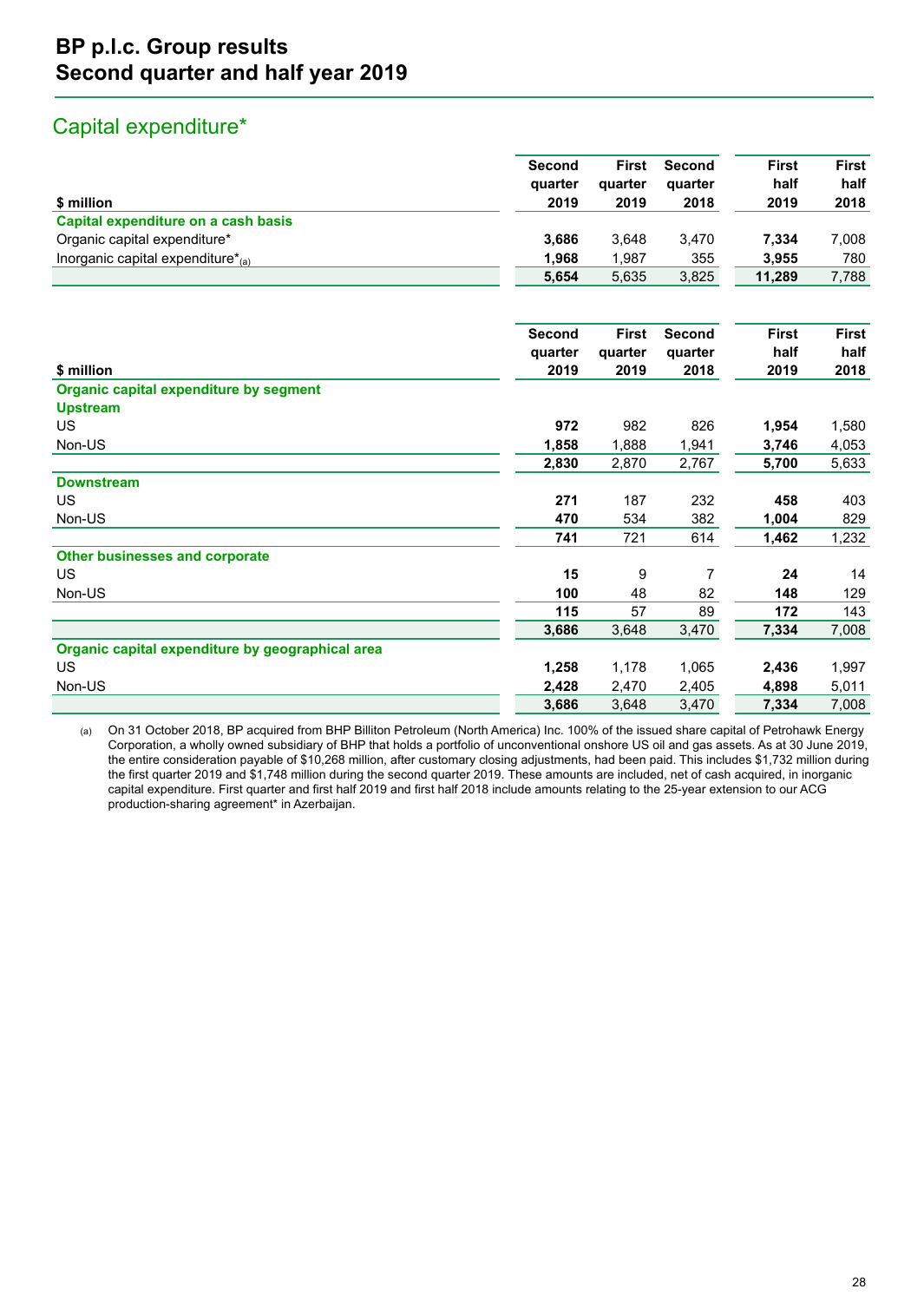## Capital expenditure*

| $ million | Second quarter 2019 | First quarter 2019 | Second quarter 2018 | First half 2019 | First half 2018 |
|---|---|---|---|---|---|
| **Capital expenditure on a cash basis** | | | | | |
| Organic capital expenditure* | **3,686** | 3,648 | 3,470 | **7,334** | 7,008 |
| Inorganic capital expenditure*(a) | **1,968** | 1,987 | 355 | **3,955** | 780 |
| | **5,654** | 5,635 | 3,825 | **11,289** | 7,788 |

| $ million | Second quarter 2019 | First quarter 2019 | Second quarter 2018 | First half 2019 | First half 2018 |
|---|---|---|---|---|---|
| **Organic capital expenditure by segment** | | | | | |
| **Upstream** | | | | | |
| US | **972** | 982 | 826 | **1,954** | 1,580 |
| Non-US | **1,858** | 1,888 | 1,941 | **3,746** | 4,053 |
| | **2,830** | 2,870 | 2,767 | **5,700** | 5,633 |
| **Downstream** | | | | | |
| US | **271** | 187 | 232 | **458** | 403 |
| Non-US | **470** | 534 | 382 | **1,004** | 829 |
| | **741** | 721 | 614 | **1,462** | 1,232 |
| **Other businesses and corporate** | | | | | |
| US | **15** | 9 | 7 | **24** | 14 |
| Non-US | **100** | 48 | 82 | **148** | 129 |
| | **115** | 57 | 89 | **172** | 143 |
| | **3,686** | 3,648 | 3,470 | **7,334** | 7,008 |
| **Organic capital expenditure by geographical area** | | | | | |
| US | **1,258** | 1,178 | 1,065 | **2,436** | 1,997 |
| Non-US | **2,428** | 2,470 | 2,405 | **4,898** | 5,011 |
| | **3,686** | 3,648 | 3,470 | **7,334** | 7,008 |

(a) On 31 October 2018, BP acquired from BHP Billiton Petroleum (North America) Inc. 100% of the issued share capital of Petrohawk Energy Corporation, a wholly owned subsidiary of BHP that holds a portfolio of unconventional onshore US oil and gas assets. As at 30 June 2019, the entire consideration payable of $10,268 million, after customary closing adjustments, had been paid. This includes $1,732 million during the first quarter 2019 and $1,748 million during the second quarter 2019. These amounts are included, net of cash acquired, in inorganic capital expenditure. First quarter and first half 2019 and first half 2018 include amounts relating to the 25-year extension to our ACG production-sharing agreement* in Azerbaijan.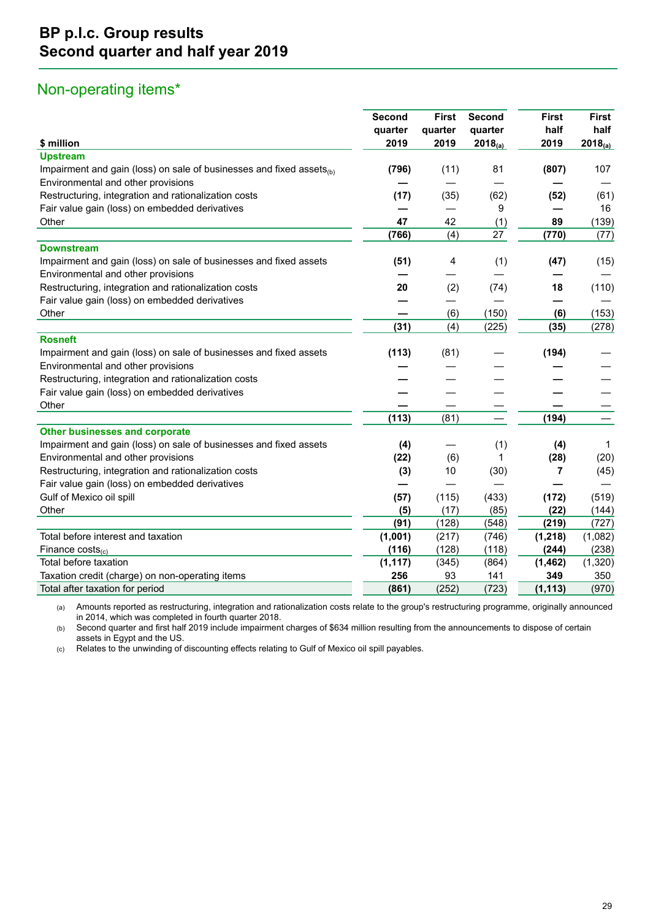# BP p.l.c. Group results
# Second quarter and half year 2019

## Non-operating items*

| $ million | Second quarter 2019 | First quarter 2019 | Second quarter 2018[(a)] | First half 2019 | First half 2018[(a)] |
|---|---|---|---|---|---|
| **Upstream** | | | | | |
| Impairment and gain (loss) on sale of businesses and fixed assets[(b)] | **(796)** | (11) | 81 | **(807)** | 107 |
| Environmental and other provisions | **—** | — | — | **—** | — |
| Restructuring, integration and rationalization costs | **(17)** | (35) | (62) | **(52)** | (61) |
| Fair value gain (loss) on embedded derivatives | **—** | — | 9 | **—** | 16 |
| Other | **47** | 42 | (1) | **89** | (139) |
| | **(766)** | (4) | 27 | **(770)** | (77) |
| **Downstream** | | | | | |
| Impairment and gain (loss) on sale of businesses and fixed assets | **(51)** | 4 | (1) | **(47)** | (15) |
| Environmental and other provisions | **—** | — | — | **—** | — |
| Restructuring, integration and rationalization costs | **20** | (2) | (74) | **18** | (110) |
| Fair value gain (loss) on embedded derivatives | **—** | — | — | **—** | — |
| Other | **—** | (6) | (150) | **(6)** | (153) |
| | **(31)** | (4) | (225) | **(35)** | (278) |
| **Rosneft** | | | | | |
| Impairment and gain (loss) on sale of businesses and fixed assets | **(113)** | (81) | — | **(194)** | — |
| Environmental and other provisions | **—** | — | — | **—** | — |
| Restructuring, integration and rationalization costs | **—** | — | — | **—** | — |
| Fair value gain (loss) on embedded derivatives | **—** | — | — | **—** | — |
| Other | **—** | — | — | **—** | — |
| | **(113)** | (81) | — | **(194)** | — |
| **Other businesses and corporate** | | | | | |
| Impairment and gain (loss) on sale of businesses and fixed assets | **(4)** | — | (1) | **(4)** | 1 |
| Environmental and other provisions | **(22)** | (6) | 1 | **(28)** | (20) |
| Restructuring, integration and rationalization costs | **(3)** | 10 | (30) | **7** | (45) |
| Fair value gain (loss) on embedded derivatives | **—** | — | — | **—** | — |
| Gulf of Mexico oil spill | **(57)** | (115) | (433) | **(172)** | (519) |
| Other | **(5)** | (17) | (85) | **(22)** | (144) |
| | **(91)** | (128) | (548) | **(219)** | (727) |
| Total before interest and taxation | **(1,001)** | (217) | (746) | **(1,218)** | (1,082) |
| Finance costs[(c)] | **(116)** | (128) | (118) | **(244)** | (238) |
| Total before taxation | **(1,117)** | (345) | (864) | **(1,462)** | (1,320) |
| Taxation credit (charge) on non-operating items | **256** | 93 | 141 | **349** | 350 |
| Total after taxation for period | **(861)** | (252) | (723) | **(1,113)** | (970) |

(a) Amounts reported as restructuring, integration and rationalization costs relate to the group's restructuring programme, originally announced in 2014, which was completed in fourth quarter 2018.

(b) Second quarter and first half 2019 include impairment charges of $634 million resulting from the announcements to dispose of certain assets in Egypt and the US.

(c) Relates to the unwinding of discounting effects relating to Gulf of Mexico oil spill payables.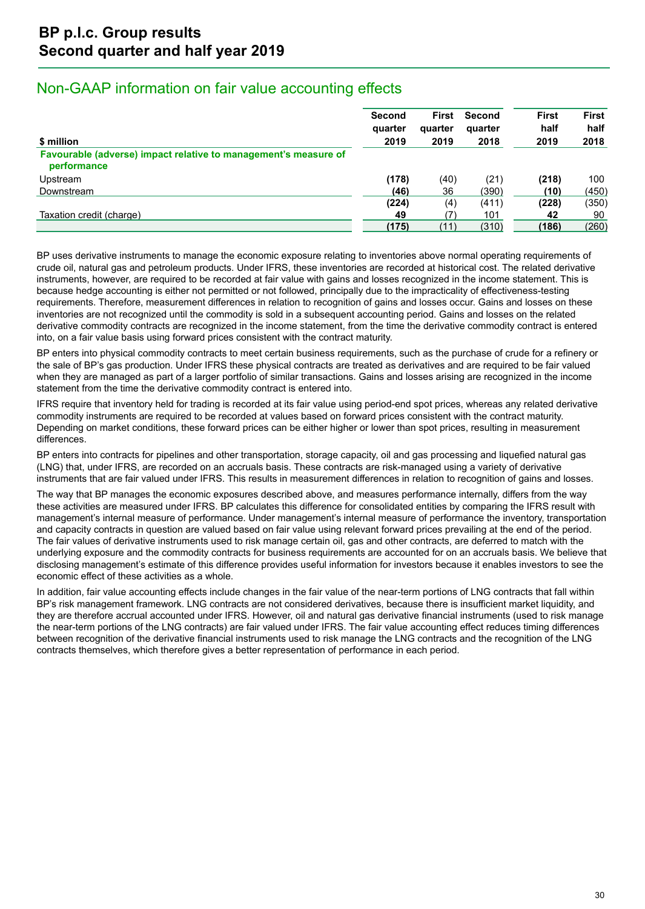## Non-GAAP information on fair value accounting effects

| $ million | Second quarter 2019 | First quarter 2019 | Second quarter 2018 | First half 2019 | First half 2018 |
|---|---|---|---|---|---|
| **Favourable (adverse) impact relative to management's measure of performance** | | | | | |
| Upstream | **(178)** | (40) | (21) | **(218)** | 100 |
| Downstream | **(46)** | 36 | (390) | **(10)** | (450) |
| | **(224)** | (4) | (411) | **(228)** | (350) |
| Taxation credit (charge) | **49** | (7) | 101 | **42** | 90 |
| | **(175)** | (11) | (310) | **(186)** | (260) |

BP uses derivative instruments to manage the economic exposure relating to inventories above normal operating requirements of crude oil, natural gas and petroleum products. Under IFRS, these inventories are recorded at historical cost. The related derivative instruments, however, are required to be recorded at fair value with gains and losses recognized in the income statement. This is because hedge accounting is either not permitted or not followed, principally due to the impracticality of effectiveness-testing requirements. Therefore, measurement differences in relation to recognition of gains and losses occur. Gains and losses on these inventories are not recognized until the commodity is sold in a subsequent accounting period. Gains and losses on the related derivative commodity contracts are recognized in the income statement, from the time the derivative commodity contract is entered into, on a fair value basis using forward prices consistent with the contract maturity.

BP enters into physical commodity contracts to meet certain business requirements, such as the purchase of crude for a refinery or the sale of BP's gas production. Under IFRS these physical contracts are treated as derivatives and are required to be fair valued when they are managed as part of a larger portfolio of similar transactions. Gains and losses arising are recognized in the income statement from the time the derivative commodity contract is entered into.

IFRS require that inventory held for trading is recorded at its fair value using period-end spot prices, whereas any related derivative commodity instruments are required to be recorded at values based on forward prices consistent with the contract maturity. Depending on market conditions, these forward prices can be either higher or lower than spot prices, resulting in measurement differences.

BP enters into contracts for pipelines and other transportation, storage capacity, oil and gas processing and liquefied natural gas (LNG) that, under IFRS, are recorded on an accruals basis. These contracts are risk-managed using a variety of derivative instruments that are fair valued under IFRS. This results in measurement differences in relation to recognition of gains and losses.

The way that BP manages the economic exposures described above, and measures performance internally, differs from the way these activities are measured under IFRS. BP calculates this difference for consolidated entities by comparing the IFRS result with management's internal measure of performance. Under management's internal measure of performance the inventory, transportation and capacity contracts in question are valued based on fair value using relevant forward prices prevailing at the end of the period. The fair values of derivative instruments used to risk manage certain oil, gas and other contracts, are deferred to match with the underlying exposure and the commodity contracts for business requirements are accounted for on an accruals basis. We believe that disclosing management's estimate of this difference provides useful information for investors because it enables investors to see the economic effect of these activities as a whole.

In addition, fair value accounting effects include changes in the fair value of the near-term portions of LNG contracts that fall within BP's risk management framework. LNG contracts are not considered derivatives, because there is insufficient market liquidity, and they are therefore accrual accounted under IFRS. However, oil and natural gas derivative financial instruments (used to risk manage the near-term portions of the LNG contracts) are fair valued under IFRS. The fair value accounting effect reduces timing differences between recognition of the derivative financial instruments used to risk manage the LNG contracts and the recognition of the LNG contracts themselves, which therefore gives a better representation of performance in each period.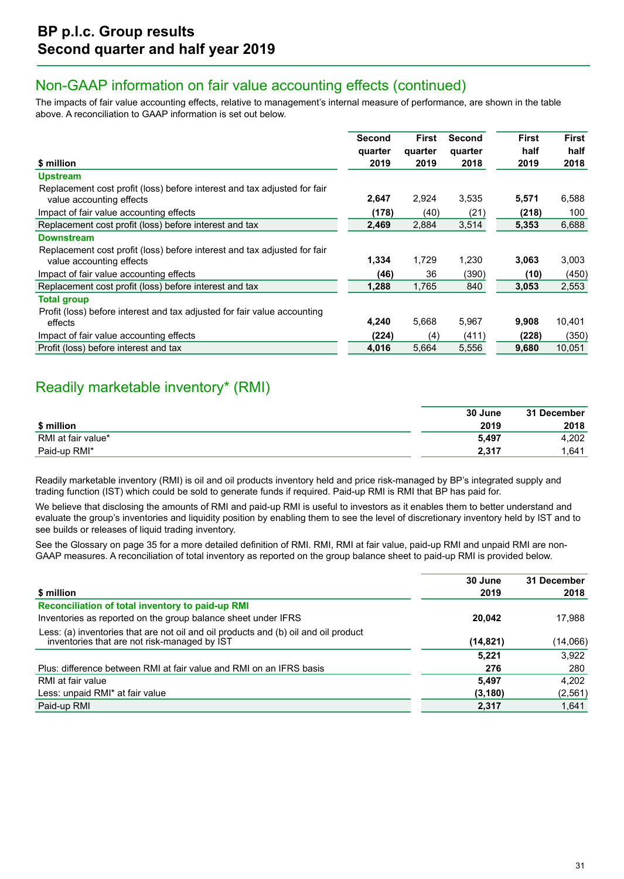## Non-GAAP information on fair value accounting effects (continued)

The impacts of fair value accounting effects, relative to management's internal measure of performance, are shown in the table above. A reconciliation to GAAP information is set out below.

| $ million | Second quarter 2019 | First quarter 2019 | Second quarter 2018 | First half 2019 | First half 2018 |
|---|---|---|---|---|---|
| **Upstream** | | | | | |
| Replacement cost profit (loss) before interest and tax adjusted for fair value accounting effects | **2,647** | 2,924 | 3,535 | **5,571** | 6,588 |
| Impact of fair value accounting effects | **(178)** | (40) | (21) | **(218)** | 100 |
| Replacement cost profit (loss) before interest and tax | **2,469** | 2,884 | 3,514 | **5,353** | 6,688 |
| **Downstream** | | | | | |
| Replacement cost profit (loss) before interest and tax adjusted for fair value accounting effects | **1,334** | 1,729 | 1,230 | **3,063** | 3,003 |
| Impact of fair value accounting effects | **(46)** | 36 | (390) | **(10)** | (450) |
| Replacement cost profit (loss) before interest and tax | **1,288** | 1,765 | 840 | **3,053** | 2,553 |
| **Total group** | | | | | |
| Profit (loss) before interest and tax adjusted for fair value accounting effects | **4,240** | 5,668 | 5,967 | **9,908** | 10,401 |
| Impact of fair value accounting effects | **(224)** | (4) | (411) | **(228)** | (350) |
| Profit (loss) before interest and tax | **4,016** | 5,664 | 5,556 | **9,680** | 10,051 |

## Readily marketable inventory* (RMI)

| $ million | 30 June 2019 | 31 December 2018 |
|---|---|---|
| RMI at fair value* | **5,497** | 4,202 |
| Paid-up RMI* | **2,317** | 1,641 |

Readily marketable inventory (RMI) is oil and oil products inventory held and price risk-managed by BP's integrated supply and trading function (IST) which could be sold to generate funds if required. Paid-up RMI is RMI that BP has paid for.

We believe that disclosing the amounts of RMI and paid-up RMI is useful to investors as it enables them to better understand and evaluate the group's inventories and liquidity position by enabling them to see the level of discretionary inventory held by IST and to see builds or releases of liquid trading inventory.

See the Glossary on page 35 for a more detailed definition of RMI. RMI, RMI at fair value, paid-up RMI and unpaid RMI are non-GAAP measures. A reconciliation of total inventory as reported on the group balance sheet to paid-up RMI is provided below.

| $ million | 30 June 2019 | 31 December 2018 |
|---|---|---|
| **Reconciliation of total inventory to paid-up RMI** | | |
| Inventories as reported on the group balance sheet under IFRS | **20,042** | 17,988 |
| Less: (a) inventories that are not oil and oil products and (b) oil and oil product inventories that are not risk-managed by IST | **(14,821)** | (14,066) |
| | **5,221** | 3,922 |
| Plus: difference between RMI at fair value and RMI on an IFRS basis | **276** | 280 |
| RMI at fair value | **5,497** | 4,202 |
| Less: unpaid RMI* at fair value | **(3,180)** | (2,561) |
| Paid-up RMI | **2,317** | 1,641 |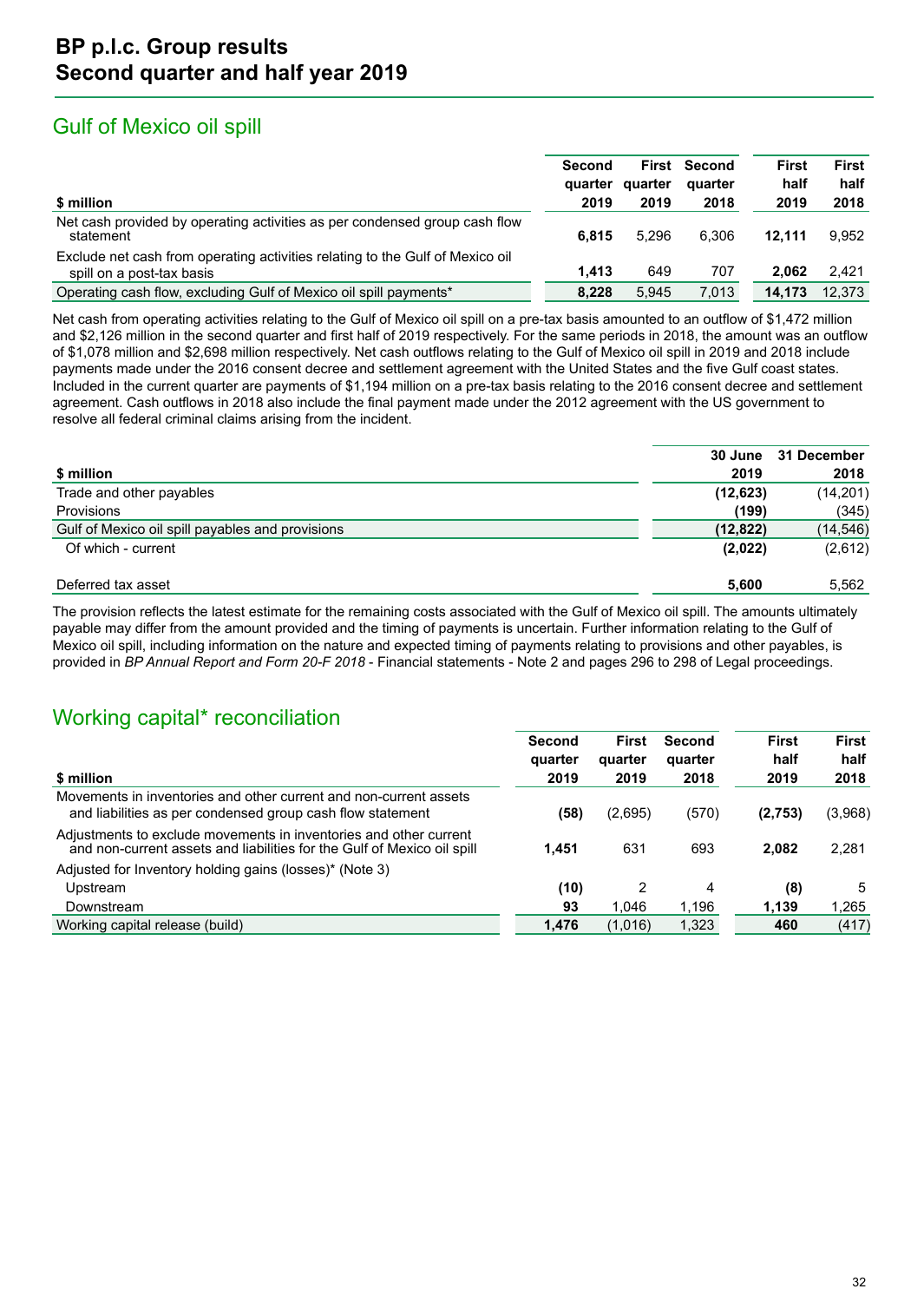# BP p.l.c. Group results
## Second quarter and half year 2019

## Gulf of Mexico oil spill

| $ million | Second quarter 2019 | First quarter 2019 | Second quarter 2018 | First half 2019 | First half 2018 |
|---|---|---|---|---|---|
| Net cash provided by operating activities as per condensed group cash flow statement | **6,815** | 5,296 | 6,306 | **12,111** | 9,952 |
| Exclude net cash from operating activities relating to the Gulf of Mexico oil spill on a post-tax basis | **1,413** | 649 | 707 | **2,062** | 2,421 |
| Operating cash flow, excluding Gulf of Mexico oil spill payments* | **8,228** | 5,945 | 7,013 | **14,173** | 12,373 |

Net cash from operating activities relating to the Gulf of Mexico oil spill on a pre-tax basis amounted to an outflow of $1,472 million and $2,126 million in the second quarter and first half of 2019 respectively. For the same periods in 2018, the amount was an outflow of $1,078 million and $2,698 million respectively. Net cash outflows relating to the Gulf of Mexico oil spill in 2019 and 2018 include payments made under the 2016 consent decree and settlement agreement with the United States and the five Gulf coast states. Included in the current quarter are payments of $1,194 million on a pre-tax basis relating to the 2016 consent decree and settlement agreement. Cash outflows in 2018 also include the final payment made under the 2012 agreement with the US government to resolve all federal criminal claims arising from the incident.

| $ million | 30 June 2019 | 31 December 2018 |
|---|---|---|
| Trade and other payables | **(12,623)** | (14,201) |
| Provisions | **(199)** | (345) |
| Gulf of Mexico oil spill payables and provisions | **(12,822)** | (14,546) |
| Of which - current | **(2,022)** | (2,612) |
| | | |
| Deferred tax asset | **5,600** | 5,562 |

The provision reflects the latest estimate for the remaining costs associated with the Gulf of Mexico oil spill. The amounts ultimately payable may differ from the amount provided and the timing of payments is uncertain. Further information relating to the Gulf of Mexico oil spill, including information on the nature and expected timing of payments relating to provisions and other payables, is provided in *BP Annual Report and Form 20-F 2018* - Financial statements - Note 2 and pages 296 to 298 of Legal proceedings.

## Working capital* reconciliation

| $ million | Second quarter 2019 | First quarter 2019 | Second quarter 2018 | First half 2019 | First half 2018 |
|---|---|---|---|---|---|
| Movements in inventories and other current and non-current assets and liabilities as per condensed group cash flow statement | **(58)** | (2,695) | (570) | **(2,753)** | (3,968) |
| Adjustments to exclude movements in inventories and other current and non-current assets and liabilities for the Gulf of Mexico oil spill | **1,451** | 631 | 693 | **2,082** | 2,281 |
| Adjusted for Inventory holding gains (losses)* (Note 3) | | | | | |
| Upstream | **(10)** | 2 | 4 | **(8)** | 5 |
| Downstream | **93** | 1,046 | 1,196 | **1,139** | 1,265 |
| Working capital release (build) | **1,476** | (1,016) | 1,323 | **460** | (417) |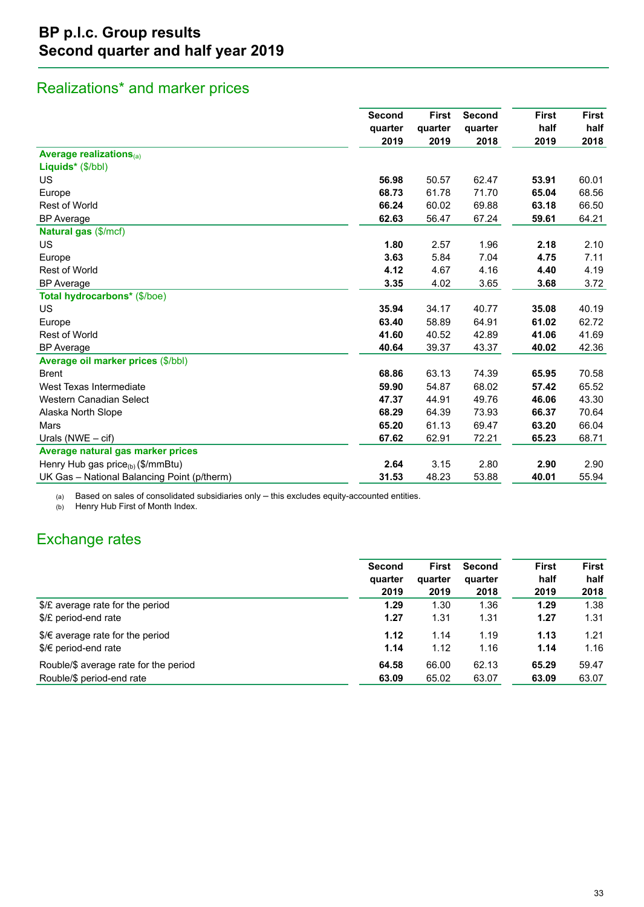# BP p.l.c. Group results
# Second quarter and half year 2019

## Realizations* and marker prices

| | Second quarter 2019 | First quarter 2019 | Second quarter 2018 | First half 2019 | First half 2018 |
|---|---|---|---|---|---|
| **Average realizations** (a) | | | | | |
| **Liquids*** ($/bbl) | | | | | |
| US | **56.98** | 50.57 | 62.47 | **53.91** | 60.01 |
| Europe | **68.73** | 61.78 | 71.70 | **65.04** | 68.56 |
| Rest of World | **66.24** | 60.02 | 69.88 | **63.18** | 66.50 |
| BP Average | **62.63** | 56.47 | 67.24 | **59.61** | 64.21 |
| **Natural gas** ($/mcf) | | | | | |
| US | **1.80** | 2.57 | 1.96 | **2.18** | 2.10 |
| Europe | **3.63** | 5.84 | 7.04 | **4.75** | 7.11 |
| Rest of World | **4.12** | 4.67 | 4.16 | **4.40** | 4.19 |
| BP Average | **3.35** | 4.02 | 3.65 | **3.68** | 3.72 |
| **Total hydrocarbons*** ($/boe) | | | | | |
| US | **35.94** | 34.17 | 40.77 | **35.08** | 40.19 |
| Europe | **63.40** | 58.89 | 64.91 | **61.02** | 62.72 |
| Rest of World | **41.60** | 40.52 | 42.89 | **41.06** | 41.69 |
| BP Average | **40.64** | 39.37 | 43.37 | **40.02** | 42.36 |
| **Average oil marker prices** ($/bbl) | | | | | |
| Brent | **68.86** | 63.13 | 74.39 | **65.95** | 70.58 |
| West Texas Intermediate | **59.90** | 54.87 | 68.02 | **57.42** | 65.52 |
| Western Canadian Select | **47.37** | 44.91 | 49.76 | **46.06** | 43.30 |
| Alaska North Slope | **68.29** | 64.39 | 73.93 | **66.37** | 70.64 |
| Mars | **65.20** | 61.13 | 69.47 | **63.20** | 66.04 |
| Urals (NWE – cif) | **67.62** | 62.91 | 72.21 | **65.23** | 68.71 |
| **Average natural gas marker prices** | | | | | |
| Henry Hub gas price (b) ($/mmBtu) | **2.64** | 3.15 | 2.80 | **2.90** | 2.90 |
| UK Gas – National Balancing Point (p/therm) | **31.53** | 48.23 | 53.88 | **40.01** | 55.94 |

(a) Based on sales of consolidated subsidiaries only – this excludes equity-accounted entities.
(b) Henry Hub First of Month Index.

## Exchange rates

| | Second quarter 2019 | First quarter 2019 | Second quarter 2018 | First half 2019 | First half 2018 |
|---|---|---|---|---|---|
| $/£ average rate for the period | **1.29** | 1.30 | 1.36 | **1.29** | 1.38 |
| $/£ period-end rate | **1.27** | 1.31 | 1.31 | **1.27** | 1.31 |
| $/€ average rate for the period | **1.12** | 1.14 | 1.19 | **1.13** | 1.21 |
| $/€ period-end rate | **1.14** | 1.12 | 1.16 | **1.14** | 1.16 |
| Rouble/$ average rate for the period | **64.58** | 66.00 | 62.13 | **65.29** | 59.47 |
| Rouble/$ period-end rate | **63.09** | 65.02 | 63.07 | **63.09** | 63.07 |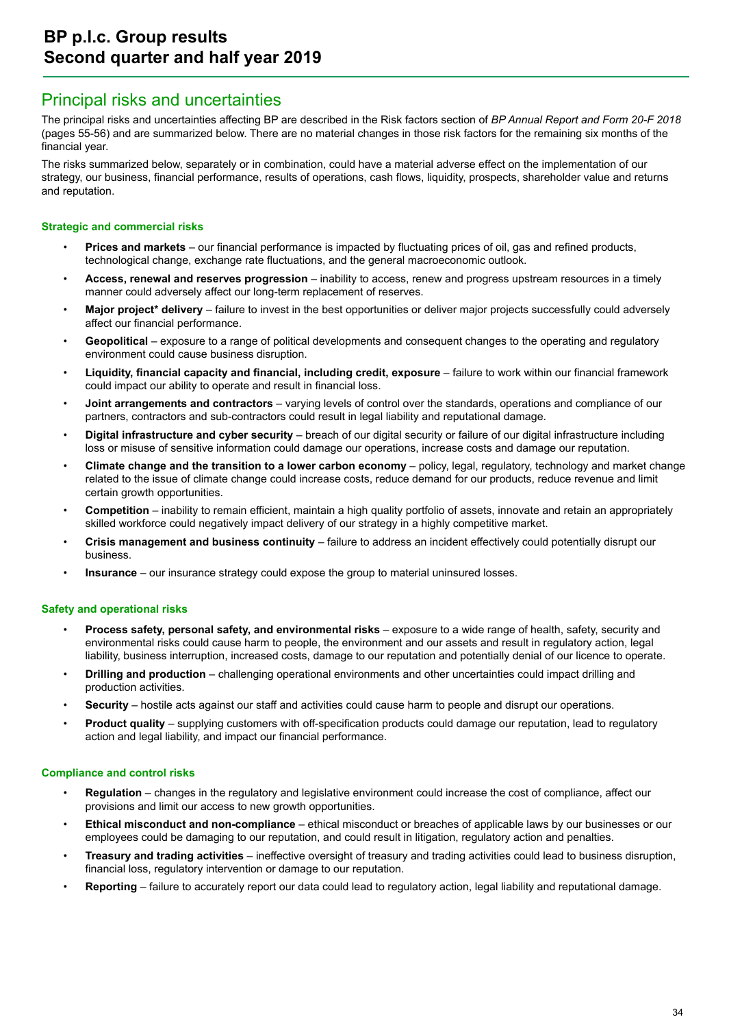## Principal risks and uncertainties

The principal risks and uncertainties affecting BP are described in the Risk factors section of *BP Annual Report and Form 20-F 2018* (pages 55-56) and are summarized below. There are no material changes in those risk factors for the remaining six months of the financial year.

The risks summarized below, separately or in combination, could have a material adverse effect on the implementation of our strategy, our business, financial performance, results of operations, cash flows, liquidity, prospects, shareholder value and returns and reputation.

### Strategic and commercial risks

- **Prices and markets** – our financial performance is impacted by fluctuating prices of oil, gas and refined products, technological change, exchange rate fluctuations, and the general macroeconomic outlook.
- **Access, renewal and reserves progression** – inability to access, renew and progress upstream resources in a timely manner could adversely affect our long-term replacement of reserves.
- **Major project* delivery** – failure to invest in the best opportunities or deliver major projects successfully could adversely affect our financial performance.
- **Geopolitical** – exposure to a range of political developments and consequent changes to the operating and regulatory environment could cause business disruption.
- **Liquidity, financial capacity and financial, including credit, exposure** – failure to work within our financial framework could impact our ability to operate and result in financial loss.
- **Joint arrangements and contractors** – varying levels of control over the standards, operations and compliance of our partners, contractors and sub-contractors could result in legal liability and reputational damage.
- **Digital infrastructure and cyber security** – breach of our digital security or failure of our digital infrastructure including loss or misuse of sensitive information could damage our operations, increase costs and damage our reputation.
- **Climate change and the transition to a lower carbon economy** – policy, legal, regulatory, technology and market change related to the issue of climate change could increase costs, reduce demand for our products, reduce revenue and limit certain growth opportunities.
- **Competition** – inability to remain efficient, maintain a high quality portfolio of assets, innovate and retain an appropriately skilled workforce could negatively impact delivery of our strategy in a highly competitive market.
- **Crisis management and business continuity** – failure to address an incident effectively could potentially disrupt our business.
- **Insurance** – our insurance strategy could expose the group to material uninsured losses.

### Safety and operational risks

- **Process safety, personal safety, and environmental risks** – exposure to a wide range of health, safety, security and environmental risks could cause harm to people, the environment and our assets and result in regulatory action, legal liability, business interruption, increased costs, damage to our reputation and potentially denial of our licence to operate.
- **Drilling and production** – challenging operational environments and other uncertainties could impact drilling and production activities.
- **Security** – hostile acts against our staff and activities could cause harm to people and disrupt our operations.
- **Product quality** – supplying customers with off-specification products could damage our reputation, lead to regulatory action and legal liability, and impact our financial performance.

### Compliance and control risks

- **Regulation** – changes in the regulatory and legislative environment could increase the cost of compliance, affect our provisions and limit our access to new growth opportunities.
- **Ethical misconduct and non-compliance** – ethical misconduct or breaches of applicable laws by our businesses or our employees could be damaging to our reputation, and could result in litigation, regulatory action and penalties.
- **Treasury and trading activities** – ineffective oversight of treasury and trading activities could lead to business disruption, financial loss, regulatory intervention or damage to our reputation.
- **Reporting** – failure to accurately report our data could lead to regulatory action, legal liability and reputational damage.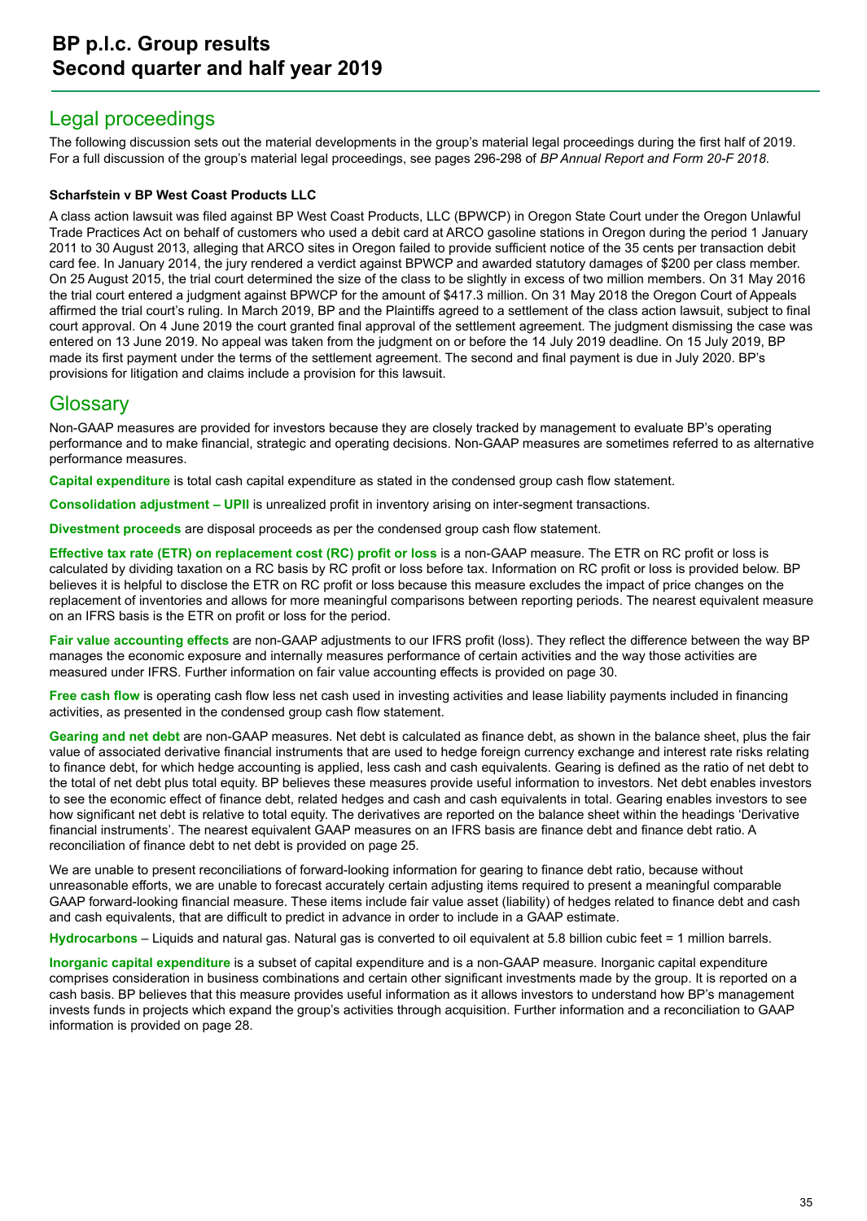## Legal proceedings

The following discussion sets out the material developments in the group's material legal proceedings during the first half of 2019. For a full discussion of the group's material legal proceedings, see pages 296-298 of *BP Annual Report and Form 20-F 2018*.

**Scharfstein v BP West Coast Products LLC**

A class action lawsuit was filed against BP West Coast Products, LLC (BPWCP) in Oregon State Court under the Oregon Unlawful Trade Practices Act on behalf of customers who used a debit card at ARCO gasoline stations in Oregon during the period 1 January 2011 to 30 August 2013, alleging that ARCO sites in Oregon failed to provide sufficient notice of the 35 cents per transaction debit card fee. In January 2014, the jury rendered a verdict against BPWCP and awarded statutory damages of $200 per class member. On 25 August 2015, the trial court determined the size of the class to be slightly in excess of two million members. On 31 May 2016 the trial court entered a judgment against BPWCP for the amount of $417.3 million. On 31 May 2018 the Oregon Court of Appeals affirmed the trial court's ruling. In March 2019, BP and the Plaintiffs agreed to a settlement of the class action lawsuit, subject to final court approval. On 4 June 2019 the court granted final approval of the settlement agreement. The judgment dismissing the case was entered on 13 June 2019. No appeal was taken from the judgment on or before the 14 July 2019 deadline. On 15 July 2019, BP made its first payment under the terms of the settlement agreement. The second and final payment is due in July 2020. BP's provisions for litigation and claims include a provision for this lawsuit.

## Glossary

Non-GAAP measures are provided for investors because they are closely tracked by management to evaluate BP's operating performance and to make financial, strategic and operating decisions. Non-GAAP measures are sometimes referred to as alternative performance measures.

**Capital expenditure** is total cash capital expenditure as stated in the condensed group cash flow statement.

**Consolidation adjustment – UPII** is unrealized profit in inventory arising on inter-segment transactions.

**Divestment proceeds** are disposal proceeds as per the condensed group cash flow statement.

**Effective tax rate (ETR) on replacement cost (RC) profit or loss** is a non-GAAP measure. The ETR on RC profit or loss is calculated by dividing taxation on a RC basis by RC profit or loss before tax. Information on RC profit or loss is provided below. BP believes it is helpful to disclose the ETR on RC profit or loss because this measure excludes the impact of price changes on the replacement of inventories and allows for more meaningful comparisons between reporting periods. The nearest equivalent measure on an IFRS basis is the ETR on profit or loss for the period.

**Fair value accounting effects** are non-GAAP adjustments to our IFRS profit (loss). They reflect the difference between the way BP manages the economic exposure and internally measures performance of certain activities and the way those activities are measured under IFRS. Further information on fair value accounting effects is provided on page 30.

**Free cash flow** is operating cash flow less net cash used in investing activities and lease liability payments included in financing activities, as presented in the condensed group cash flow statement.

**Gearing and net debt** are non-GAAP measures. Net debt is calculated as finance debt, as shown in the balance sheet, plus the fair value of associated derivative financial instruments that are used to hedge foreign currency exchange and interest rate risks relating to finance debt, for which hedge accounting is applied, less cash and cash equivalents. Gearing is defined as the ratio of net debt to the total of net debt plus total equity. BP believes these measures provide useful information to investors. Net debt enables investors to see the economic effect of finance debt, related hedges and cash and cash equivalents in total. Gearing enables investors to see how significant net debt is relative to total equity. The derivatives are reported on the balance sheet within the headings 'Derivative financial instruments'. The nearest equivalent GAAP measures on an IFRS basis are finance debt and finance debt ratio. A reconciliation of finance debt to net debt is provided on page 25.

We are unable to present reconciliations of forward-looking information for gearing to finance debt ratio, because without unreasonable efforts, we are unable to forecast accurately certain adjusting items required to present a meaningful comparable GAAP forward-looking financial measure. These items include fair value asset (liability) of hedges related to finance debt and cash and cash equivalents, that are difficult to predict in advance in order to include in a GAAP estimate.

**Hydrocarbons** – Liquids and natural gas. Natural gas is converted to oil equivalent at 5.8 billion cubic feet = 1 million barrels.

**Inorganic capital expenditure** is a subset of capital expenditure and is a non-GAAP measure. Inorganic capital expenditure comprises consideration in business combinations and certain other significant investments made by the group. It is reported on a cash basis. BP believes that this measure provides useful information as it allows investors to understand how BP's management invests funds in projects which expand the group's activities through acquisition. Further information and a reconciliation to GAAP information is provided on page 28.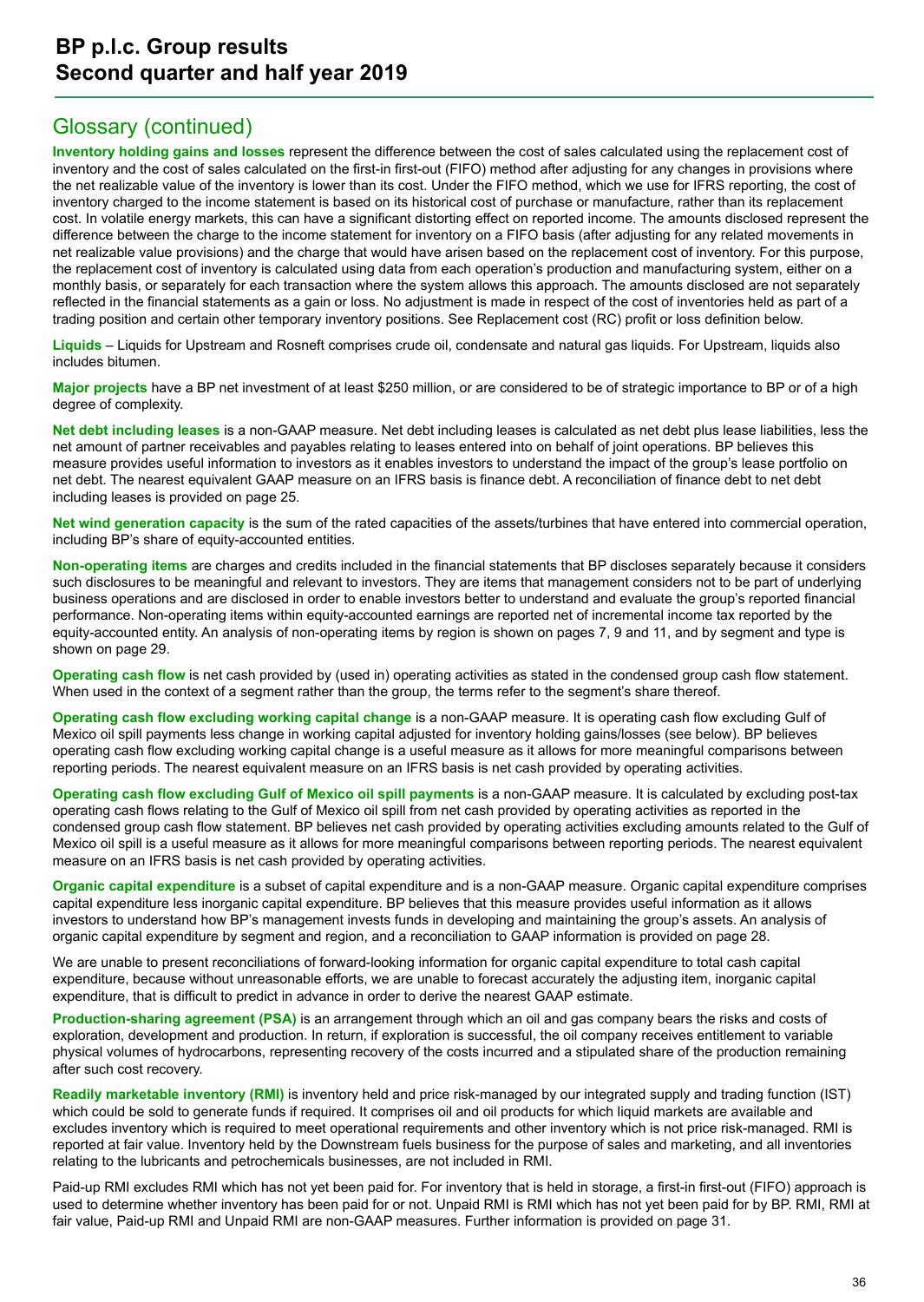## Glossary (continued)

**Inventory holding gains and losses** represent the difference between the cost of sales calculated using the replacement cost of inventory and the cost of sales calculated on the first-in first-out (FIFO) method after adjusting for any changes in provisions where the net realizable value of the inventory is lower than its cost. Under the FIFO method, which we use for IFRS reporting, the cost of inventory charged to the income statement is based on its historical cost of purchase or manufacture, rather than its replacement cost. In volatile energy markets, this can have a significant distorting effect on reported income. The amounts disclosed represent the difference between the charge to the income statement for inventory on a FIFO basis (after adjusting for any related movements in net realizable value provisions) and the charge that would have arisen based on the replacement cost of inventory. For this purpose, the replacement cost of inventory is calculated using data from each operation's production and manufacturing system, either on a monthly basis, or separately for each transaction where the system allows this approach. The amounts disclosed are not separately reflected in the financial statements as a gain or loss. No adjustment is made in respect of the cost of inventories held as part of a trading position and certain other temporary inventory positions. See Replacement cost (RC) profit or loss definition below.

**Liquids** – Liquids for Upstream and Rosneft comprises crude oil, condensate and natural gas liquids. For Upstream, liquids also includes bitumen.

**Major projects** have a BP net investment of at least $250 million, or are considered to be of strategic importance to BP or of a high degree of complexity.

**Net debt including leases** is a non-GAAP measure. Net debt including leases is calculated as net debt plus lease liabilities, less the net amount of partner receivables and payables relating to leases entered into on behalf of joint operations. BP believes this measure provides useful information to investors as it enables investors to understand the impact of the group's lease portfolio on net debt. The nearest equivalent GAAP measure on an IFRS basis is finance debt. A reconciliation of finance debt to net debt including leases is provided on page 25.

**Net wind generation capacity** is the sum of the rated capacities of the assets/turbines that have entered into commercial operation, including BP's share of equity-accounted entities.

**Non-operating items** are charges and credits included in the financial statements that BP discloses separately because it considers such disclosures to be meaningful and relevant to investors. They are items that management considers not to be part of underlying business operations and are disclosed in order to enable investors better to understand and evaluate the group's reported financial performance. Non-operating items within equity-accounted earnings are reported net of incremental income tax reported by the equity-accounted entity. An analysis of non-operating items by region is shown on pages 7, 9 and 11, and by segment and type is shown on page 29.

**Operating cash flow** is net cash provided by (used in) operating activities as stated in the condensed group cash flow statement. When used in the context of a segment rather than the group, the terms refer to the segment's share thereof.

**Operating cash flow excluding working capital change** is a non-GAAP measure. It is operating cash flow excluding Gulf of Mexico oil spill payments less change in working capital adjusted for inventory holding gains/losses (see below). BP believes operating cash flow excluding working capital change is a useful measure as it allows for more meaningful comparisons between reporting periods. The nearest equivalent measure on an IFRS basis is net cash provided by operating activities.

**Operating cash flow excluding Gulf of Mexico oil spill payments** is a non-GAAP measure. It is calculated by excluding post-tax operating cash flows relating to the Gulf of Mexico oil spill from net cash provided by operating activities as reported in the condensed group cash flow statement. BP believes net cash provided by operating activities excluding amounts related to the Gulf of Mexico oil spill is a useful measure as it allows for more meaningful comparisons between reporting periods. The nearest equivalent measure on an IFRS basis is net cash provided by operating activities.

**Organic capital expenditure** is a subset of capital expenditure and is a non-GAAP measure. Organic capital expenditure comprises capital expenditure less inorganic capital expenditure. BP believes that this measure provides useful information as it allows investors to understand how BP's management invests funds in developing and maintaining the group's assets. An analysis of organic capital expenditure by segment and region, and a reconciliation to GAAP information is provided on page 28.

We are unable to present reconciliations of forward-looking information for organic capital expenditure to total cash capital expenditure, because without unreasonable efforts, we are unable to forecast accurately the adjusting item, inorganic capital expenditure, that is difficult to predict in advance in order to derive the nearest GAAP estimate.

**Production-sharing agreement (PSA)** is an arrangement through which an oil and gas company bears the risks and costs of exploration, development and production. In return, if exploration is successful, the oil company receives entitlement to variable physical volumes of hydrocarbons, representing recovery of the costs incurred and a stipulated share of the production remaining after such cost recovery.

**Readily marketable inventory (RMI)** is inventory held and price risk-managed by our integrated supply and trading function (IST) which could be sold to generate funds if required. It comprises oil and oil products for which liquid markets are available and excludes inventory which is required to meet operational requirements and other inventory which is not price risk-managed. RMI is reported at fair value. Inventory held by the Downstream fuels business for the purpose of sales and marketing, and all inventories relating to the lubricants and petrochemicals businesses, are not included in RMI.

Paid-up RMI excludes RMI which has not yet been paid for. For inventory that is held in storage, a first-in first-out (FIFO) approach is used to determine whether inventory has been paid for or not. Unpaid RMI is RMI which has not yet been paid for by BP. RMI, RMI at fair value, Paid-up RMI and Unpaid RMI are non-GAAP measures. Further information is provided on page 31.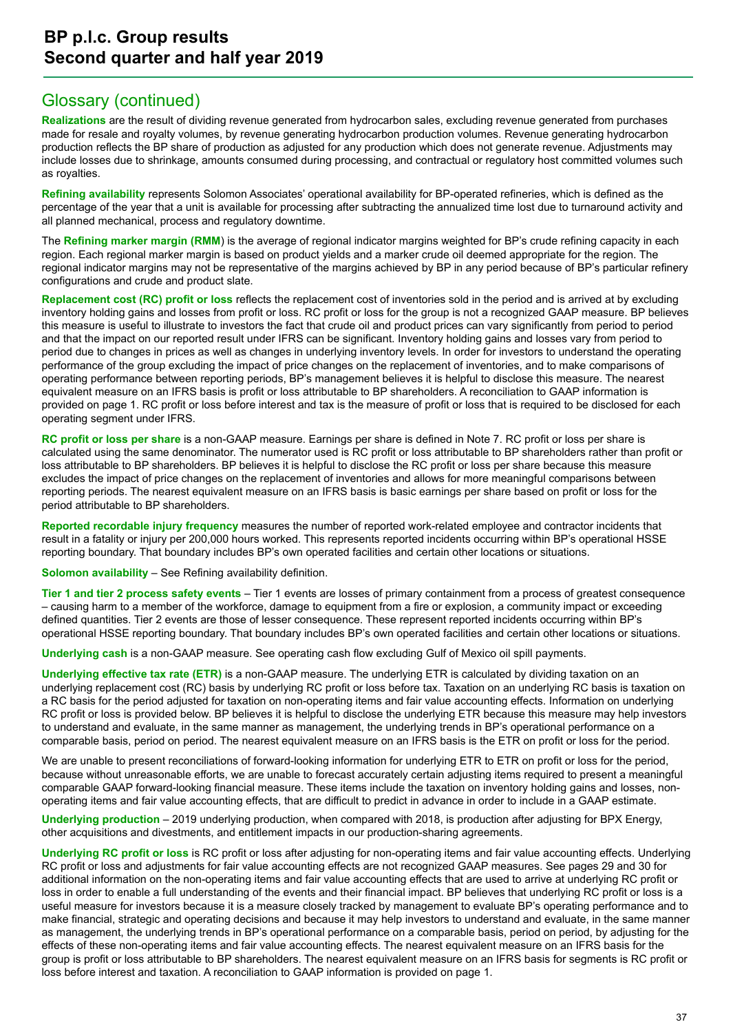## Glossary (continued)

**Realizations** are the result of dividing revenue generated from hydrocarbon sales, excluding revenue generated from purchases made for resale and royalty volumes, by revenue generating hydrocarbon production volumes. Revenue generating hydrocarbon production reflects the BP share of production as adjusted for any production which does not generate revenue. Adjustments may include losses due to shrinkage, amounts consumed during processing, and contractual or regulatory host committed volumes such as royalties.

**Refining availability** represents Solomon Associates' operational availability for BP-operated refineries, which is defined as the percentage of the year that a unit is available for processing after subtracting the annualized time lost due to turnaround activity and all planned mechanical, process and regulatory downtime.

The **Refining marker margin (RMM**) is the average of regional indicator margins weighted for BP's crude refining capacity in each region. Each regional marker margin is based on product yields and a marker crude oil deemed appropriate for the region. The regional indicator margins may not be representative of the margins achieved by BP in any period because of BP's particular refinery configurations and crude and product slate.

**Replacement cost (RC) profit or loss** reflects the replacement cost of inventories sold in the period and is arrived at by excluding inventory holding gains and losses from profit or loss. RC profit or loss for the group is not a recognized GAAP measure. BP believes this measure is useful to illustrate to investors the fact that crude oil and product prices can vary significantly from period to period and that the impact on our reported result under IFRS can be significant. Inventory holding gains and losses vary from period to period due to changes in prices as well as changes in underlying inventory levels. In order for investors to understand the operating performance of the group excluding the impact of price changes on the replacement of inventories, and to make comparisons of operating performance between reporting periods, BP's management believes it is helpful to disclose this measure. The nearest equivalent measure on an IFRS basis is profit or loss attributable to BP shareholders. A reconciliation to GAAP information is provided on page 1. RC profit or loss before interest and tax is the measure of profit or loss that is required to be disclosed for each operating segment under IFRS.

**RC profit or loss per share** is a non-GAAP measure. Earnings per share is defined in Note 7. RC profit or loss per share is calculated using the same denominator. The numerator used is RC profit or loss attributable to BP shareholders rather than profit or loss attributable to BP shareholders. BP believes it is helpful to disclose the RC profit or loss per share because this measure excludes the impact of price changes on the replacement of inventories and allows for more meaningful comparisons between reporting periods. The nearest equivalent measure on an IFRS basis is basic earnings per share based on profit or loss for the period attributable to BP shareholders.

**Reported recordable injury frequency** measures the number of reported work-related employee and contractor incidents that result in a fatality or injury per 200,000 hours worked. This represents reported incidents occurring within BP's operational HSSE reporting boundary. That boundary includes BP's own operated facilities and certain other locations or situations.

**Solomon availability** – See Refining availability definition.

**Tier 1 and tier 2 process safety events** – Tier 1 events are losses of primary containment from a process of greatest consequence – causing harm to a member of the workforce, damage to equipment from a fire or explosion, a community impact or exceeding defined quantities. Tier 2 events are those of lesser consequence. These represent reported incidents occurring within BP's operational HSSE reporting boundary. That boundary includes BP's own operated facilities and certain other locations or situations.

**Underlying cash** is a non-GAAP measure. See operating cash flow excluding Gulf of Mexico oil spill payments.

**Underlying effective tax rate (ETR)** is a non-GAAP measure. The underlying ETR is calculated by dividing taxation on an underlying replacement cost (RC) basis by underlying RC profit or loss before tax. Taxation on an underlying RC basis is taxation on a RC basis for the period adjusted for taxation on non-operating items and fair value accounting effects. Information on underlying RC profit or loss is provided below. BP believes it is helpful to disclose the underlying ETR because this measure may help investors to understand and evaluate, in the same manner as management, the underlying trends in BP's operational performance on a comparable basis, period on period. The nearest equivalent measure on an IFRS basis is the ETR on profit or loss for the period.

We are unable to present reconciliations of forward-looking information for underlying ETR to ETR on profit or loss for the period, because without unreasonable efforts, we are unable to forecast accurately certain adjusting items required to present a meaningful comparable GAAP forward-looking financial measure. These items include the taxation on inventory holding gains and losses, non-operating items and fair value accounting effects, that are difficult to predict in advance in order to include in a GAAP estimate.

**Underlying production** – 2019 underlying production, when compared with 2018, is production after adjusting for BPX Energy, other acquisitions and divestments, and entitlement impacts in our production-sharing agreements.

**Underlying RC profit or loss** is RC profit or loss after adjusting for non-operating items and fair value accounting effects. Underlying RC profit or loss and adjustments for fair value accounting effects are not recognized GAAP measures. See pages 29 and 30 for additional information on the non-operating items and fair value accounting effects that are used to arrive at underlying RC profit or loss in order to enable a full understanding of the events and their financial impact. BP believes that underlying RC profit or loss is a useful measure for investors because it is a measure closely tracked by management to evaluate BP's operating performance and to make financial, strategic and operating decisions and because it may help investors to understand and evaluate, in the same manner as management, the underlying trends in BP's operational performance on a comparable basis, period on period, by adjusting for the effects of these non-operating items and fair value accounting effects. The nearest equivalent measure on an IFRS basis for the group is profit or loss attributable to BP shareholders. The nearest equivalent measure on an IFRS basis for segments is RC profit or loss before interest and taxation. A reconciliation to GAAP information is provided on page 1.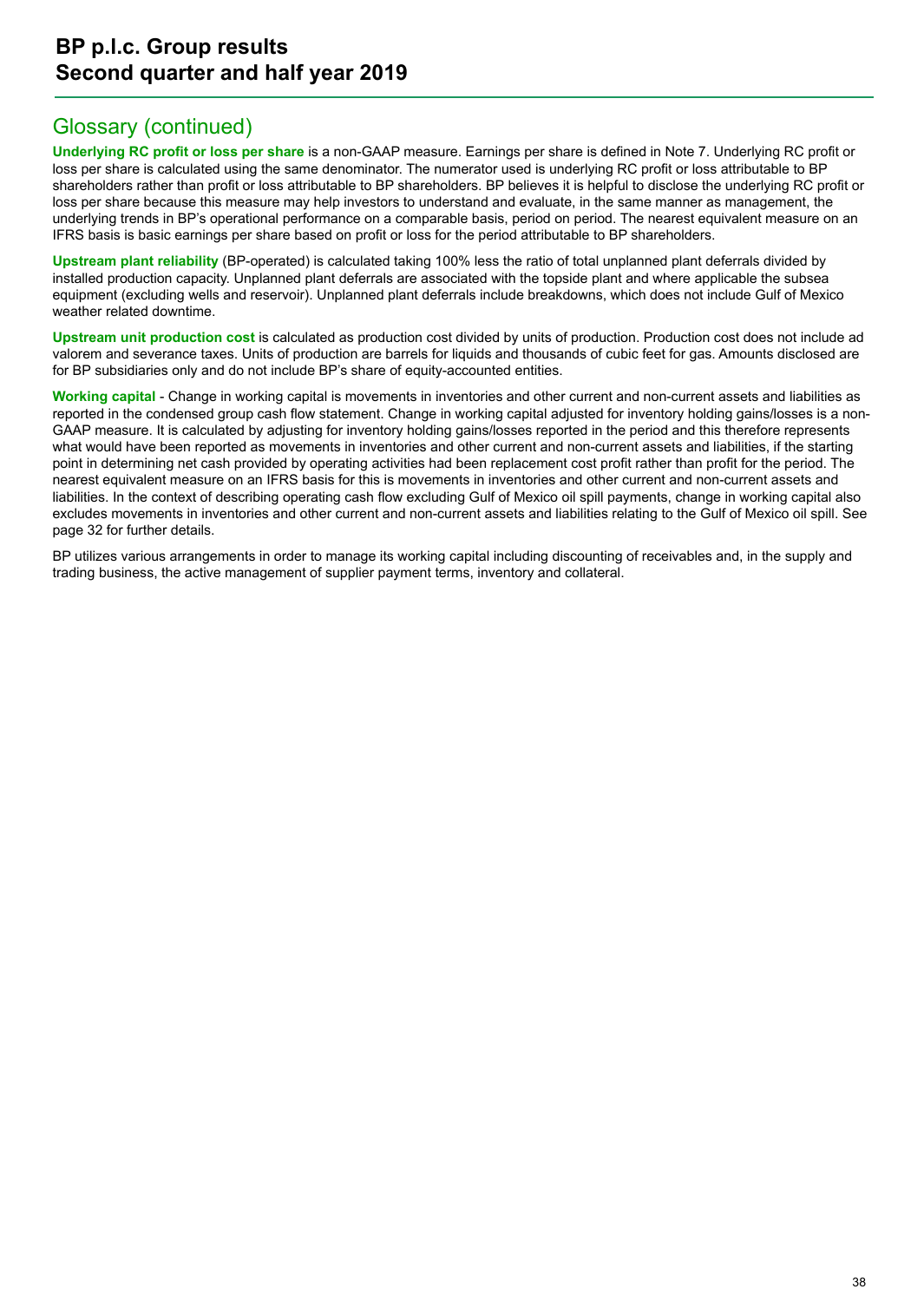## Glossary (continued)

**Underlying RC profit or loss per share** is a non-GAAP measure. Earnings per share is defined in Note 7. Underlying RC profit or loss per share is calculated using the same denominator. The numerator used is underlying RC profit or loss attributable to BP shareholders rather than profit or loss attributable to BP shareholders. BP believes it is helpful to disclose the underlying RC profit or loss per share because this measure may help investors to understand and evaluate, in the same manner as management, the underlying trends in BP's operational performance on a comparable basis, period on period. The nearest equivalent measure on an IFRS basis is basic earnings per share based on profit or loss for the period attributable to BP shareholders.

**Upstream plant reliability** (BP-operated) is calculated taking 100% less the ratio of total unplanned plant deferrals divided by installed production capacity. Unplanned plant deferrals are associated with the topside plant and where applicable the subsea equipment (excluding wells and reservoir). Unplanned plant deferrals include breakdowns, which does not include Gulf of Mexico weather related downtime.

**Upstream unit production cost** is calculated as production cost divided by units of production. Production cost does not include ad valorem and severance taxes. Units of production are barrels for liquids and thousands of cubic feet for gas. Amounts disclosed are for BP subsidiaries only and do not include BP's share of equity-accounted entities.

**Working capital** - Change in working capital is movements in inventories and other current and non-current assets and liabilities as reported in the condensed group cash flow statement. Change in working capital adjusted for inventory holding gains/losses is a non-GAAP measure. It is calculated by adjusting for inventory holding gains/losses reported in the period and this therefore represents what would have been reported as movements in inventories and other current and non-current assets and liabilities, if the starting point in determining net cash provided by operating activities had been replacement cost profit rather than profit for the period. The nearest equivalent measure on an IFRS basis for this is movements in inventories and other current and non-current assets and liabilities. In the context of describing operating cash flow excluding Gulf of Mexico oil spill payments, change in working capital also excludes movements in inventories and other current and non-current assets and liabilities relating to the Gulf of Mexico oil spill. See page 32 for further details.

BP utilizes various arrangements in order to manage its working capital including discounting of receivables and, in the supply and trading business, the active management of supplier payment terms, inventory and collateral.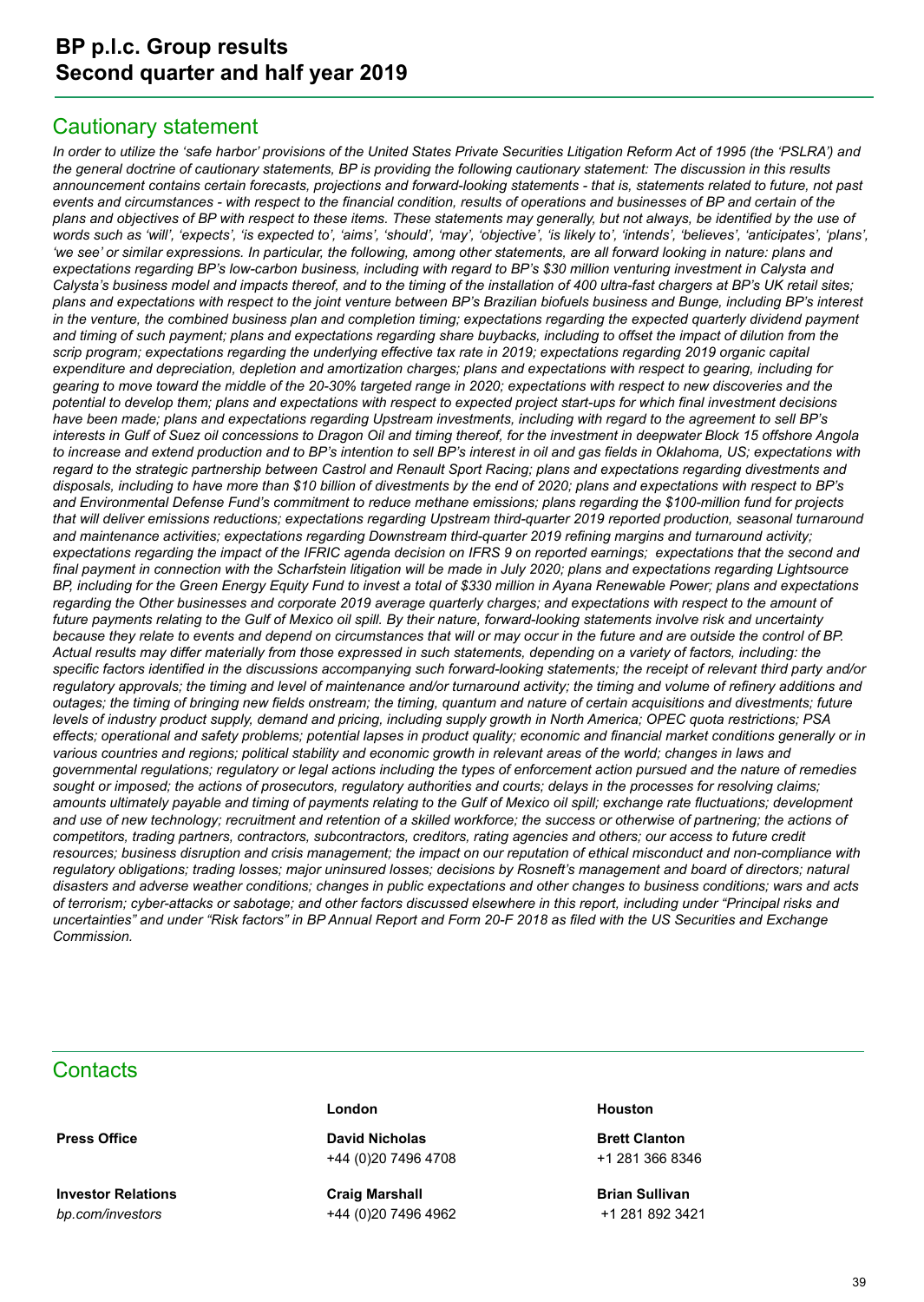## Cautionary statement

*In order to utilize the 'safe harbor' provisions of the United States Private Securities Litigation Reform Act of 1995 (the 'PSLRA') and the general doctrine of cautionary statements, BP is providing the following cautionary statement: The discussion in this results announcement contains certain forecasts, projections and forward-looking statements - that is, statements related to future, not past events and circumstances - with respect to the financial condition, results of operations and businesses of BP and certain of the plans and objectives of BP with respect to these items. These statements may generally, but not always, be identified by the use of words such as 'will', 'expects', 'is expected to', 'aims', 'should', 'may', 'objective', 'is likely to', 'intends', 'believes', 'anticipates', 'plans', 'we see' or similar expressions. In particular, the following, among other statements, are all forward looking in nature: plans and expectations regarding BP's low-carbon business, including with regard to BP's $30 million venturing investment in Calysta and Calysta's business model and impacts thereof, and to the timing of the installation of 400 ultra-fast chargers at BP's UK retail sites; plans and expectations with respect to the joint venture between BP's Brazilian biofuels business and Bunge, including BP's interest in the venture, the combined business plan and completion timing; expectations regarding the expected quarterly dividend payment and timing of such payment; plans and expectations regarding share buybacks, including to offset the impact of dilution from the scrip program; expectations regarding the underlying effective tax rate in 2019; expectations regarding 2019 organic capital expenditure and depreciation, depletion and amortization charges; plans and expectations with respect to gearing, including for gearing to move toward the middle of the 20-30% targeted range in 2020; expectations with respect to new discoveries and the potential to develop them; plans and expectations with respect to expected project start-ups for which final investment decisions have been made; plans and expectations regarding Upstream investments, including with regard to the agreement to sell BP's interests in Gulf of Suez oil concessions to Dragon Oil and timing thereof, for the investment in deepwater Block 15 offshore Angola to increase and extend production and to BP's intention to sell BP's interest in oil and gas fields in Oklahoma, US; expectations with regard to the strategic partnership between Castrol and Renault Sport Racing; plans and expectations regarding divestments and disposals, including to have more than $10 billion of divestments by the end of 2020; plans and expectations with respect to BP's and Environmental Defense Fund's commitment to reduce methane emissions; plans regarding the $100-million fund for projects that will deliver emissions reductions; expectations regarding Upstream third-quarter 2019 reported production, seasonal turnaround and maintenance activities; expectations regarding Downstream third-quarter 2019 refining margins and turnaround activity; expectations regarding the impact of the IFRIC agenda decision on IFRS 9 on reported earnings; expectations that the second and final payment in connection with the Scharfstein litigation will be made in July 2020; plans and expectations regarding Lightsource BP, including for the Green Energy Equity Fund to invest a total of $330 million in Ayana Renewable Power; plans and expectations regarding the Other businesses and corporate 2019 average quarterly charges; and expectations with respect to the amount of future payments relating to the Gulf of Mexico oil spill. By their nature, forward-looking statements involve risk and uncertainty because they relate to events and depend on circumstances that will or may occur in the future and are outside the control of BP. Actual results may differ materially from those expressed in such statements, depending on a variety of factors, including: the specific factors identified in the discussions accompanying such forward-looking statements; the receipt of relevant third party and/or regulatory approvals; the timing and level of maintenance and/or turnaround activity; the timing and volume of refinery additions and outages; the timing of bringing new fields onstream; the timing, quantum and nature of certain acquisitions and divestments; future levels of industry product supply, demand and pricing, including supply growth in North America; OPEC quota restrictions; PSA effects; operational and safety problems; potential lapses in product quality; economic and financial market conditions generally or in various countries and regions; political stability and economic growth in relevant areas of the world; changes in laws and governmental regulations; regulatory or legal actions including the types of enforcement action pursued and the nature of remedies sought or imposed; the actions of prosecutors, regulatory authorities and courts; delays in the processes for resolving claims; amounts ultimately payable and timing of payments relating to the Gulf of Mexico oil spill; exchange rate fluctuations; development and use of new technology; recruitment and retention of a skilled workforce; the success or otherwise of partnering; the actions of competitors, trading partners, contractors, subcontractors, creditors, rating agencies and others; our access to future credit resources; business disruption and crisis management; the impact on our reputation of ethical misconduct and non-compliance with regulatory obligations; trading losses; major uninsured losses; decisions by Rosneft's management and board of directors; natural disasters and adverse weather conditions; changes in public expectations and other changes to business conditions; wars and acts of terrorism; cyber-attacks or sabotage; and other factors discussed elsewhere in this report, including under "Principal risks and uncertainties" and under "Risk factors" in BP Annual Report and Form 20-F 2018 as filed with the US Securities and Exchange Commission.*

## Contacts

| | London | Houston |
|---|---|---|
| **Press Office** | **David Nicholas**<br>+44 (0)20 7496 4708 | **Brett Clanton**<br>+1 281 366 8346 |
| **Investor Relations**<br>*bp.com/investors* | **Craig Marshall**<br>+44 (0)20 7496 4962 | **Brian Sullivan**<br>+1 281 892 3421 |